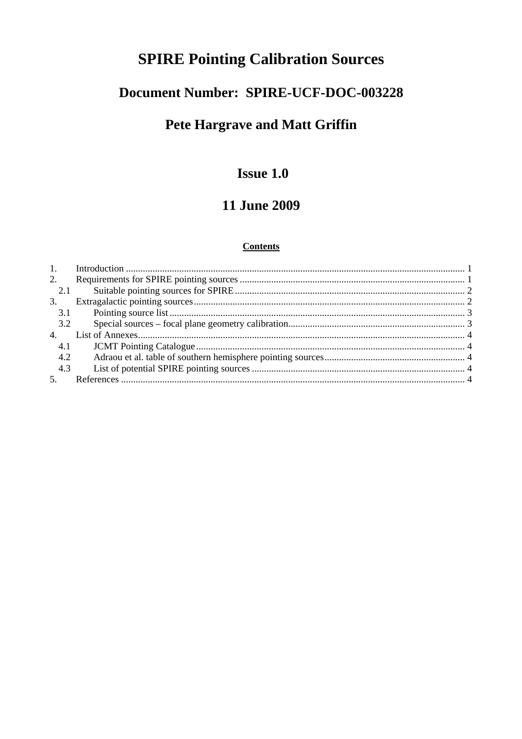# SPIRE Pointing Calibration Sources

## Document Number: SPIRE-UCF-DOC-003228

## Pete Hargrave and Matt Griffin

## Issue 1.0

## 11 June 2009

**Contents**

1. Introduction ........................................................................................................................... 1
2. Requirements for SPIRE pointing sources ............................................................................ 1
   - 2.1 Suitable pointing sources for SPIRE .............................................................................. 2
3. Extragalactic pointing sources ............................................................................................... 2
   - 3.1 Pointing source list ......................................................................................................... 3
   - 3.2 Special sources – focal plane geometry calibration ........................................................ 3
4. List of Annexes ...................................................................................................................... 4
   - 4.1 JCMT Pointing Catalogue .............................................................................................. 4
   - 4.2 Adraou et al. table of southern hemisphere pointing sources ......................................... 4
   - 4.3 List of potential SPIRE pointing sources ....................................................................... 4
5. References ............................................................................................................................. 4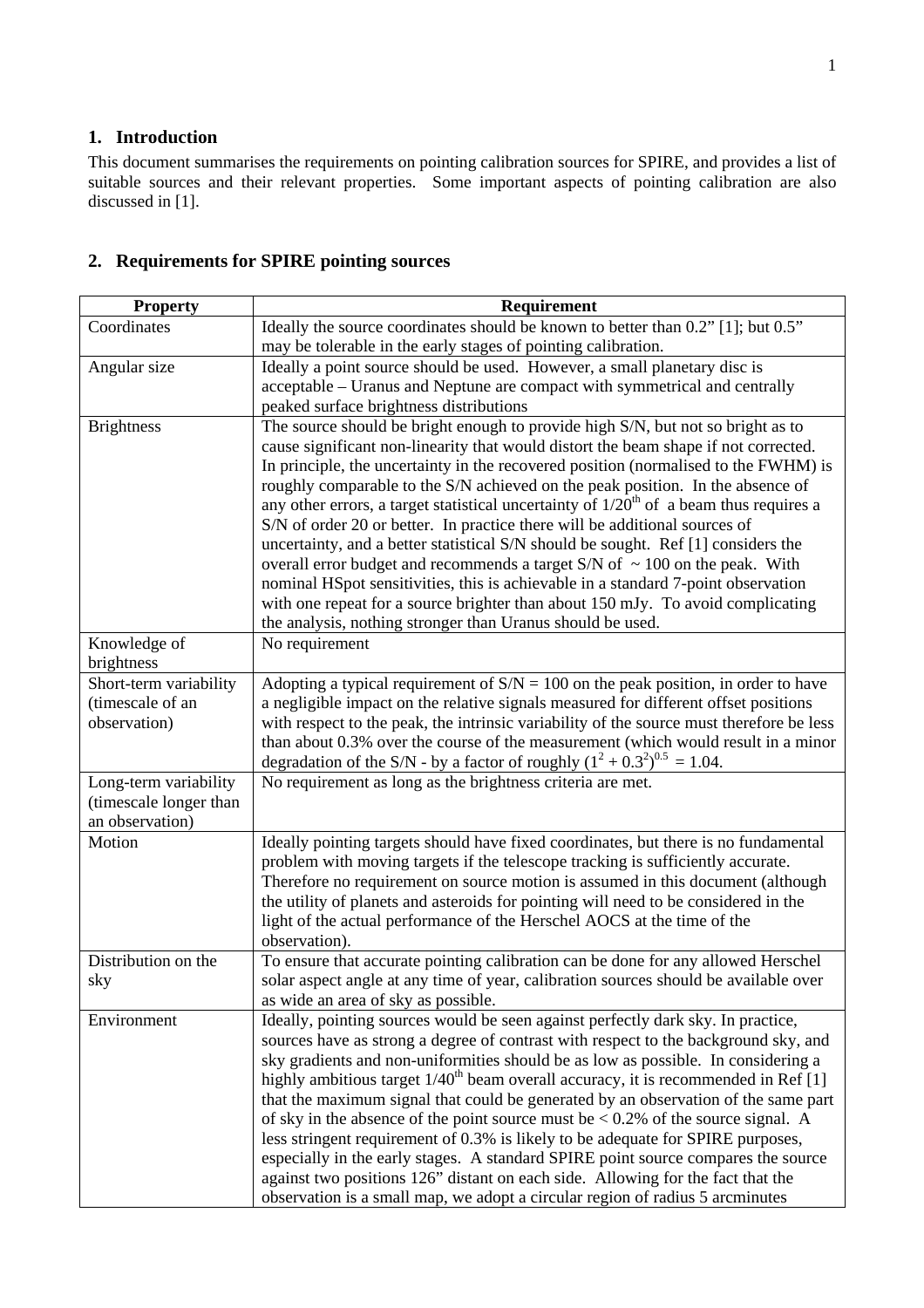## 1. Introduction

This document summarises the requirements on pointing calibration sources for SPIRE, and provides a list of suitable sources and their relevant properties. Some important aspects of pointing calibration are also discussed in [1].

## 2. Requirements for SPIRE pointing sources

| Property | Requirement |
|---|---|
| Coordinates | Ideally the source coordinates should be known to better than 0.2" [1]; but 0.5" may be tolerable in the early stages of pointing calibration. |
| Angular size | Ideally a point source should be used. However, a small planetary disc is acceptable – Uranus and Neptune are compact with symmetrical and centrally peaked surface brightness distributions |
| Brightness | The source should be bright enough to provide high S/N, but not so bright as to cause significant non-linearity that would distort the beam shape if not corrected. In principle, the uncertainty in the recovered position (normalised to the FWHM) is roughly comparable to the S/N achieved on the peak position. In the absence of any other errors, a target statistical uncertainty of $1/20^{th}$ of a beam thus requires a S/N of order 20 or better. In practice there will be additional sources of uncertainty, and a better statistical S/N should be sought. Ref [1] considers the overall error budget and recommends a target S/N of ~ 100 on the peak. With nominal HSpot sensitivities, this is achievable in a standard 7-point observation with one repeat for a source brighter than about 150 mJy. To avoid complicating the analysis, nothing stronger than Uranus should be used. |
| Knowledge of brightness | No requirement |
| Short-term variability (timescale of an observation) | Adopting a typical requirement of S/N = 100 on the peak position, in order to have a negligible impact on the relative signals measured for different offset positions with respect to the peak, the intrinsic variability of the source must therefore be less than about 0.3% over the course of the measurement (which would result in a minor degradation of the S/N - by a factor of roughly $(1^2 + 0.3^2)^{0.5} = 1.04$. |
| Long-term variability (timescale longer than an observation) | No requirement as long as the brightness criteria are met. |
| Motion | Ideally pointing targets should have fixed coordinates, but there is no fundamental problem with moving targets if the telescope tracking is sufficiently accurate. Therefore no requirement on source motion is assumed in this document (although the utility of planets and asteroids for pointing will need to be considered in the light of the actual performance of the Herschel AOCS at the time of the observation). |
| Distribution on the sky | To ensure that accurate pointing calibration can be done for any allowed Herschel solar aspect angle at any time of year, calibration sources should be available over as wide an area of sky as possible. |
| Environment | Ideally, pointing sources would be seen against perfectly dark sky. In practice, sources have as strong a degree of contrast with respect to the background sky, and sky gradients and non-uniformities should be as low as possible. In considering a highly ambitious target $1/40^{th}$ beam overall accuracy, it is recommended in Ref [1] that the maximum signal that could be generated by an observation of the same part of sky in the absence of the point source must be < 0.2% of the source signal. A less stringent requirement of 0.3% is likely to be adequate for SPIRE purposes, especially in the early stages. A standard SPIRE point source compares the source against two positions 126" distant on each side. Allowing for the fact that the observation is a small map, we adopt a circular region of radius 5 arcminutes |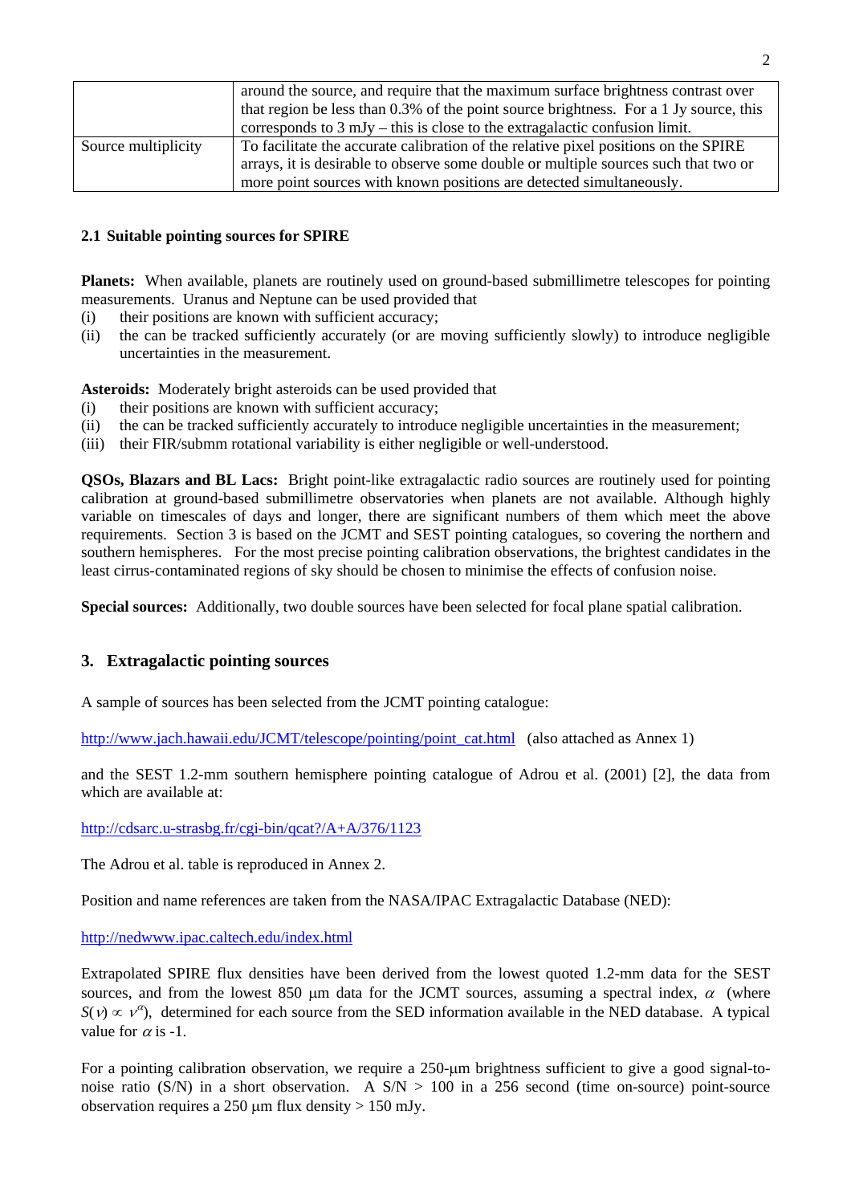|  |  |
|---|---|
|  | around the source, and require that the maximum surface brightness contrast over that region be less than 0.3% of the point source brightness. For a 1 Jy source, this corresponds to 3 mJy – this is close to the extragalactic confusion limit. |
| Source multiplicity | To facilitate the accurate calibration of the relative pixel positions on the SPIRE arrays, it is desirable to observe some double or multiple sources such that two or more point sources with known positions are detected simultaneously. |

### 2.1 Suitable pointing sources for SPIRE

**Planets:** When available, planets are routinely used on ground-based submillimetre telescopes for pointing measurements. Uranus and Neptune can be used provided that

(i) their positions are known with sufficient accuracy;
(ii) the can be tracked sufficiently accurately (or are moving sufficiently slowly) to introduce negligible uncertainties in the measurement.

**Asteroids:** Moderately bright asteroids can be used provided that

(i) their positions are known with sufficient accuracy;
(ii) the can be tracked sufficiently accurately to introduce negligible uncertainties in the measurement;
(iii) their FIR/submm rotational variability is either negligible or well-understood.

**QSOs, Blazars and BL Lacs:** Bright point-like extragalactic radio sources are routinely used for pointing calibration at ground-based submillimetre observatories when planets are not available. Although highly variable on timescales of days and longer, there are significant numbers of them which meet the above requirements. Section 3 is based on the JCMT and SEST pointing catalogues, so covering the northern and southern hemispheres. For the most precise pointing calibration observations, the brightest candidates in the least cirrus-contaminated regions of sky should be chosen to minimise the effects of confusion noise.

**Special sources:** Additionally, two double sources have been selected for focal plane spatial calibration.

## 3. Extragalactic pointing sources

A sample of sources has been selected from the JCMT pointing catalogue:

http://www.jach.hawaii.edu/JCMT/telescope/pointing/point_cat.html (also attached as Annex 1)

and the SEST 1.2-mm southern hemisphere pointing catalogue of Adrou et al. (2001) [2], the data from which are available at:

http://cdsarc.u-strasbg.fr/cgi-bin/qcat?/A+A/376/1123

The Adrou et al. table is reproduced in Annex 2.

Position and name references are taken from the NASA/IPAC Extragalactic Database (NED):

http://nedwww.ipac.caltech.edu/index.html

Extrapolated SPIRE flux densities have been derived from the lowest quoted 1.2-mm data for the SEST sources, and from the lowest 850 μm data for the JCMT sources, assuming a spectral index, $\alpha$ (where $S(\nu) \propto \nu^{\alpha}$), determined for each source from the SED information available in the NED database. A typical value for $\alpha$ is -1.

For a pointing calibration observation, we require a 250-μm brightness sufficient to give a good signal-to-noise ratio (S/N) in a short observation. A S/N > 100 in a 256 second (time on-source) point-source observation requires a 250 μm flux density > 150 mJy.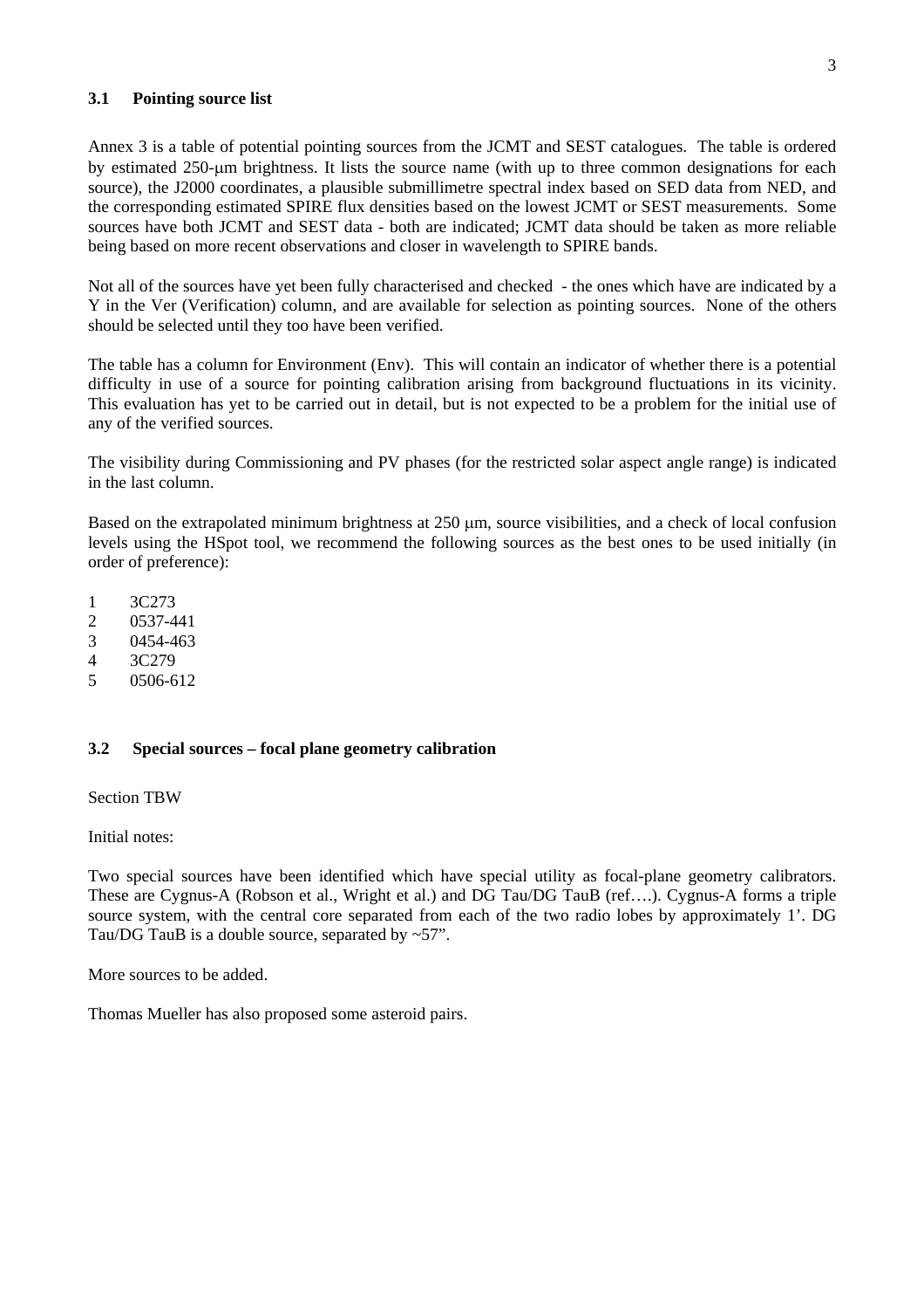### 3.1 Pointing source list

Annex 3 is a table of potential pointing sources from the JCMT and SEST catalogues. The table is ordered by estimated 250-μm brightness. It lists the source name (with up to three common designations for each source), the J2000 coordinates, a plausible submillimetre spectral index based on SED data from NED, and the corresponding estimated SPIRE flux densities based on the lowest JCMT or SEST measurements. Some sources have both JCMT and SEST data - both are indicated; JCMT data should be taken as more reliable being based on more recent observations and closer in wavelength to SPIRE bands.

Not all of the sources have yet been fully characterised and checked - the ones which have are indicated by a Y in the Ver (Verification) column, and are available for selection as pointing sources. None of the others should be selected until they too have been verified.

The table has a column for Environment (Env). This will contain an indicator of whether there is a potential difficulty in use of a source for pointing calibration arising from background fluctuations in its vicinity. This evaluation has yet to be carried out in detail, but is not expected to be a problem for the initial use of any of the verified sources.

The visibility during Commissioning and PV phases (for the restricted solar aspect angle range) is indicated in the last column.

Based on the extrapolated minimum brightness at 250 μm, source visibilities, and a check of local confusion levels using the HSpot tool, we recommend the following sources as the best ones to be used initially (in order of preference):

1 3C273
2 0537-441
3 0454-463
4 3C279
5 0506-612

### 3.2 Special sources – focal plane geometry calibration

Section TBW

Initial notes:

Two special sources have been identified which have special utility as focal-plane geometry calibrators. These are Cygnus-A (Robson et al., Wright et al.) and DG Tau/DG TauB (ref….). Cygnus-A forms a triple source system, with the central core separated from each of the two radio lobes by approximately 1'. DG Tau/DG TauB is a double source, separated by ~57".

More sources to be added.

Thomas Mueller has also proposed some asteroid pairs.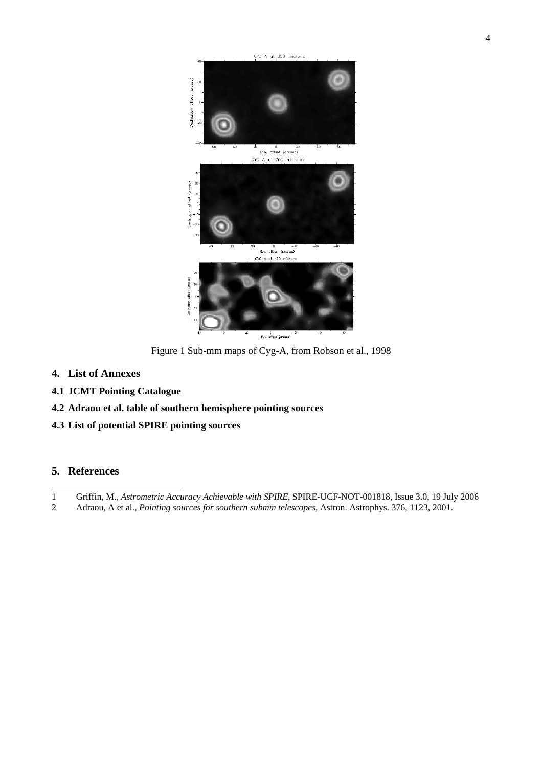Figure 1 Sub-mm maps of Cyg-A, from Robson et al., 1998

## 4. List of Annexes

### 4.1 JCMT Pointing Catalogue

### 4.2 Adraou et al. table of southern hemisphere pointing sources

### 4.3 List of potential SPIRE pointing sources

## 5. References

1 Griffin, M., *Astrometric Accuracy Achievable with SPIRE*, SPIRE-UCF-NOT-001818, Issue 3.0, 19 July 2006

2 Adraou, A et al., *Pointing sources for southern submm telescopes*, Astron. Astrophys. 376, 1123, 2001.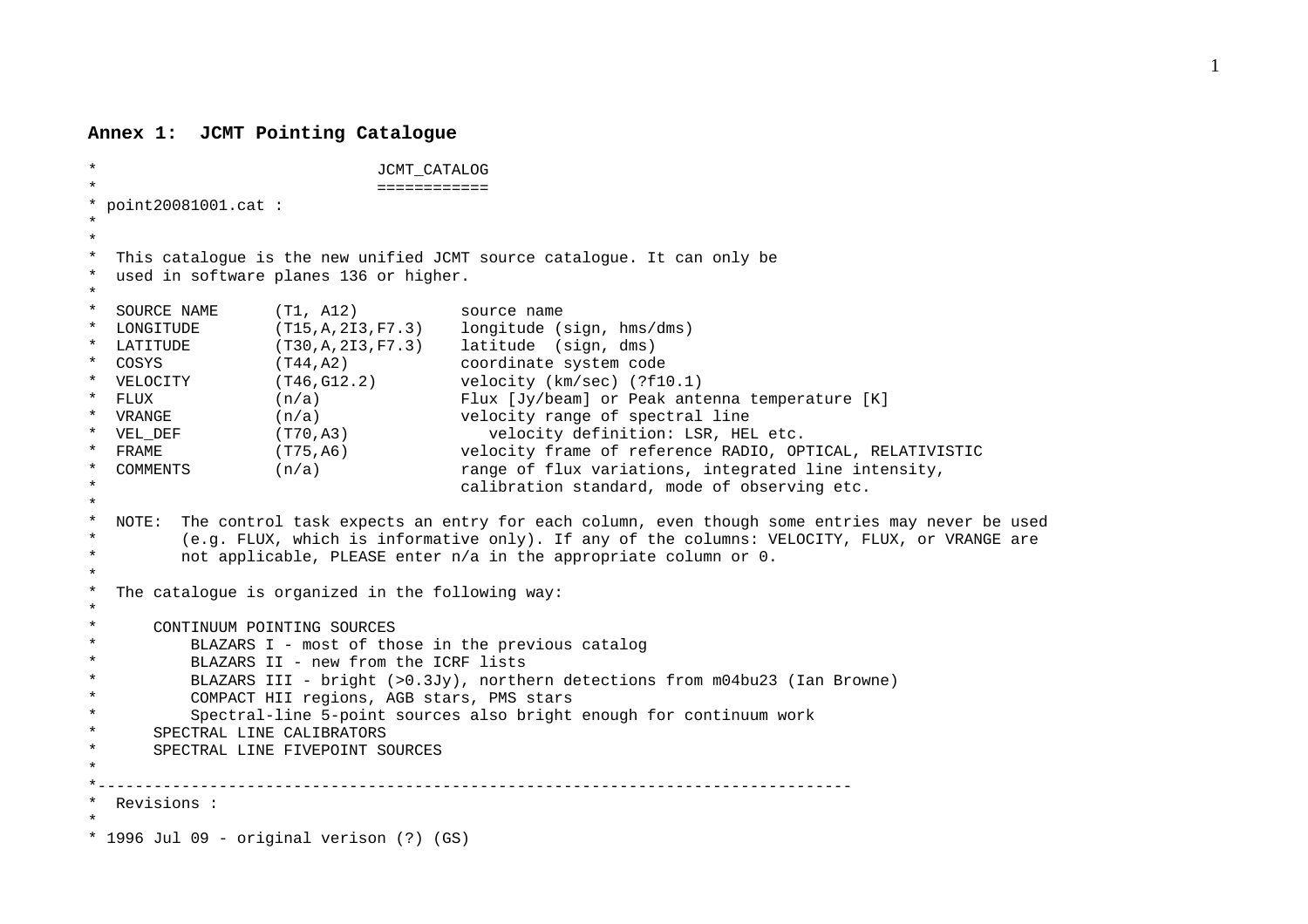**Annex 1: JCMT Pointing Catalogue**

```
*                              JCMT_CATALOG
*                              ============
* point20081001.cat :
*
*
*  This catalogue is the new unified JCMT source catalogue. It can only be
*  used in software planes 136 or higher.
*
*  SOURCE NAME      (T1, A12)           source name
*  LONGITUDE        (T15,A,2I3,F7.3)    longitude (sign, hms/dms)
*  LATITUDE         (T30,A,2I3,F7.3)    latitude  (sign, dms)
*  COSYS            (T44,A2)            coordinate system code
*  VELOCITY         (T46,G12.2)         velocity (km/sec) (?f10.1)
*  FLUX             (n/a)               Flux [Jy/beam] or Peak antenna temperature [K]
*  VRANGE           (n/a)               velocity range of spectral line
*  VEL_DEF          (T70,A3)               velocity definition: LSR, HEL etc.
*  FRAME            (T75,A6)            velocity frame of reference RADIO, OPTICAL, RELATIVISTIC
*  COMMENTS         (n/a)               range of flux variations, integrated line intensity,
*                                       calibration standard, mode of observing etc.
*
*  NOTE:  The control task expects an entry for each column, even though some entries may never be used
*         (e.g. FLUX, which is informative only). If any of the columns: VELOCITY, FLUX, or VRANGE are
*         not applicable, PLEASE enter n/a in the appropriate column or 0.
*
*  The catalogue is organized in the following way:
*
*      CONTINUUM POINTING SOURCES
*          BLAZARS I - most of those in the previous catalog
*          BLAZARS II - new from the ICRF lists
*          BLAZARS III - bright (>0.3Jy), northern detections from m04bu23 (Ian Browne)
*          COMPACT HII regions, AGB stars, PMS stars
*          Spectral-line 5-point sources also bright enough for continuum work
*      SPECTRAL LINE CALIBRATORS
*      SPECTRAL LINE FIVEPOINT SOURCES
*
*--------------------------------------------------------------------------------
*  Revisions :
*
* 1996 Jul 09 - original verison (?) (GS)
```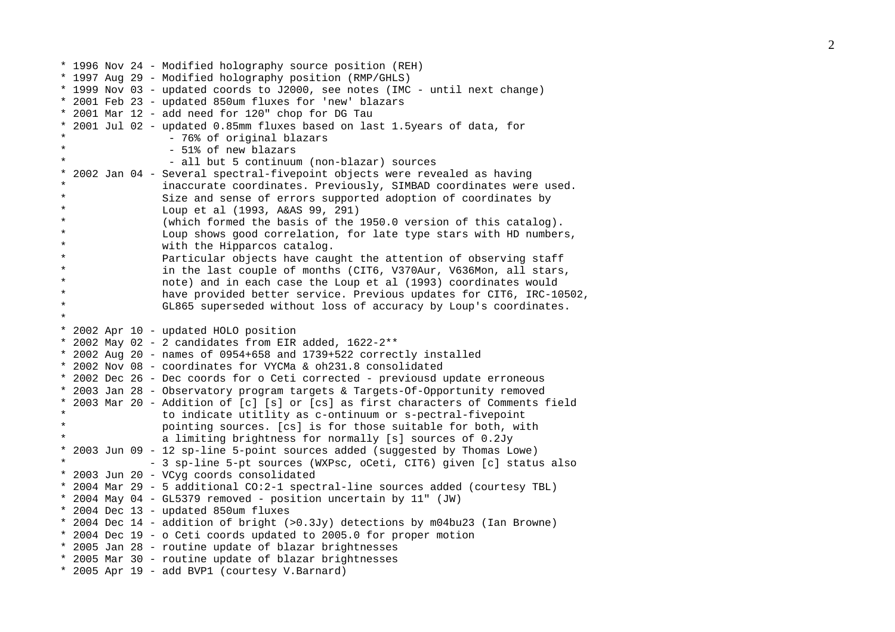```
* 1996 Nov 24 - Modified holography source position (REH)
* 1997 Aug 29 - Modified holography position (RMP/GHLS)
* 1999 Nov 03 - updated coords to J2000, see notes (IMC - until next change)
* 2001 Feb 23 - updated 850um fluxes for 'new' blazars
* 2001 Mar 12 - add need for 120" chop for DG Tau
* 2001 Jul 02 - updated 0.85mm fluxes based on last 1.5years of data, for
*                - 76% of original blazars
*                - 51% of new blazars
*                - all but 5 continuum (non-blazar) sources
* 2002 Jan 04 - Several spectral-fivepoint objects were revealed as having
*               inaccurate coordinates. Previously, SIMBAD coordinates were used.
*               Size and sense of errors supported adoption of coordinates by
*               Loup et al (1993, A&AS 99, 291)
*               (which formed the basis of the 1950.0 version of this catalog).
*               Loup shows good correlation, for late type stars with HD numbers,
*               with the Hipparcos catalog.
*               Particular objects have caught the attention of observing staff
*               in the last couple of months (CIT6, V370Aur, V636Mon, all stars,
*               note) and in each case the Loup et al (1993) coordinates would
*               have provided better service. Previous updates for CIT6, IRC-10502,
*               GL865 superseded without loss of accuracy by Loup's coordinates.
*
* 2002 Apr 10 - updated HOLO position
* 2002 May 02 - 2 candidates from EIR added, 1622-2**
* 2002 Aug 20 - names of 0954+658 and 1739+522 correctly installed
* 2002 Nov 08 - coordinates for VYCMa & oh231.8 consolidated
* 2002 Dec 26 - Dec coords for o Ceti corrected - previousd update erroneous
* 2003 Jan 28 - Observatory program targets & Targets-Of-Opportunity removed
* 2003 Mar 20 - Addition of [c] [s] or [cs] as first characters of Comments field
*               to indicate utitlity as c-ontinuum or s-pectral-fivepoint
*               pointing sources. [cs] is for those suitable for both, with
*               a limiting brightness for normally [s] sources of 0.2Jy
* 2003 Jun 09 - 12 sp-line 5-point sources added (suggested by Thomas Lowe)
*             - 3 sp-line 5-pt sources (WXPsc, oCeti, CIT6) given [c] status also
* 2003 Jun 20 - VCyg coords consolidated
* 2004 Mar 29 - 5 additional CO:2-1 spectral-line sources added (courtesy TBL)
* 2004 May 04 - GL5379 removed - position uncertain by 11" (JW)
* 2004 Dec 13 - updated 850um fluxes
* 2004 Dec 14 - addition of bright (>0.3Jy) detections by m04bu23 (Ian Browne)
* 2004 Dec 19 - o Ceti coords updated to 2005.0 for proper motion
* 2005 Jan 28 - routine update of blazar brightnesses
* 2005 Mar 30 - routine update of blazar brightnesses
* 2005 Apr 19 - add BVP1 (courtesy V.Barnard)
```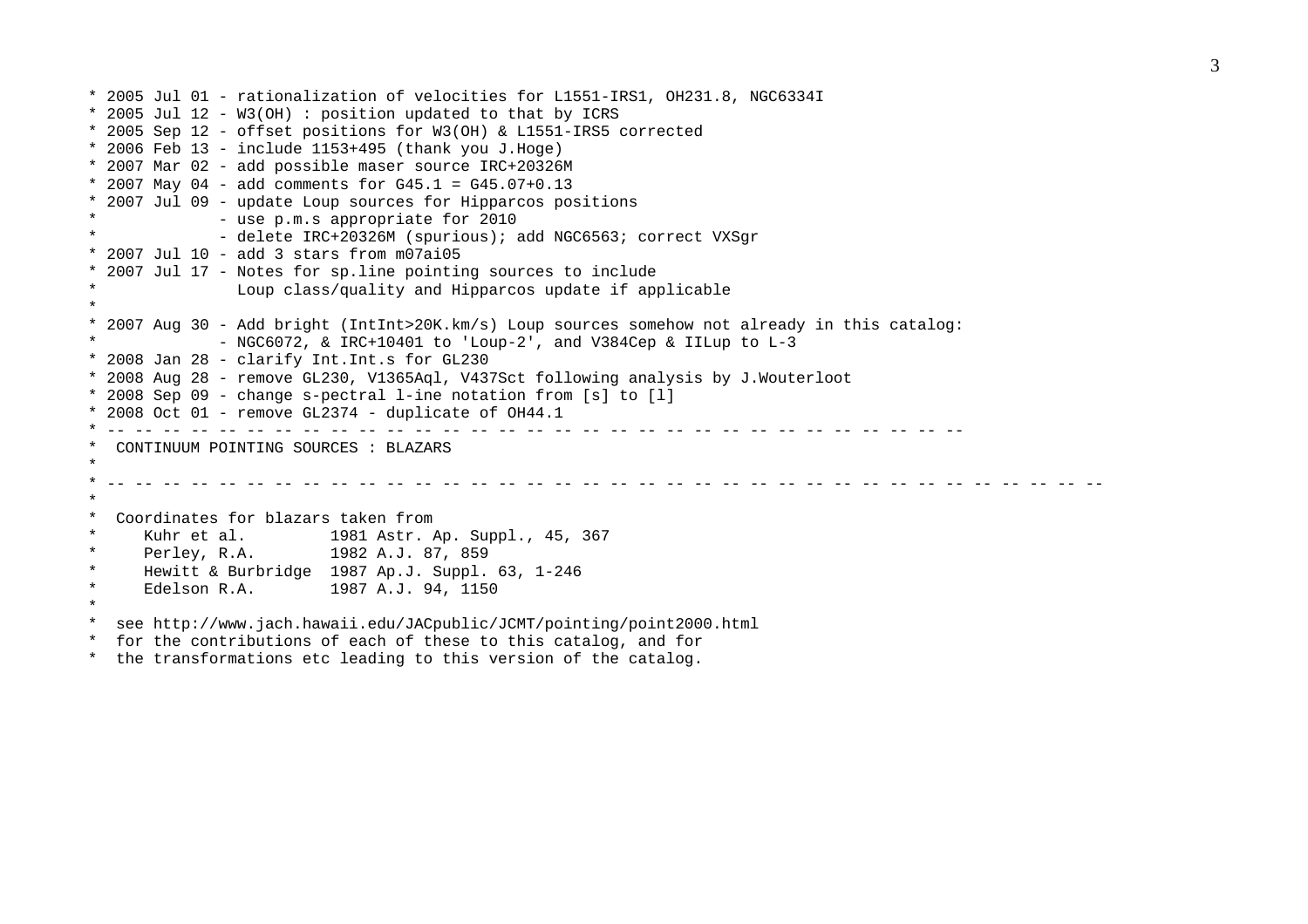```
* 2005 Jul 01 - rationalization of velocities for L1551-IRS1, OH231.8, NGC6334I
* 2005 Jul 12 - W3(OH) : position updated to that by ICRS
* 2005 Sep 12 - offset positions for W3(OH) & L1551-IRS5 corrected
* 2006 Feb 13 - include 1153+495 (thank you J.Hoge)
* 2007 Mar 02 - add possible maser source IRC+20326M
* 2007 May 04 - add comments for G45.1 = G45.07+0.13
* 2007 Jul 09 - update Loup sources for Hipparcos positions
*             - use p.m.s appropriate for 2010
*             - delete IRC+20326M (spurious); add NGC6563; correct VXSgr
* 2007 Jul 10 - add 3 stars from m07ai05
* 2007 Jul 17 - Notes for sp.line pointing sources to include
*               Loup class/quality and Hipparcos update if applicable
*
* 2007 Aug 30 - Add bright (IntInt>20K.km/s) Loup sources somehow not already in this catalog:
*             - NGC6072, & IRC+10401 to 'Loup-2', and V384Cep & IILup to L-3
* 2008 Jan 28 - clarify Int.Int.s for GL230
* 2008 Aug 28 - remove GL230, V1365Aql, V437Sct following analysis by J.Wouterloot
* 2008 Sep 09 - change s-pectral l-ine notation from [s] to [l]
* 2008 Oct 01 - remove GL2374 - duplicate of OH44.1
* -- -- -- -- -- -- -- -- -- -- -- -- -- -- -- -- -- -- -- -- -- -- -- -- -- -- -- -- -- -- --
*  CONTINUUM POINTING SOURCES : BLAZARS
*
* -- -- -- -- -- -- -- -- -- -- -- -- -- -- -- -- -- -- -- -- -- -- -- -- -- -- -- -- -- -- -- -- -- -- -- -- --
*
*  Coordinates for blazars taken from
*     Kuhr et al.         1981 Astr. Ap. Suppl., 45, 367
*     Perley, R.A.        1982 A.J. 87, 859
*     Hewitt & Burbridge  1987 Ap.J. Suppl. 63, 1-246
*     Edelson R.A.        1987 A.J. 94, 1150
*
*  see http://www.jach.hawaii.edu/JACpublic/JCMT/pointing/point2000.html
*  for the contributions of each of these to this catalog, and for
*  the transformations etc leading to this version of the catalog.
```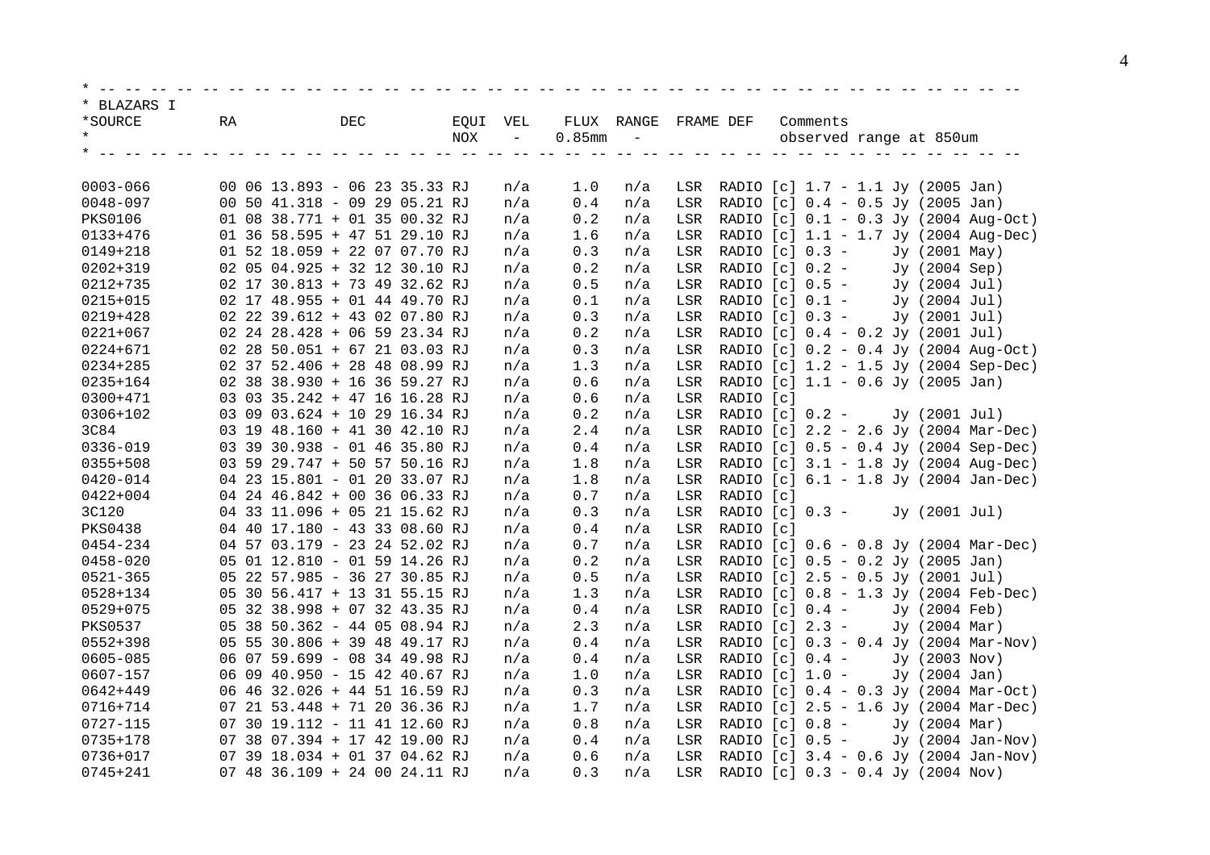```
* -- -- -- -- -- -- -- -- -- -- -- -- -- -- -- -- -- -- -- -- -- -- -- -- -- -- -- -- -- -- -- -- -- -- -- --
* BLAZARS I
*SOURCE         RA             DEC           EQUI  VEL     FLUX  RANGE  FRAME DEF   Comments
*                                            NOX    -     0.85mm  -                 observed range at 850um
* -- -- -- -- -- -- -- -- -- -- -- -- -- -- -- -- -- -- -- -- -- -- -- -- -- -- -- -- -- -- -- -- -- -- -- --

0003-066        00 06 13.893 - 06 23 35.33 RJ    n/a     1.0    n/a   LSR  RADIO [c] 1.7 - 1.1 Jy (2005 Jan)
0048-097        00 50 41.318 - 09 29 05.21 RJ    n/a     0.4    n/a   LSR  RADIO [c] 0.4 - 0.5 Jy (2005 Jan)
PKS0106         01 08 38.771 + 01 35 00.32 RJ    n/a     0.2    n/a   LSR  RADIO [c] 0.1 - 0.3 Jy (2004 Aug-Oct)
0133+476        01 36 58.595 + 47 51 29.10 RJ    n/a     1.6    n/a   LSR  RADIO [c] 1.1 - 1.7 Jy (2004 Aug-Dec)
0149+218        01 52 18.059 + 22 07 07.70 RJ    n/a     0.3    n/a   LSR  RADIO [c] 0.3 -     Jy (2001 May)
0202+319        02 05 04.925 + 32 12 30.10 RJ    n/a     0.2    n/a   LSR  RADIO [c] 0.2 -     Jy (2004 Sep)
0212+735        02 17 30.813 + 73 49 32.62 RJ    n/a     0.5    n/a   LSR  RADIO [c] 0.5 -     Jy (2004 Jul)
0215+015        02 17 48.955 + 01 44 49.70 RJ    n/a     0.1    n/a   LSR  RADIO [c] 0.1 -     Jy (2004 Jul)
0219+428        02 22 39.612 + 43 02 07.80 RJ    n/a     0.3    n/a   LSR  RADIO [c] 0.3 -     Jy (2001 Jul)
0221+067        02 24 28.428 + 06 59 23.34 RJ    n/a     0.2    n/a   LSR  RADIO [c] 0.4 - 0.2 Jy (2001 Jul)
0224+671        02 28 50.051 + 67 21 03.03 RJ    n/a     0.3    n/a   LSR  RADIO [c] 0.2 - 0.4 Jy (2004 Aug-Oct)
0234+285        02 37 52.406 + 28 48 08.99 RJ    n/a     1.3    n/a   LSR  RADIO [c] 1.2 - 1.5 Jy (2004 Sep-Dec)
0235+164        02 38 38.930 + 16 36 59.27 RJ    n/a     0.6    n/a   LSR  RADIO [c] 1.1 - 0.6 Jy (2005 Jan)
0300+471        03 03 35.242 + 47 16 16.28 RJ    n/a     0.6    n/a   LSR  RADIO [c]
0306+102        03 09 03.624 + 10 29 16.34 RJ    n/a     0.2    n/a   LSR  RADIO [c] 0.2 -     Jy (2001 Jul)
3C84            03 19 48.160 + 41 30 42.10 RJ    n/a     2.4    n/a   LSR  RADIO [c] 2.2 - 2.6 Jy (2004 Mar-Dec)
0336-019        03 39 30.938 - 01 46 35.80 RJ    n/a     0.4    n/a   LSR  RADIO [c] 0.5 - 0.4 Jy (2004 Sep-Dec)
0355+508        03 59 29.747 + 50 57 50.16 RJ    n/a     1.8    n/a   LSR  RADIO [c] 3.1 - 1.8 Jy (2004 Aug-Dec)
0420-014        04 23 15.801 - 01 20 33.07 RJ    n/a     1.8    n/a   LSR  RADIO [c] 6.1 - 1.8 Jy (2004 Jan-Dec)
0422+004        04 24 46.842 + 00 36 06.33 RJ    n/a     0.7    n/a   LSR  RADIO [c]
3C120           04 33 11.096 + 05 21 15.62 RJ    n/a     0.3    n/a   LSR  RADIO [c] 0.3 -     Jy (2001 Jul)
PKS0438         04 40 17.180 - 43 33 08.60 RJ    n/a     0.4    n/a   LSR  RADIO [c]
0454-234        04 57 03.179 - 23 24 52.02 RJ    n/a     0.7    n/a   LSR  RADIO [c] 0.6 - 0.8 Jy (2004 Mar-Dec)
0458-020        05 01 12.810 - 01 59 14.26 RJ    n/a     0.2    n/a   LSR  RADIO [c] 0.5 - 0.2 Jy (2005 Jan)
0521-365        05 22 57.985 - 36 27 30.85 RJ    n/a     0.5    n/a   LSR  RADIO [c] 2.5 - 0.5 Jy (2001 Jul)
0528+134        05 30 56.417 + 13 31 55.15 RJ    n/a     1.3    n/a   LSR  RADIO [c] 0.8 - 1.3 Jy (2004 Feb-Dec)
0529+075        05 32 38.998 + 07 32 43.35 RJ    n/a     0.4    n/a   LSR  RADIO [c] 0.4 -     Jy (2004 Feb)
PKS0537         05 38 50.362 - 44 05 08.94 RJ    n/a     2.3    n/a   LSR  RADIO [c] 2.3 -     Jy (2004 Mar)
0552+398        05 55 30.806 + 39 48 49.17 RJ    n/a     0.4    n/a   LSR  RADIO [c] 0.3 - 0.4 Jy (2004 Mar-Nov)
0605-085        06 07 59.699 - 08 34 49.98 RJ    n/a     0.4    n/a   LSR  RADIO [c] 0.4 -     Jy (2003 Nov)
0607-157        06 09 40.950 - 15 42 40.67 RJ    n/a     1.0    n/a   LSR  RADIO [c] 1.0 -     Jy (2004 Jan)
0642+449        06 46 32.026 + 44 51 16.59 RJ    n/a     0.3    n/a   LSR  RADIO [c] 0.4 - 0.3 Jy (2004 Mar-Oct)
0716+714        07 21 53.448 + 71 20 36.36 RJ    n/a     1.7    n/a   LSR  RADIO [c] 2.5 - 1.6 Jy (2004 Mar-Dec)
0727-115        07 30 19.112 - 11 41 12.60 RJ    n/a     0.8    n/a   LSR  RADIO [c] 0.8 -     Jy (2004 Mar)
0735+178        07 38 07.394 + 17 42 19.00 RJ    n/a     0.4    n/a   LSR  RADIO [c] 0.5 -     Jy (2004 Jan-Nov)
0736+017        07 39 18.034 + 01 37 04.62 RJ    n/a     0.6    n/a   LSR  RADIO [c] 3.4 - 0.6 Jy (2004 Jan-Nov)
0745+241        07 48 36.109 + 24 00 24.11 RJ    n/a     0.3    n/a   LSR  RADIO [c] 0.3 - 0.4 Jy (2004 Nov)
```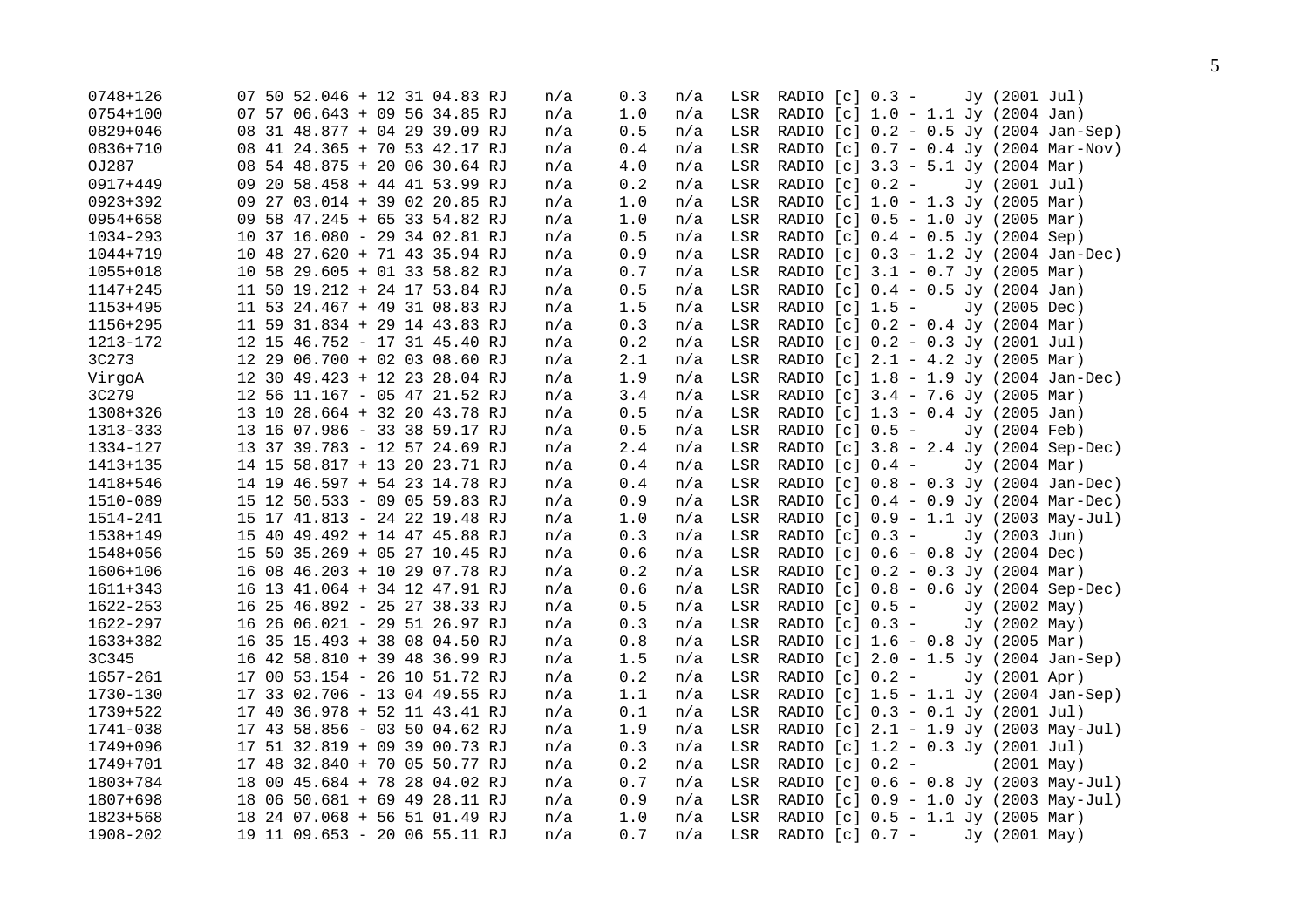```
0748+126        07 50 52.046 + 12 31 04.83 RJ    n/a     0.3    n/a   LSR  RADIO [c] 0.3 -     Jy (2001 Jul)
0754+100        07 57 06.643 + 09 56 34.85 RJ    n/a     1.0    n/a   LSR  RADIO [c] 1.0 - 1.1 Jy (2004 Jan)
0829+046        08 31 48.877 + 04 29 39.09 RJ    n/a     0.5    n/a   LSR  RADIO [c] 0.2 - 0.5 Jy (2004 Jan-Sep)
0836+710        08 41 24.365 + 70 53 42.17 RJ    n/a     0.4    n/a   LSR  RADIO [c] 0.7 - 0.4 Jy (2004 Mar-Nov)
OJ287           08 54 48.875 + 20 06 30.64 RJ    n/a     4.0    n/a   LSR  RADIO [c] 3.3 - 5.1 Jy (2004 Mar)
0917+449        09 20 58.458 + 44 41 53.99 RJ    n/a     0.2    n/a   LSR  RADIO [c] 0.2 -     Jy (2001 Jul)
0923+392        09 27 03.014 + 39 02 20.85 RJ    n/a     1.0    n/a   LSR  RADIO [c] 1.0 - 1.3 Jy (2005 Mar)
0954+658        09 58 47.245 + 65 33 54.82 RJ    n/a     1.0    n/a   LSR  RADIO [c] 0.5 - 1.0 Jy (2005 Mar)
1034-293        10 37 16.080 - 29 34 02.81 RJ    n/a     0.5    n/a   LSR  RADIO [c] 0.4 - 0.5 Jy (2004 Sep)
1044+719        10 48 27.620 + 71 43 35.94 RJ    n/a     0.9    n/a   LSR  RADIO [c] 0.3 - 1.2 Jy (2004 Jan-Dec)
1055+018        10 58 29.605 + 01 33 58.82 RJ    n/a     0.7    n/a   LSR  RADIO [c] 3.1 - 0.7 Jy (2005 Mar)
1147+245        11 50 19.212 + 24 17 53.84 RJ    n/a     0.5    n/a   LSR  RADIO [c] 0.4 - 0.5 Jy (2004 Jan)
1153+495        11 53 24.467 + 49 31 08.83 RJ    n/a     1.5    n/a   LSR  RADIO [c] 1.5 -     Jy (2005 Dec)
1156+295        11 59 31.834 + 29 14 43.83 RJ    n/a     0.3    n/a   LSR  RADIO [c] 0.2 - 0.4 Jy (2004 Mar)
1213-172        12 15 46.752 - 17 31 45.40 RJ    n/a     0.2    n/a   LSR  RADIO [c] 0.2 - 0.3 Jy (2001 Jul)
3C273           12 29 06.700 + 02 03 08.60 RJ    n/a     2.1    n/a   LSR  RADIO [c] 2.1 - 4.2 Jy (2005 Mar)
VirgoA          12 30 49.423 + 12 23 28.04 RJ    n/a     1.9    n/a   LSR  RADIO [c] 1.8 - 1.9 Jy (2004 Jan-Dec)
3C279           12 56 11.167 - 05 47 21.52 RJ    n/a     3.4    n/a   LSR  RADIO [c] 3.4 - 7.6 Jy (2005 Mar)
1308+326        13 10 28.664 + 32 20 43.78 RJ    n/a     0.5    n/a   LSR  RADIO [c] 1.3 - 0.4 Jy (2005 Jan)
1313-333        13 16 07.986 - 33 38 59.17 RJ    n/a     0.5    n/a   LSR  RADIO [c] 0.5 -     Jy (2004 Feb)
1334-127        13 37 39.783 - 12 57 24.69 RJ    n/a     2.4    n/a   LSR  RADIO [c] 3.8 - 2.4 Jy (2004 Sep-Dec)
1413+135        14 15 58.817 + 13 20 23.71 RJ    n/a     0.4    n/a   LSR  RADIO [c] 0.4 -     Jy (2004 Mar)
1418+546        14 19 46.597 + 54 23 14.78 RJ    n/a     0.4    n/a   LSR  RADIO [c] 0.8 - 0.3 Jy (2004 Jan-Dec)
1510-089        15 12 50.533 - 09 05 59.83 RJ    n/a     0.9    n/a   LSR  RADIO [c] 0.4 - 0.9 Jy (2004 Mar-Dec)
1514-241        15 17 41.813 - 24 22 19.48 RJ    n/a     1.0    n/a   LSR  RADIO [c] 0.9 - 1.1 Jy (2003 May-Jul)
1538+149        15 40 49.492 + 14 47 45.88 RJ    n/a     0.3    n/a   LSR  RADIO [c] 0.3 -     Jy (2003 Jun)
1548+056        15 50 35.269 + 05 27 10.45 RJ    n/a     0.6    n/a   LSR  RADIO [c] 0.6 - 0.8 Jy (2004 Dec)
1606+106        16 08 46.203 + 10 29 07.78 RJ    n/a     0.2    n/a   LSR  RADIO [c] 0.2 - 0.3 Jy (2004 Mar)
1611+343        16 13 41.064 + 34 12 47.91 RJ    n/a     0.6    n/a   LSR  RADIO [c] 0.8 - 0.6 Jy (2004 Sep-Dec)
1622-253        16 25 46.892 - 25 27 38.33 RJ    n/a     0.5    n/a   LSR  RADIO [c] 0.5 -     Jy (2002 May)
1622-297        16 26 06.021 - 29 51 26.97 RJ    n/a     0.3    n/a   LSR  RADIO [c] 0.3 -     Jy (2002 May)
1633+382        16 35 15.493 + 38 08 04.50 RJ    n/a     0.8    n/a   LSR  RADIO [c] 1.6 - 0.8 Jy (2005 Mar)
3C345           16 42 58.810 + 39 48 36.99 RJ    n/a     1.5    n/a   LSR  RADIO [c] 2.0 - 1.5 Jy (2004 Jan-Sep)
1657-261        17 00 53.154 - 26 10 51.72 RJ    n/a     0.2    n/a   LSR  RADIO [c] 0.2 -     Jy (2001 Apr)
1730-130        17 33 02.706 - 13 04 49.55 RJ    n/a     1.1    n/a   LSR  RADIO [c] 1.5 - 1.1 Jy (2004 Jan-Sep)
1739+522        17 40 36.978 + 52 11 43.41 RJ    n/a     0.1    n/a   LSR  RADIO [c] 0.3 - 0.1 Jy (2001 Jul)
1741-038        17 43 58.856 - 03 50 04.62 RJ    n/a     1.9    n/a   LSR  RADIO [c] 2.1 - 1.9 Jy (2003 May-Jul)
1749+096        17 51 32.819 + 09 39 00.73 RJ    n/a     0.3    n/a   LSR  RADIO [c] 1.2 - 0.3 Jy (2001 Jul)
1749+701        17 48 32.840 + 70 05 50.77 RJ    n/a     0.2    n/a   LSR  RADIO [c] 0.2 -        (2001 May)
1803+784        18 00 45.684 + 78 28 04.02 RJ    n/a     0.7    n/a   LSR  RADIO [c] 0.6 - 0.8 Jy (2003 May-Jul)
1807+698        18 06 50.681 + 69 49 28.11 RJ    n/a     0.9    n/a   LSR  RADIO [c] 0.9 - 1.0 Jy (2003 May-Jul)
1823+568        18 24 07.068 + 56 51 01.49 RJ    n/a     1.0    n/a   LSR  RADIO [c] 0.5 - 1.1 Jy (2005 Mar)
1908-202        19 11 09.653 - 20 06 55.11 RJ    n/a     0.7    n/a   LSR  RADIO [c] 0.7 -     Jy (2001 May)
```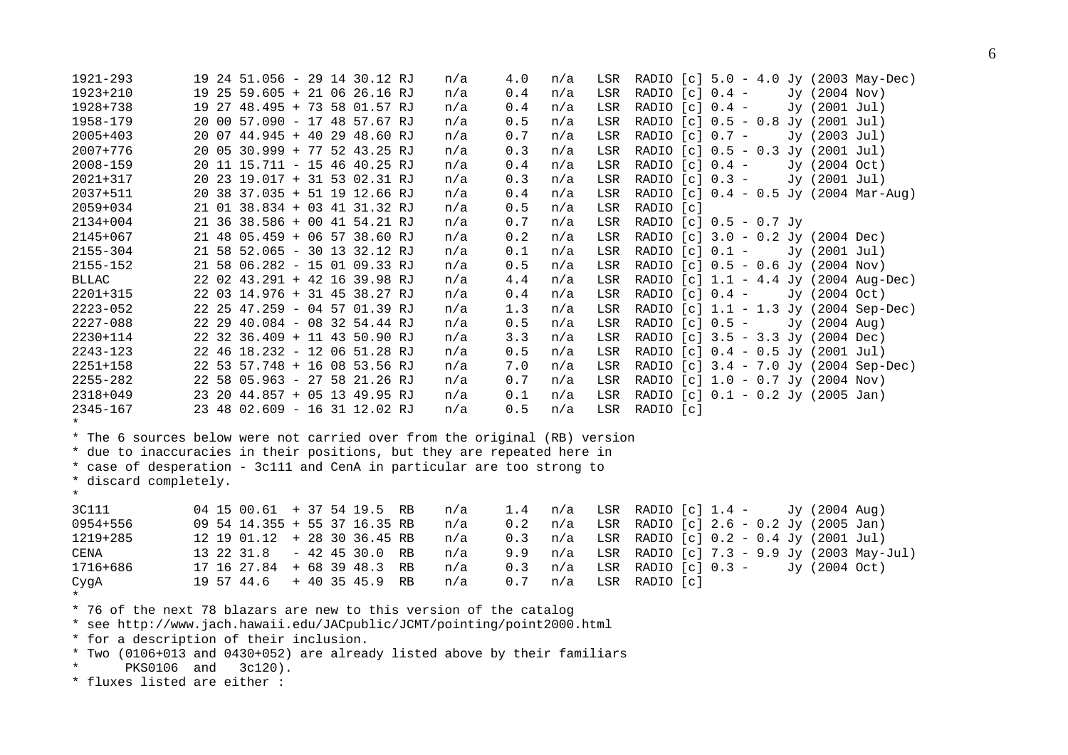```
1921-293        19 24 51.056 - 29 14 30.12 RJ   n/a    4.0   n/a   LSR  RADIO [c] 5.0 - 4.0 Jy (2003 May-Dec)
1923+210        19 25 59.605 + 21 06 26.16 RJ   n/a    0.4   n/a   LSR  RADIO [c] 0.4 -     Jy (2004 Nov)
1928+738        19 27 48.495 + 73 58 01.57 RJ   n/a    0.4   n/a   LSR  RADIO [c] 0.4 -     Jy (2001 Jul)
1958-179        20 00 57.090 - 17 48 57.67 RJ   n/a    0.5   n/a   LSR  RADIO [c] 0.5 - 0.8 Jy (2001 Jul)
2005+403        20 07 44.945 + 40 29 48.60 RJ   n/a    0.7   n/a   LSR  RADIO [c] 0.7 -     Jy (2003 Jul)
2007+776        20 05 30.999 + 77 52 43.25 RJ   n/a    0.3   n/a   LSR  RADIO [c] 0.5 - 0.3 Jy (2001 Jul)
2008-159        20 11 15.711 - 15 46 40.25 RJ   n/a    0.4   n/a   LSR  RADIO [c] 0.4 -     Jy (2004 Oct)
2021+317        20 23 19.017 + 31 53 02.31 RJ   n/a    0.3   n/a   LSR  RADIO [c] 0.3 -     Jy (2001 Jul)
2037+511        20 38 37.035 + 51 19 12.66 RJ   n/a    0.4   n/a   LSR  RADIO [c] 0.4 - 0.5 Jy (2004 Mar-Aug)
2059+034        21 01 38.834 + 03 41 31.32 RJ   n/a    0.5   n/a   LSR  RADIO [c]
2134+004        21 36 38.586 + 00 41 54.21 RJ   n/a    0.7   n/a   LSR  RADIO [c] 0.5 - 0.7 Jy
2145+067        21 48 05.459 + 06 57 38.60 RJ   n/a    0.2   n/a   LSR  RADIO [c] 3.0 - 0.2 Jy (2004 Dec)
2155-304        21 58 52.065 - 30 13 32.12 RJ   n/a    0.1   n/a   LSR  RADIO [c] 0.1 -     Jy (2001 Jul)
2155-152        21 58 06.282 - 15 01 09.33 RJ   n/a    0.5   n/a   LSR  RADIO [c] 0.5 - 0.6 Jy (2004 Nov)
BLLAC           22 02 43.291 + 42 16 39.98 RJ   n/a    4.4   n/a   LSR  RADIO [c] 1.1 - 4.4 Jy (2004 Aug-Dec)
2201+315        22 03 14.976 + 31 45 38.27 RJ   n/a    0.4   n/a   LSR  RADIO [c] 0.4 -     Jy (2004 Oct)
2223-052        22 25 47.259 - 04 57 01.39 RJ   n/a    1.3   n/a   LSR  RADIO [c] 1.1 - 1.3 Jy (2004 Sep-Dec)
2227-088        22 29 40.084 - 08 32 54.44 RJ   n/a    0.5   n/a   LSR  RADIO [c] 0.5 -     Jy (2004 Aug)
2230+114        22 32 36.409 + 11 43 50.90 RJ   n/a    3.3   n/a   LSR  RADIO [c] 3.5 - 3.3 Jy (2004 Dec)
2243-123        22 46 18.232 - 12 06 51.28 RJ   n/a    0.5   n/a   LSR  RADIO [c] 0.4 - 0.5 Jy (2001 Jul)
2251+158        22 53 57.748 + 16 08 53.56 RJ   n/a    7.0   n/a   LSR  RADIO [c] 3.4 - 7.0 Jy (2004 Sep-Dec)
2255-282        22 58 05.963 - 27 58 21.26 RJ   n/a    0.7   n/a   LSR  RADIO [c] 1.0 - 0.7 Jy (2004 Nov)
2318+049        23 20 44.857 + 05 13 49.95 RJ   n/a    0.1   n/a   LSR  RADIO [c] 0.1 - 0.2 Jy (2005 Jan)
2345-167        23 48 02.609 - 16 31 12.02 RJ   n/a    0.5   n/a   LSR  RADIO [c]
*
* The 6 sources below were not carried over from the original (RB) version
* due to inaccuracies in their positions, but they are repeated here in
* case of desperation - 3c111 and CenA in particular are too strong to
* discard completely.
*
3C111           04 15 00.61  + 37 54 19.5  RB   n/a    1.4   n/a   LSR  RADIO [c] 1.4 -     Jy (2004 Aug)
0954+556        09 54 14.355 + 55 37 16.35 RB   n/a    0.2   n/a   LSR  RADIO [c] 2.6 - 0.2 Jy (2005 Jan)
1219+285        12 19 01.12  + 28 30 36.45 RB   n/a    0.3   n/a   LSR  RADIO [c] 0.2 - 0.4 Jy (2001 Jul)
CENA            13 22 31.8   - 42 45 30.0  RB   n/a    9.9   n/a   LSR  RADIO [c] 7.3 - 9.9 Jy (2003 May-Jul)
1716+686        17 16 27.84  + 68 39 48.3  RB   n/a    0.3   n/a   LSR  RADIO [c] 0.3 -     Jy (2004 Oct)
CygA            19 57 44.6   + 40 35 45.9  RB   n/a    0.7   n/a   LSR  RADIO [c]
*
* 76 of the next 78 blazars are new to this version of the catalog
* see http://www.jach.hawaii.edu/JACpublic/JCMT/pointing/point2000.html
* for a description of their inclusion.
* Two (0106+013 and 0430+052) are already listed above by their familiars
*      PKS0106  and   3c120).
* fluxes listed are either :
```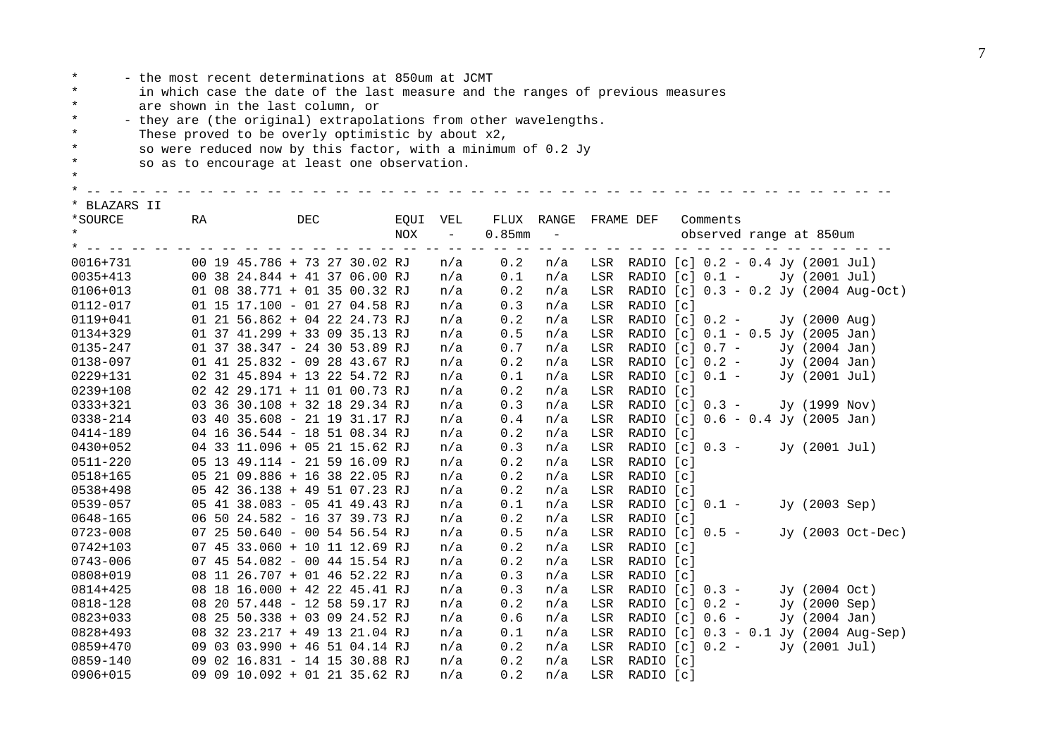```
*      - the most recent determinations at 850um at JCMT
*        in which case the date of the last measure and the ranges of previous measures
*        are shown in the last column, or
*      - they are (the original) extrapolations from other wavelengths.
*        These proved to be overly optimistic by about x2,
*        so were reduced now by this factor, with a minimum of 0.2 Jy
*        so as to encourage at least one observation.
*
* -- -- -- -- -- -- -- -- -- -- -- -- -- -- -- -- -- -- -- -- -- -- -- -- -- -- -- -- -- -- -- -- -- -- -- --
* BLAZARS II
*SOURCE         RA            DEC          EQUI  VEL    FLUX  RANGE  FRAME DEF   Comments
*                                          NOX    -    0.85mm   -                observed range at 850um
* -- -- -- -- -- -- -- -- -- -- -- -- -- -- -- -- -- -- -- -- -- -- -- -- -- -- -- -- -- -- -- -- -- -- -- --
0016+731       00 19 45.786 + 73 27 30.02 RJ    n/a     0.2   n/a   LSR  RADIO [c] 0.2 - 0.4 Jy (2001 Jul)
0035+413       00 38 24.844 + 41 37 06.00 RJ    n/a     0.1   n/a   LSR  RADIO [c] 0.1 -     Jy (2001 Jul)
0106+013       01 08 38.771 + 01 35 00.32 RJ    n/a     0.2   n/a   LSR  RADIO [c] 0.3 - 0.2 Jy (2004 Aug-Oct)
0112-017       01 15 17.100 - 01 27 04.58 RJ    n/a     0.3   n/a   LSR  RADIO [c]
0119+041       01 21 56.862 + 04 22 24.73 RJ    n/a     0.2   n/a   LSR  RADIO [c] 0.2 -     Jy (2000 Aug)
0134+329       01 37 41.299 + 33 09 35.13 RJ    n/a     0.5   n/a   LSR  RADIO [c] 0.1 - 0.5 Jy (2005 Jan)
0135-247       01 37 38.347 - 24 30 53.89 RJ    n/a     0.7   n/a   LSR  RADIO [c] 0.7 -     Jy (2004 Jan)
0138-097       01 41 25.832 - 09 28 43.67 RJ    n/a     0.2   n/a   LSR  RADIO [c] 0.2 -     Jy (2004 Jan)
0229+131       02 31 45.894 + 13 22 54.72 RJ    n/a     0.1   n/a   LSR  RADIO [c] 0.1 -     Jy (2001 Jul)
0239+108       02 42 29.171 + 11 01 00.73 RJ    n/a     0.2   n/a   LSR  RADIO [c]
0333+321       03 36 30.108 + 32 18 29.34 RJ    n/a     0.3   n/a   LSR  RADIO [c] 0.3 -     Jy (1999 Nov)
0338-214       03 40 35.608 - 21 19 31.17 RJ    n/a     0.4   n/a   LSR  RADIO [c] 0.6 - 0.4 Jy (2005 Jan)
0414-189       04 16 36.544 - 18 51 08.34 RJ    n/a     0.2   n/a   LSR  RADIO [c]
0430+052       04 33 11.096 + 05 21 15.62 RJ    n/a     0.3   n/a   LSR  RADIO [c] 0.3 -     Jy (2001 Jul)
0511-220       05 13 49.114 - 21 59 16.09 RJ    n/a     0.2   n/a   LSR  RADIO [c]
0518+165       05 21 09.886 + 16 38 22.05 RJ    n/a     0.2   n/a   LSR  RADIO [c]
0538+498       05 42 36.138 + 49 51 07.23 RJ    n/a     0.2   n/a   LSR  RADIO [c]
0539-057       05 41 38.083 - 05 41 49.43 RJ    n/a     0.1   n/a   LSR  RADIO [c] 0.1 -     Jy (2003 Sep)
0648-165       06 50 24.582 - 16 37 39.73 RJ    n/a     0.2   n/a   LSR  RADIO [c]
0723-008       07 25 50.640 - 00 54 56.54 RJ    n/a     0.5   n/a   LSR  RADIO [c] 0.5 -     Jy (2003 Oct-Dec)
0742+103       07 45 33.060 + 10 11 12.69 RJ    n/a     0.2   n/a   LSR  RADIO [c]
0743-006       07 45 54.082 - 00 44 15.54 RJ    n/a     0.2   n/a   LSR  RADIO [c]
0808+019       08 11 26.707 + 01 46 52.22 RJ    n/a     0.3   n/a   LSR  RADIO [c]
0814+425       08 18 16.000 + 42 22 45.41 RJ    n/a     0.3   n/a   LSR  RADIO [c] 0.3 -     Jy (2004 Oct)
0818-128       08 20 57.448 - 12 58 59.17 RJ    n/a     0.2   n/a   LSR  RADIO [c] 0.2 -     Jy (2000 Sep)
0823+033       08 25 50.338 + 03 09 24.52 RJ    n/a     0.6   n/a   LSR  RADIO [c] 0.6 -     Jy (2004 Jan)
0828+493       08 32 23.217 + 49 13 21.04 RJ    n/a     0.1   n/a   LSR  RADIO [c] 0.3 - 0.1 Jy (2004 Aug-Sep)
0859+470       09 03 03.990 + 46 51 04.14 RJ    n/a     0.2   n/a   LSR  RADIO [c] 0.2 -     Jy (2001 Jul)
0859-140       09 02 16.831 - 14 15 30.88 RJ    n/a     0.2   n/a   LSR  RADIO [c]
0906+015       09 09 10.092 + 01 21 35.62 RJ    n/a     0.2   n/a   LSR  RADIO [c]
```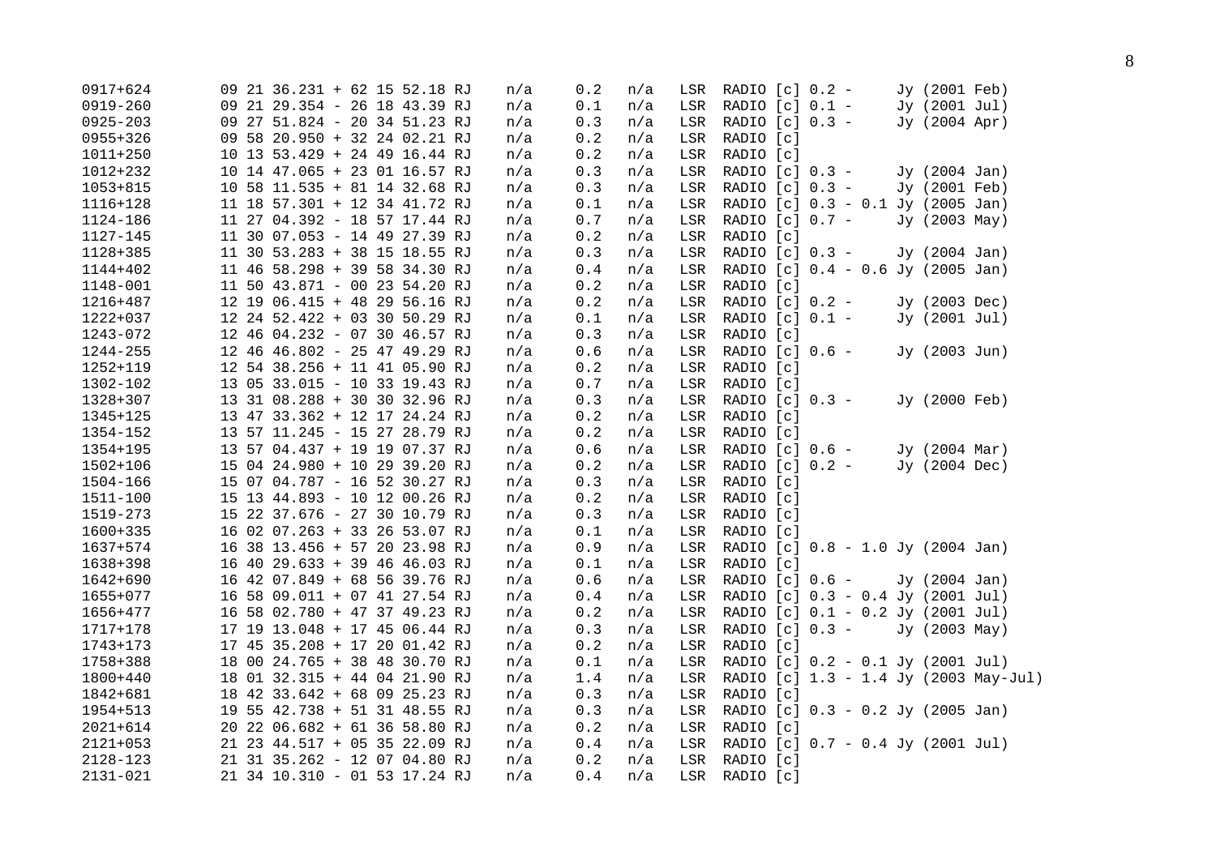| | | | | | | | |
|---|---|---|---|---|---|---|---|
| 0917+624 | 09 21 36.231 + 62 15 52.18 RJ | n/a | 0.2 | n/a | LSR | RADIO [c] 0.2 - Jy (2001 Feb) |
| 0919-260 | 09 21 29.354 - 26 18 43.39 RJ | n/a | 0.1 | n/a | LSR | RADIO [c] 0.1 - Jy (2001 Jul) |
| 0925-203 | 09 27 51.824 - 20 34 51.23 RJ | n/a | 0.3 | n/a | LSR | RADIO [c] 0.3 - Jy (2004 Apr) |
| 0955+326 | 09 58 20.950 + 32 24 02.21 RJ | n/a | 0.2 | n/a | LSR | RADIO [c] |
| 1011+250 | 10 13 53.429 + 24 49 16.44 RJ | n/a | 0.2 | n/a | LSR | RADIO [c] |
| 1012+232 | 10 14 47.065 + 23 01 16.57 RJ | n/a | 0.3 | n/a | LSR | RADIO [c] 0.3 - Jy (2004 Jan) |
| 1053+815 | 10 58 11.535 + 81 14 32.68 RJ | n/a | 0.3 | n/a | LSR | RADIO [c] 0.3 - Jy (2001 Feb) |
| 1116+128 | 11 18 57.301 + 12 34 41.72 RJ | n/a | 0.1 | n/a | LSR | RADIO [c] 0.3 - 0.1 Jy (2005 Jan) |
| 1124-186 | 11 27 04.392 - 18 57 17.44 RJ | n/a | 0.7 | n/a | LSR | RADIO [c] 0.7 - Jy (2003 May) |
| 1127-145 | 11 30 07.053 - 14 49 27.39 RJ | n/a | 0.2 | n/a | LSR | RADIO [c] |
| 1128+385 | 11 30 53.283 + 38 15 18.55 RJ | n/a | 0.3 | n/a | LSR | RADIO [c] 0.3 - Jy (2004 Jan) |
| 1144+402 | 11 46 58.298 + 39 58 34.30 RJ | n/a | 0.4 | n/a | LSR | RADIO [c] 0.4 - 0.6 Jy (2005 Jan) |
| 1148-001 | 11 50 43.871 - 00 23 54.20 RJ | n/a | 0.2 | n/a | LSR | RADIO [c] |
| 1216+487 | 12 19 06.415 + 48 29 56.16 RJ | n/a | 0.2 | n/a | LSR | RADIO [c] 0.2 - Jy (2003 Dec) |
| 1222+037 | 12 24 52.422 + 03 30 50.29 RJ | n/a | 0.1 | n/a | LSR | RADIO [c] 0.1 - Jy (2001 Jul) |
| 1243-072 | 12 46 04.232 - 07 30 46.57 RJ | n/a | 0.3 | n/a | LSR | RADIO [c] |
| 1244-255 | 12 46 46.802 - 25 47 49.29 RJ | n/a | 0.6 | n/a | LSR | RADIO [c] 0.6 - Jy (2003 Jun) |
| 1252+119 | 12 54 38.256 + 11 41 05.90 RJ | n/a | 0.2 | n/a | LSR | RADIO [c] |
| 1302-102 | 13 05 33.015 - 10 33 19.43 RJ | n/a | 0.7 | n/a | LSR | RADIO [c] |
| 1328+307 | 13 31 08.288 + 30 30 32.96 RJ | n/a | 0.3 | n/a | LSR | RADIO [c] 0.3 - Jy (2000 Feb) |
| 1345+125 | 13 47 33.362 + 12 17 24.24 RJ | n/a | 0.2 | n/a | LSR | RADIO [c] |
| 1354-152 | 13 57 11.245 - 15 27 28.79 RJ | n/a | 0.2 | n/a | LSR | RADIO [c] |
| 1354+195 | 13 57 04.437 + 19 19 07.37 RJ | n/a | 0.6 | n/a | LSR | RADIO [c] 0.6 - Jy (2004 Mar) |
| 1502+106 | 15 04 24.980 + 10 29 39.20 RJ | n/a | 0.2 | n/a | LSR | RADIO [c] 0.2 - Jy (2004 Dec) |
| 1504-166 | 15 07 04.787 - 16 52 30.27 RJ | n/a | 0.3 | n/a | LSR | RADIO [c] |
| 1511-100 | 15 13 44.893 - 10 12 00.26 RJ | n/a | 0.2 | n/a | LSR | RADIO [c] |
| 1519-273 | 15 22 37.676 - 27 30 10.79 RJ | n/a | 0.3 | n/a | LSR | RADIO [c] |
| 1600+335 | 16 02 07.263 + 33 26 53.07 RJ | n/a | 0.1 | n/a | LSR | RADIO [c] |
| 1637+574 | 16 38 13.456 + 57 20 23.98 RJ | n/a | 0.9 | n/a | LSR | RADIO [c] 0.8 - 1.0 Jy (2004 Jan) |
| 1638+398 | 16 40 29.633 + 39 46 46.03 RJ | n/a | 0.1 | n/a | LSR | RADIO [c] |
| 1642+690 | 16 42 07.849 + 68 56 39.76 RJ | n/a | 0.6 | n/a | LSR | RADIO [c] 0.6 - Jy (2004 Jan) |
| 1655+077 | 16 58 09.011 + 07 41 27.54 RJ | n/a | 0.4 | n/a | LSR | RADIO [c] 0.3 - 0.4 Jy (2001 Jul) |
| 1656+477 | 16 58 02.780 + 47 37 49.23 RJ | n/a | 0.2 | n/a | LSR | RADIO [c] 0.1 - 0.2 Jy (2001 Jul) |
| 1717+178 | 17 19 13.048 + 17 45 06.44 RJ | n/a | 0.3 | n/a | LSR | RADIO [c] 0.3 - Jy (2003 May) |
| 1743+173 | 17 45 35.208 + 17 20 01.42 RJ | n/a | 0.2 | n/a | LSR | RADIO [c] |
| 1758+388 | 18 00 24.765 + 38 48 30.70 RJ | n/a | 0.1 | n/a | LSR | RADIO [c] 0.2 - 0.1 Jy (2001 Jul) |
| 1800+440 | 18 01 32.315 + 44 04 21.90 RJ | n/a | 1.4 | n/a | LSR | RADIO [c] 1.3 - 1.4 Jy (2003 May-Jul) |
| 1842+681 | 18 42 33.642 + 68 09 25.23 RJ | n/a | 0.3 | n/a | LSR | RADIO [c] |
| 1954+513 | 19 55 42.738 + 51 31 48.55 RJ | n/a | 0.3 | n/a | LSR | RADIO [c] 0.3 - 0.2 Jy (2005 Jan) |
| 2021+614 | 20 22 06.682 + 61 36 58.80 RJ | n/a | 0.2 | n/a | LSR | RADIO [c] |
| 2121+053 | 21 23 44.517 + 05 35 22.09 RJ | n/a | 0.4 | n/a | LSR | RADIO [c] 0.7 - 0.4 Jy (2001 Jul) |
| 2128-123 | 21 31 35.262 - 12 07 04.80 RJ | n/a | 0.2 | n/a | LSR | RADIO [c] |
| 2131-021 | 21 34 10.310 - 01 53 17.24 RJ | n/a | 0.4 | n/a | LSR | RADIO [c] |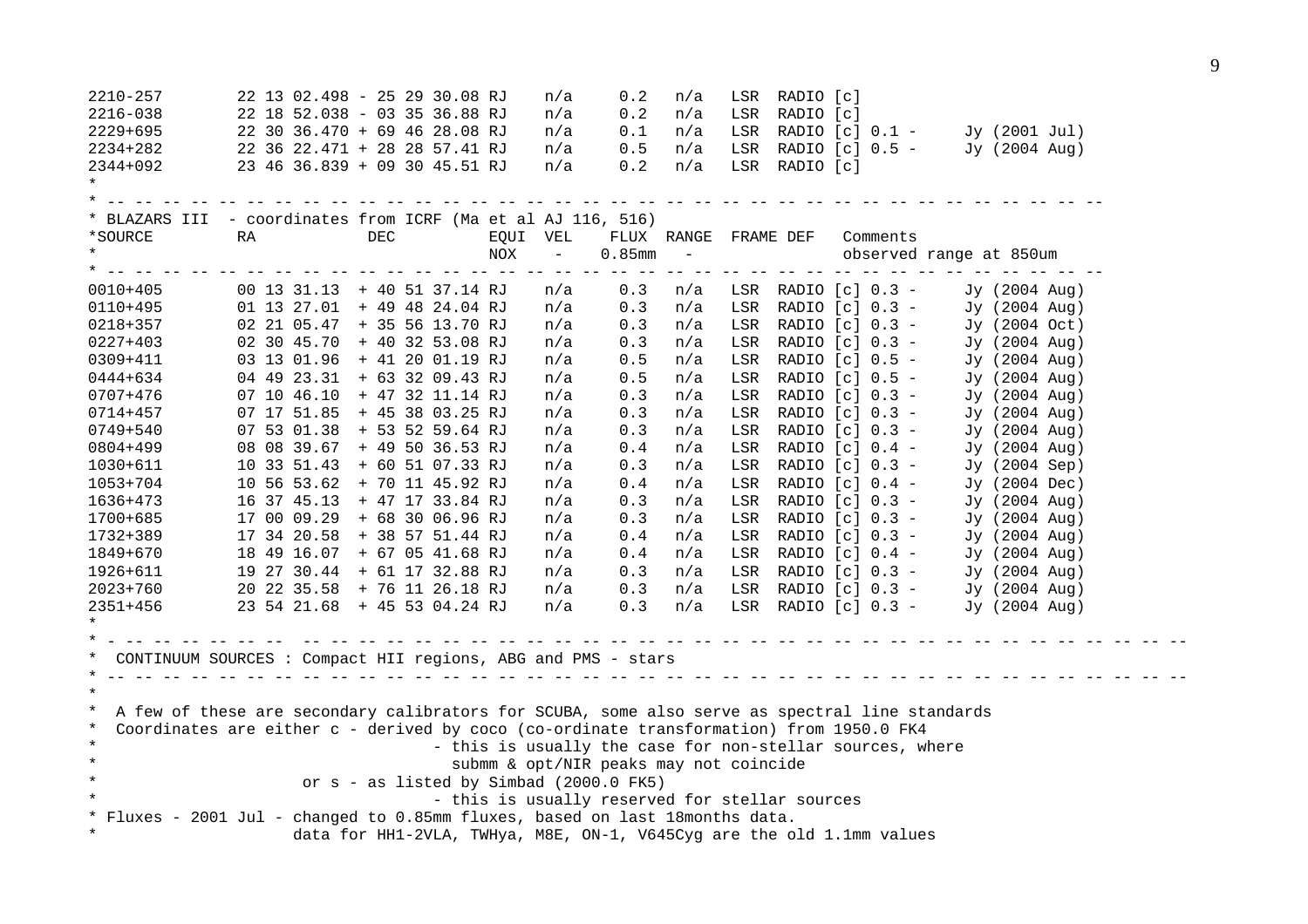```
2210-257        22 13 02.498 - 25 29 30.08 RJ    n/a     0.2   n/a   LSR  RADIO [c]
2216-038        22 18 52.038 - 03 35 36.88 RJ    n/a     0.2   n/a   LSR  RADIO [c]
2229+695        22 30 36.470 + 69 46 28.08 RJ    n/a     0.1   n/a   LSR  RADIO [c] 0.1 -     Jy (2001 Jul)
2234+282        22 36 22.471 + 28 28 57.41 RJ    n/a     0.5   n/a   LSR  RADIO [c] 0.5 -     Jy (2004 Aug)
2344+092        23 46 36.839 + 09 30 45.51 RJ    n/a     0.2   n/a   LSR  RADIO [c]
*
* -- -- -- -- -- -- -- -- -- -- -- -- -- -- -- -- -- -- -- -- -- -- -- -- -- -- -- -- -- -- -- -- -- -- -- --
* BLAZARS III  - coordinates from ICRF (Ma et al AJ 116, 516)
*SOURCE         RA            DEC          EQUI  VEL    FLUX  RANGE  FRAME DEF   Comments
*                                          NOX    -    0.85mm  -                 observed range at 850um
* -- -- -- -- -- -- -- -- -- -- -- -- -- -- -- -- -- -- -- -- -- -- -- -- -- -- -- -- -- -- -- -- -- -- -- --
0010+405        00 13 31.13  + 40 51 37.14 RJ    n/a     0.3   n/a   LSR  RADIO [c] 0.3 -     Jy (2004 Aug)
0110+495        01 13 27.01  + 49 48 24.04 RJ    n/a     0.3   n/a   LSR  RADIO [c] 0.3 -     Jy (2004 Aug)
0218+357        02 21 05.47  + 35 56 13.70 RJ    n/a     0.3   n/a   LSR  RADIO [c] 0.3 -     Jy (2004 Oct)
0227+403        02 30 45.70  + 40 32 53.08 RJ    n/a     0.3   n/a   LSR  RADIO [c] 0.3 -     Jy (2004 Aug)
0309+411        03 13 01.96  + 41 20 01.19 RJ    n/a     0.5   n/a   LSR  RADIO [c] 0.5 -     Jy (2004 Aug)
0444+634        04 49 23.31  + 63 32 09.43 RJ    n/a     0.5   n/a   LSR  RADIO [c] 0.5 -     Jy (2004 Aug)
0707+476        07 10 46.10  + 47 32 11.14 RJ    n/a     0.3   n/a   LSR  RADIO [c] 0.3 -     Jy (2004 Aug)
0714+457        07 17 51.85  + 45 38 03.25 RJ    n/a     0.3   n/a   LSR  RADIO [c] 0.3 -     Jy (2004 Aug)
0749+540        07 53 01.38  + 53 52 59.64 RJ    n/a     0.3   n/a   LSR  RADIO [c] 0.3 -     Jy (2004 Aug)
0804+499        08 08 39.67  + 49 50 36.53 RJ    n/a     0.4   n/a   LSR  RADIO [c] 0.4 -     Jy (2004 Aug)
1030+611        10 33 51.43  + 60 51 07.33 RJ    n/a     0.3   n/a   LSR  RADIO [c] 0.3 -     Jy (2004 Sep)
1053+704        10 56 53.62  + 70 11 45.92 RJ    n/a     0.4   n/a   LSR  RADIO [c] 0.4 -     Jy (2004 Dec)
1636+473        16 37 45.13  + 47 17 33.84 RJ    n/a     0.3   n/a   LSR  RADIO [c] 0.3 -     Jy (2004 Aug)
1700+685        17 00 09.29  + 68 30 06.96 RJ    n/a     0.3   n/a   LSR  RADIO [c] 0.3 -     Jy (2004 Aug)
1732+389        17 34 20.58  + 38 57 51.44 RJ    n/a     0.4   n/a   LSR  RADIO [c] 0.3 -     Jy (2004 Aug)
1849+670        18 49 16.07  + 67 05 41.68 RJ    n/a     0.4   n/a   LSR  RADIO [c] 0.4 -     Jy (2004 Aug)
1926+611        19 27 30.44  + 61 17 32.88 RJ    n/a     0.3   n/a   LSR  RADIO [c] 0.3 -     Jy (2004 Aug)
2023+760        20 22 35.58  + 76 11 26.18 RJ    n/a     0.3   n/a   LSR  RADIO [c] 0.3 -     Jy (2004 Aug)
2351+456        23 54 21.68  + 45 53 04.24 RJ    n/a     0.3   n/a   LSR  RADIO [c] 0.3 -     Jy (2004 Aug)
*
* - -- -- -- -- -- -- --  -- -- -- -- -- -- -- -- -- -- -- -- -- -- -- -- -- -- -- -- -- -- -- -- -- -- -- -- --
*  CONTINUUM SOURCES : Compact HII regions, ABG and PMS - stars
* -- -- -- -- -- -- -- -- -- -- -- -- -- -- -- -- -- -- -- -- -- -- -- -- -- -- -- -- -- -- -- -- -- -- -- -- --
*
*  A few of these are secondary calibrators for SCUBA, some also serve as spectral line standards
*  Coordinates are either c - derived by coco (co-ordinate transformation) from 1950.0 FK4
*                                 - this is usually the case for non-stellar sources, where
*                                   submm & opt/NIR peaks may not coincide
*                    or s - as listed by Simbad (2000.0 FK5)
*                                 - this is usually reserved for stellar sources
* Fluxes - 2001 Jul - changed to 0.85mm fluxes, based on last 18months data.
*                   data for HH1-2VLA, TWHya, M8E, ON-1, V645Cyg are the old 1.1mm values
```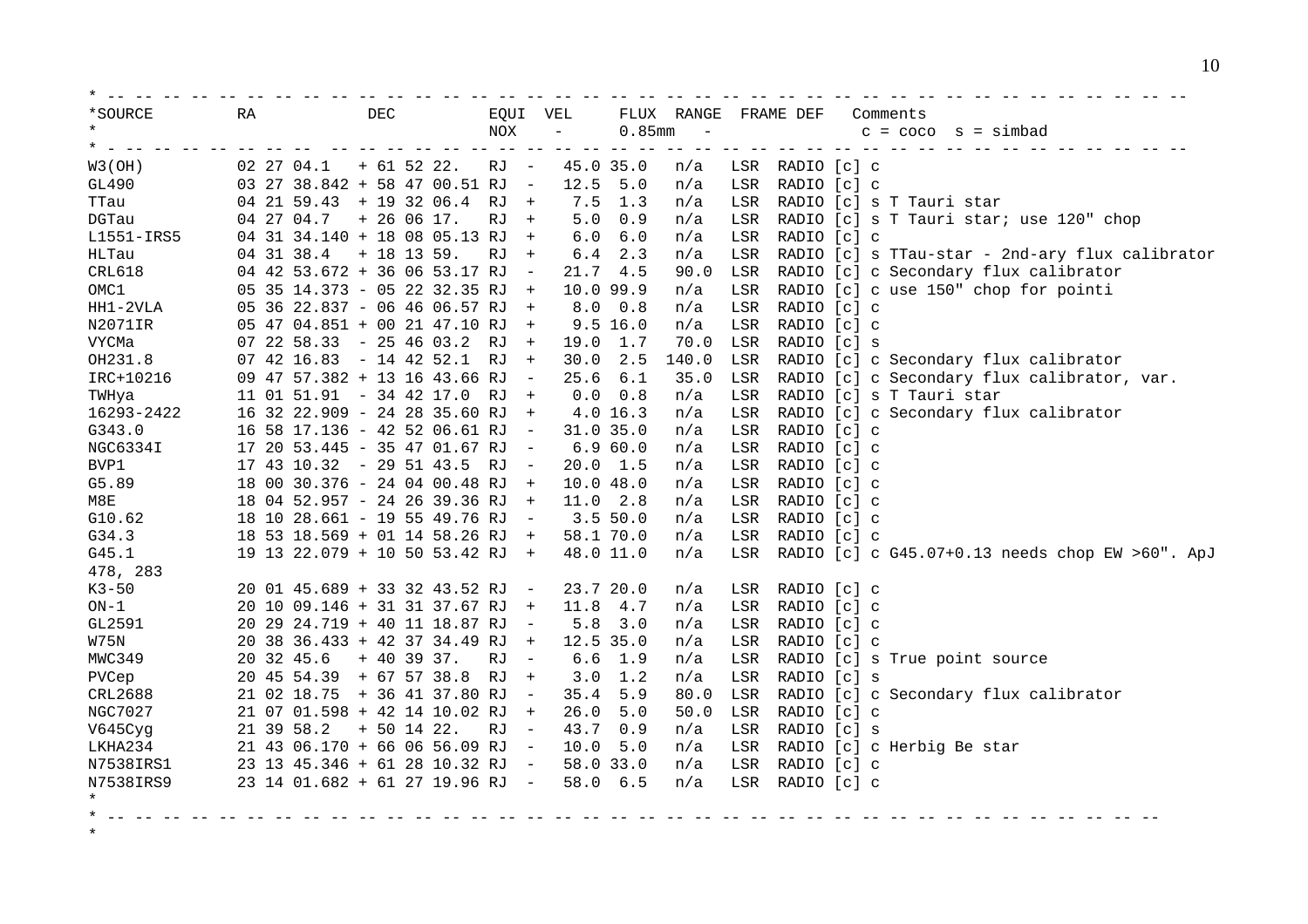```
* -- -- -- -- -- -- -- -- -- -- -- -- -- -- -- -- -- -- -- -- -- -- -- -- -- -- -- -- -- -- -- -- -- -- -- -- -- -- --
*SOURCE         RA            DEC            EQUI  VEL     FLUX  RANGE  FRAME DEF   Comments
*                                            NOX    -      0.85mm  -                 c = coco  s = simbad
* - -- -- -- -- -- -- -- --  -- -- -- -- -- -- -- -- -- -- -- -- -- -- -- -- -- -- -- -- -- -- -- -- -- -- -- -- -- --
W3(OH)          02 27 04.1   + 61 52 22.   RJ  -   45.0 35.0    n/a   LSR  RADIO [c] c
GL490           03 27 38.842 + 58 47 00.51 RJ  -   12.5  5.0    n/a   LSR  RADIO [c] c
TTau            04 21 59.43  + 19 32 06.4  RJ  +    7.5  1.3    n/a   LSR  RADIO [c] s T Tauri star
DGTau           04 27 04.7   + 26 06 17.   RJ  +    5.0  0.9    n/a   LSR  RADIO [c] s T Tauri star; use 120" chop
L1551-IRS5      04 31 34.140 + 18 08 05.13 RJ  +    6.0  6.0    n/a   LSR  RADIO [c] c
HLTau           04 31 38.4   + 18 13 59.   RJ  +    6.4  2.3    n/a   LSR  RADIO [c] s TTau-star - 2nd-ary flux calibrator
CRL618          04 42 53.672 + 36 06 53.17 RJ  -   21.7  4.5   90.0   LSR  RADIO [c] c Secondary flux calibrator
OMC1            05 35 14.373 - 05 22 32.35 RJ  +   10.0 99.9    n/a   LSR  RADIO [c] c use 150" chop for pointi
HH1-2VLA        05 36 22.837 - 06 46 06.57 RJ  +    8.0  0.8    n/a   LSR  RADIO [c] c
N2071IR         05 47 04.851 + 00 21 47.10 RJ  +    9.5 16.0    n/a   LSR  RADIO [c] c
VYCMa           07 22 58.33  - 25 46 03.2  RJ  +   19.0  1.7   70.0   LSR  RADIO [c] s
OH231.8         07 42 16.83  - 14 42 52.1  RJ  +   30.0  2.5  140.0   LSR  RADIO [c] c Secondary flux calibrator
IRC+10216       09 47 57.382 + 13 16 43.66 RJ  -   25.6  6.1   35.0   LSR  RADIO [c] c Secondary flux calibrator, var.
TWHya           11 01 51.91  - 34 42 17.0  RJ  +    0.0  0.8    n/a   LSR  RADIO [c] s T Tauri star
16293-2422      16 32 22.909 - 24 28 35.60 RJ  +    4.0 16.3    n/a   LSR  RADIO [c] c Secondary flux calibrator
G343.0          16 58 17.136 - 42 52 06.61 RJ  -   31.0 35.0    n/a   LSR  RADIO [c] c
NGC6334I        17 20 53.445 - 35 47 01.67 RJ  -    6.9 60.0    n/a   LSR  RADIO [c] c
BVP1            17 43 10.32  - 29 51 43.5  RJ  -   20.0  1.5    n/a   LSR  RADIO [c] c
G5.89           18 00 30.376 - 24 04 00.48 RJ  +   10.0 48.0    n/a   LSR  RADIO [c] c
M8E             18 04 52.957 - 24 26 39.36 RJ  +   11.0  2.8    n/a   LSR  RADIO [c] c
G10.62          18 10 28.661 - 19 55 49.76 RJ  -    3.5 50.0    n/a   LSR  RADIO [c] c
G34.3           18 53 18.569 + 01 14 58.26 RJ  +   58.1 70.0    n/a   LSR  RADIO [c] c
G45.1           19 13 22.079 + 10 50 53.42 RJ  +   48.0 11.0    n/a   LSR  RADIO [c] c G45.07+0.13 needs chop EW >60". ApJ
478, 283
K3-50           20 01 45.689 + 33 32 43.52 RJ  -   23.7 20.0    n/a   LSR  RADIO [c] c
ON-1            20 10 09.146 + 31 31 37.67 RJ  +   11.8  4.7    n/a   LSR  RADIO [c] c
GL2591          20 29 24.719 + 40 11 18.87 RJ  -    5.8  3.0    n/a   LSR  RADIO [c] c
W75N            20 38 36.433 + 42 37 34.49 RJ  +   12.5 35.0    n/a   LSR  RADIO [c] c
MWC349          20 32 45.6   + 40 39 37.   RJ  -    6.6  1.9    n/a   LSR  RADIO [c] s True point source
PVCep           20 45 54.39  + 67 57 38.8  RJ  +    3.0  1.2    n/a   LSR  RADIO [c] s
CRL2688         21 02 18.75  + 36 41 37.80 RJ  -   35.4  5.9   80.0   LSR  RADIO [c] c Secondary flux calibrator
NGC7027         21 07 01.598 + 42 14 10.02 RJ  +   26.0  5.0   50.0   LSR  RADIO [c] c
V645Cyg         21 39 58.2   + 50 14 22.   RJ  -   43.7  0.9    n/a   LSR  RADIO [c] s
LKHA234         21 43 06.170 + 66 06 56.09 RJ  -   10.0  5.0    n/a   LSR  RADIO [c] c Herbig Be star
N7538IRS1       23 13 45.346 + 61 28 10.32 RJ  -   58.0 33.0    n/a   LSR  RADIO [c] c
N7538IRS9       23 14 01.682 + 61 27 19.96 RJ  -   58.0  6.5    n/a   LSR  RADIO [c] c
*
* -- -- -- -- -- -- -- -- -- -- -- -- -- -- -- -- -- -- -- -- -- -- -- -- -- -- -- -- -- -- -- -- -- -- -- -- -- --
*
```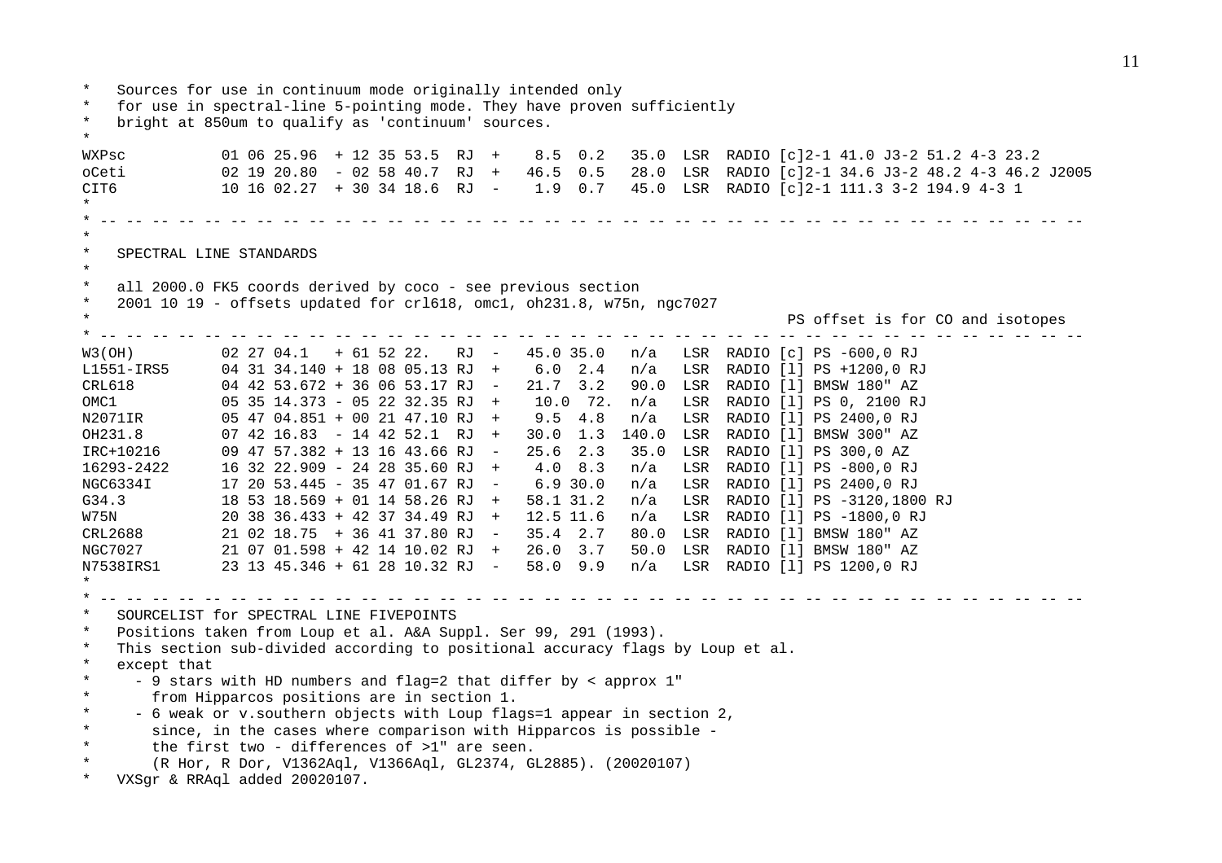```
*   Sources for use in continuum mode originally intended only
*   for use in spectral-line 5-pointing mode. They have proven sufficiently
*   bright at 850um to qualify as 'continuum' sources.
*
WXPsc           01 06 25.96  + 12 35 53.5  RJ  +    8.5  0.2   35.0  LSR  RADIO [c]2-1 41.0 J3-2 51.2 4-3 23.2
oCeti           02 19 20.80  - 02 58 40.7  RJ  +   46.5  0.5   28.0  LSR  RADIO [c]2-1 34.6 J3-2 48.2 4-3 46.2 J2005
CIT6            10 16 02.27  + 30 34 18.6  RJ  -    1.9  0.7   45.0  LSR  RADIO [c]2-1 111.3 3-2 194.9 4-3 1
*
* -- -- -- -- -- -- -- -- -- -- -- -- -- -- -- -- -- -- -- -- -- -- -- -- -- -- -- -- -- -- -- -- -- -- -- -- --
*
*   SPECTRAL LINE STANDARDS
*
*   all 2000.0 FK5 coords derived by coco - see previous section
*   2001 10 19 - offsets updated for crl618, omc1, oh231.8, w75n, ngc7027
*                                                                              PS offset is for CO and isotopes
* -- -- -- -- -- -- -- -- -- -- -- -- -- -- -- -- -- -- -- -- -- -- -- -- -- -- -- -- -- -- -- -- -- -- -- -- --
W3(OH)          02 27 04.1   + 61 52 22.   RJ  -   45.0 35.0   n/a   LSR  RADIO [c] PS -600,0 RJ
L1551-IRS5      04 31 34.140 + 18 08 05.13 RJ  +    6.0  2.4   n/a   LSR  RADIO [l] PS +1200,0 RJ
CRL618          04 42 53.672 + 36 06 53.17 RJ  -   21.7  3.2   90.0  LSR  RADIO [l] BMSW 180" AZ
OMC1            05 35 14.373 - 05 22 32.35 RJ  +    10.0  72.  n/a   LSR  RADIO [l] PS 0, 2100 RJ
N2071IR         05 47 04.851 + 00 21 47.10 RJ  +    9.5  4.8   n/a   LSR  RADIO [l] PS 2400,0 RJ
OH231.8         07 42 16.83  - 14 42 52.1  RJ  +   30.0  1.3  140.0  LSR  RADIO [l] BMSW 300" AZ
IRC+10216       09 47 57.382 + 13 16 43.66 RJ  -   25.6  2.3   35.0  LSR  RADIO [l] PS 300,0 AZ
16293-2422      16 32 22.909 - 24 28 35.60 RJ  +    4.0  8.3   n/a   LSR  RADIO [l] PS -800,0 RJ
NGC6334I        17 20 53.445 - 35 47 01.67 RJ  -    6.9 30.0   n/a   LSR  RADIO [l] PS 2400,0 RJ
G34.3           18 53 18.569 + 01 14 58.26 RJ  +   58.1 31.2   n/a   LSR  RADIO [l] PS -3120,1800 RJ
W75N            20 38 36.433 + 42 37 34.49 RJ  +   12.5 11.6   n/a   LSR  RADIO [l] PS -1800,0 RJ
CRL2688         21 02 18.75  + 36 41 37.80 RJ  -   35.4  2.7   80.0  LSR  RADIO [l] BMSW 180" AZ
NGC7027         21 07 01.598 + 42 14 10.02 RJ  +   26.0  3.7   50.0  LSR  RADIO [l] BMSW 180" AZ
N7538IRS1       23 13 45.346 + 61 28 10.32 RJ  -   58.0  9.9   n/a   LSR  RADIO [l] PS 1200,0 RJ
*
* -- -- -- -- -- -- -- -- -- -- -- -- -- -- -- -- -- -- -- -- -- -- -- -- -- -- -- -- -- -- -- -- -- -- -- -- --
*   SOURCELIST for SPECTRAL LINE FIVEPOINTS
*   Positions taken from Loup et al. A&A Suppl. Ser 99, 291 (1993).
*   This section sub-divided according to positional accuracy flags by Loup et al.
*   except that
*     - 9 stars with HD numbers and flag=2 that differ by < approx 1"
*       from Hipparcos positions are in section 1.
*     - 6 weak or v.southern objects with Loup flags=1 appear in section 2,
*       since, in the cases where comparison with Hipparcos is possible -
*       the first two - differences of >1" are seen.
*       (R Hor, R Dor, V1362Aql, V1366Aql, GL2374, GL2885). (20020107)
*   VXSgr & RRAql added 20020107.
```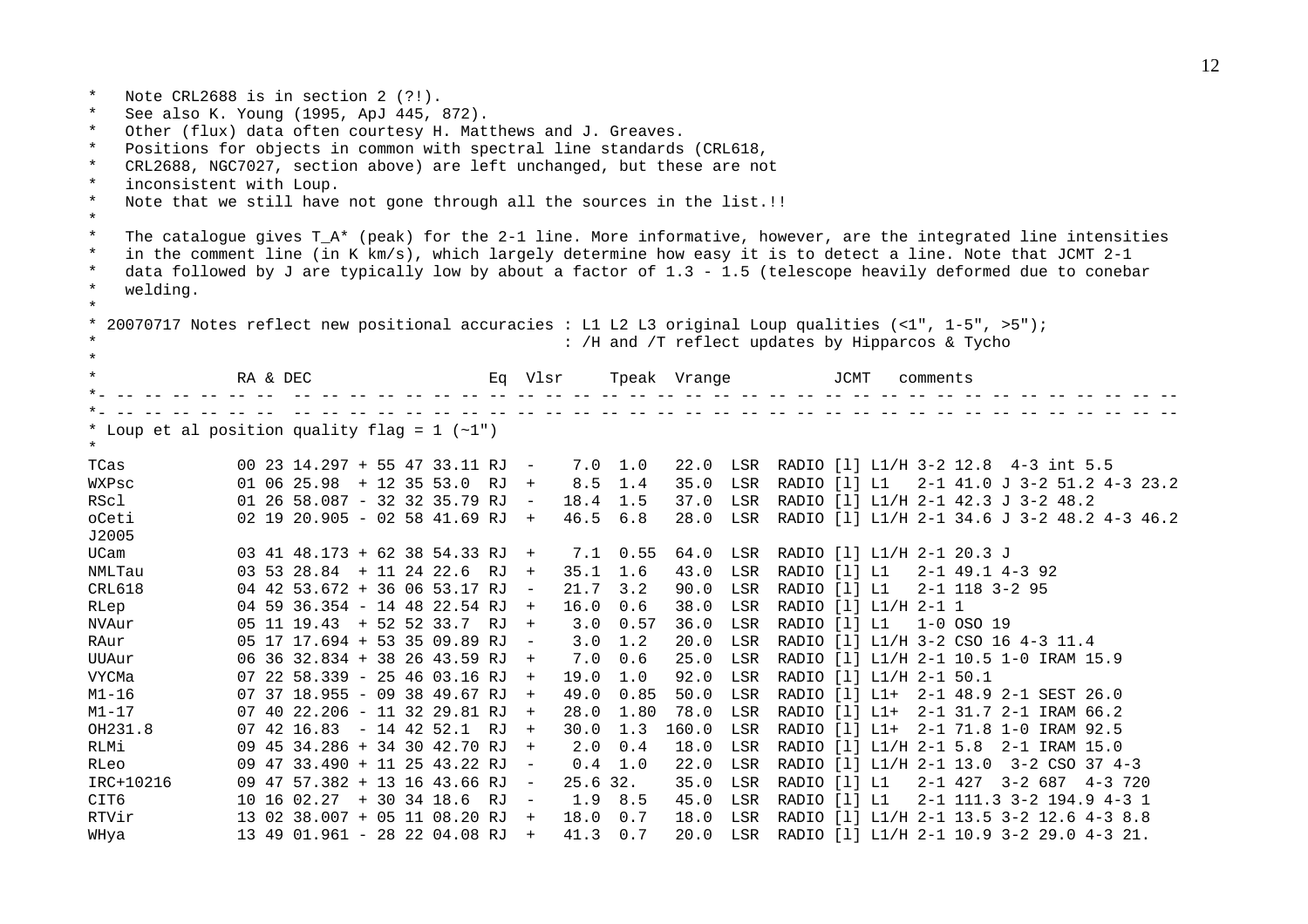```
*   Note CRL2688 is in section 2 (?!).
*   See also K. Young (1995, ApJ 445, 872).
*   Other (flux) data often courtesy H. Matthews and J. Greaves.
*   Positions for objects in common with spectral line standards (CRL618,
*   CRL2688, NGC7027, section above) are left unchanged, but these are not
*   inconsistent with Loup.
*   Note that we still have not gone through all the sources in the list.!!
*
*   The catalogue gives T_A* (peak) for the 2-1 line. More informative, however, are the integrated line intensities
*   in the comment line (in K km/s), which largely determine how easy it is to detect a line. Note that JCMT 2-1
*   data followed by J are typically low by about a factor of 1.3 - 1.5 (telescope heavily deformed due to conebar
*   welding.
*
* 20070717 Notes reflect new positional accuracies : L1 L2 L3 original Loup qualities (<1", 1-5", >5");
*                                                  : /H and /T reflect updates by Hipparcos & Tycho
*
*              RA & DEC                  Eq  Vlsr     Tpeak  Vrange           JCMT   comments
*- -- -- -- -- -- --  -- -- -- -- -- -- -- -- -- -- -- -- -- -- -- -- -- -- -- -- -- -- -- -- -- -- -- -- -- -- -- --
*- -- -- -- -- -- --  -- -- -- -- -- -- -- -- -- -- -- -- -- -- -- -- -- -- -- -- -- -- -- -- -- -- -- -- -- -- -- --
* Loup et al position quality flag = 1 (~1")
*
TCas           00 23 14.297 + 55 47 33.11 RJ  -    7.0  1.0   22.0  LSR  RADIO [l] L1/H 3-2 12.8  4-3 int 5.5
WXPsc          01 06 25.98  + 12 35 53.0  RJ  +    8.5  1.4   35.0  LSR  RADIO [l] L1   2-1 41.0 J 3-2 51.2 4-3 23.2
RScl           01 26 58.087 - 32 32 35.79 RJ  -   18.4  1.5   37.0  LSR  RADIO [l] L1/H 2-1 42.3 J 3-2 48.2
oCeti          02 19 20.905 - 02 58 41.69 RJ  +   46.5  6.8   28.0  LSR  RADIO [l] L1/H 2-1 34.6 J 3-2 48.2 4-3 46.2
J2005
UCam           03 41 48.173 + 62 38 54.33 RJ  +    7.1  0.55  64.0  LSR  RADIO [l] L1/H 2-1 20.3 J
NMLTau         03 53 28.84  + 11 24 22.6  RJ  +   35.1  1.6   43.0  LSR  RADIO [l] L1   2-1 49.1 4-3 92
CRL618         04 42 53.672 + 36 06 53.17 RJ  -   21.7  3.2   90.0  LSR  RADIO [l] L1   2-1 118 3-2 95
RLep           04 59 36.354 - 14 48 22.54 RJ  +   16.0  0.6   38.0  LSR  RADIO [l] L1/H 2-1 1
NVAur          05 11 19.43  + 52 52 33.7  RJ  +    3.0  0.57  36.0  LSR  RADIO [l] L1   1-0 OSO 19
RAur           05 17 17.694 + 53 35 09.89 RJ  -    3.0  1.2   20.0  LSR  RADIO [l] L1/H 3-2 CSO 16 4-3 11.4
UUAur          06 36 32.834 + 38 26 43.59 RJ  +    7.0  0.6   25.0  LSR  RADIO [l] L1/H 2-1 10.5 1-0 IRAM 15.9
VYCMa          07 22 58.339 - 25 46 03.16 RJ  +   19.0  1.0   92.0  LSR  RADIO [l] L1/H 2-1 50.1
M1-16          07 37 18.955 - 09 38 49.67 RJ  +   49.0  0.85  50.0  LSR  RADIO [l] L1+  2-1 48.9 2-1 SEST 26.0
M1-17          07 40 22.206 - 11 32 29.81 RJ  +   28.0  1.80  78.0  LSR  RADIO [l] L1+  2-1 31.7 2-1 IRAM 66.2
OH231.8        07 42 16.83  - 14 42 52.1  RJ  +   30.0  1.3  160.0  LSR  RADIO [l] L1+  2-1 71.8 1-0 IRAM 92.5
RLMi           09 45 34.286 + 34 30 42.70 RJ  +    2.0  0.4   18.0  LSR  RADIO [l] L1/H 2-1 5.8  2-1 IRAM 15.0
RLeo           09 47 33.490 + 11 25 43.22 RJ  -    0.4  1.0   22.0  LSR  RADIO [l] L1/H 2-1 13.0  3-2 CSO 37 4-3
IRC+10216      09 47 57.382 + 13 16 43.66 RJ  -   25.6 32.    35.0  LSR  RADIO [l] L1   2-1 427  3-2 687  4-3 720
CIT6           10 16 02.27  + 30 34 18.6  RJ  -    1.9  8.5   45.0  LSR  RADIO [l] L1   2-1 111.3 3-2 194.9 4-3 1
RTVir          13 02 38.007 + 05 11 08.20 RJ  +   18.0  0.7   18.0  LSR  RADIO [l] L1/H 2-1 13.5 3-2 12.6 4-3 8.8
WHya           13 49 01.961 - 28 22 04.08 RJ  +   41.3  0.7   20.0  LSR  RADIO [l] L1/H 2-1 10.9 3-2 29.0 4-3 21.
```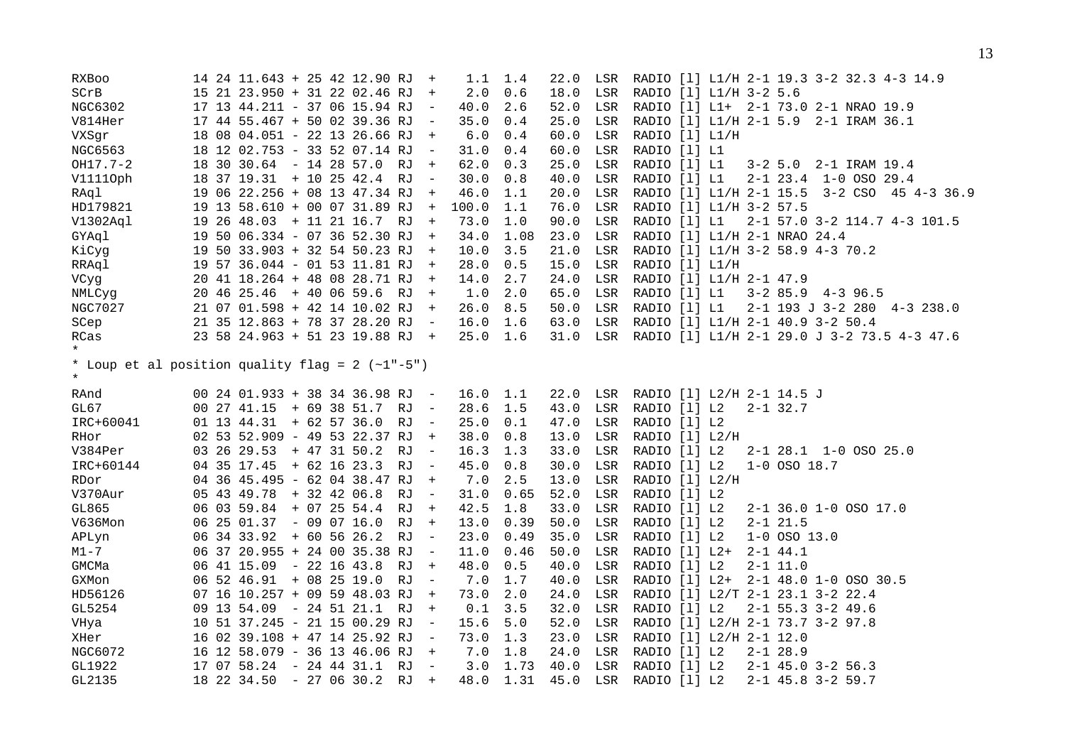```
RXBoo          14 24 11.643 + 25 42 12.90 RJ  +    1.1  1.4   22.0  LSR  RADIO [l] L1/H 2-1 19.3 3-2 32.3 4-3 14.9
SCrB           15 21 23.950 + 31 22 02.46 RJ  +    2.0  0.6   18.0  LSR  RADIO [l] L1/H 3-2 5.6
NGC6302        17 13 44.211 - 37 06 15.94 RJ  -   40.0  2.6   52.0  LSR  RADIO [l] L1+  2-1 73.0 2-1 NRAO 19.9
V814Her        17 44 55.467 + 50 02 39.36 RJ  -   35.0  0.4   25.0  LSR  RADIO [l] L1/H 2-1 5.9  2-1 IRAM 36.1
VXSgr          18 08 04.051 - 22 13 26.66 RJ  +    6.0  0.4   60.0  LSR  RADIO [l] L1/H
NGC6563        18 12 02.753 - 33 52 07.14 RJ  -   31.0  0.4   60.0  LSR  RADIO [l] L1
OH17.7-2       18 30 30.64  - 14 28 57.0  RJ  +   62.0  0.3   25.0  LSR  RADIO [l] L1   3-2 5.0  2-1 IRAM 19.4
V1111Oph       18 37 19.31  + 10 25 42.4  RJ  -   30.0  0.8   40.0  LSR  RADIO [l] L1   2-1 23.4  1-0 OSO 29.4
RAql           19 06 22.256 + 08 13 47.34 RJ  +   46.0  1.1   20.0  LSR  RADIO [l] L1/H 2-1 15.5  3-2 CSO  45 4-3 36.9
HD179821       19 13 58.610 + 00 07 31.89 RJ  +  100.0  1.1   76.0  LSR  RADIO [l] L1/H 3-2 57.5
V1302Aql       19 26 48.03  + 11 21 16.7  RJ  +   73.0  1.0   90.0  LSR  RADIO [l] L1   2-1 57.0 3-2 114.7 4-3 101.5
GYAql          19 50 06.334 - 07 36 52.30 RJ  +   34.0  1.08  23.0  LSR  RADIO [l] L1/H 2-1 NRAO 24.4
KiCyg          19 50 33.903 + 32 54 50.23 RJ  +   10.0  3.5   21.0  LSR  RADIO [l] L1/H 3-2 58.9 4-3 70.2
RRAql          19 57 36.044 - 01 53 11.81 RJ  +   28.0  0.5   15.0  LSR  RADIO [l] L1/H
VCyg           20 41 18.264 + 48 08 28.71 RJ  +   14.0  2.7   24.0  LSR  RADIO [l] L1/H 2-1 47.9
NMLCyg         20 46 25.46  + 40 06 59.6  RJ  +    1.0  2.0   65.0  LSR  RADIO [l] L1   3-2 85.9  4-3 96.5
NGC7027        21 07 01.598 + 42 14 10.02 RJ  +   26.0  8.5   50.0  LSR  RADIO [l] L1   2-1 193 J 3-2 280  4-3 238.0
SCep           21 35 12.863 + 78 37 28.20 RJ  -   16.0  1.6   63.0  LSR  RADIO [l] L1/H 2-1 40.9 3-2 50.4
RCas           23 58 24.963 + 51 23 19.88 RJ  +   25.0  1.6   31.0  LSR  RADIO [l] L1/H 2-1 29.0 J 3-2 73.5 4-3 47.6
*
* Loup et al position quality flag = 2 (~1"-5")
*
RAnd           00 24 01.933 + 38 34 36.98 RJ  -   16.0  1.1   22.0  LSR  RADIO [l] L2/H 2-1 14.5 J
GL67           00 27 41.15  + 69 38 51.7  RJ  -   28.6  1.5   43.0  LSR  RADIO [l] L2   2-1 32.7
IRC+60041      01 13 44.31  + 62 57 36.0  RJ  -   25.0  0.1   47.0  LSR  RADIO [l] L2
RHor           02 53 52.909 - 49 53 22.37 RJ  +   38.0  0.8   13.0  LSR  RADIO [l] L2/H
V384Per        03 26 29.53  + 47 31 50.2  RJ  -   16.3  1.3   33.0  LSR  RADIO [l] L2   2-1 28.1  1-0 OSO 25.0
IRC+60144      04 35 17.45  + 62 16 23.3  RJ  -   45.0  0.8   30.0  LSR  RADIO [l] L2   1-0 OSO 18.7
RDor           04 36 45.495 - 62 04 38.47 RJ  +    7.0  2.5   13.0  LSR  RADIO [l] L2/H
V370Aur        05 43 49.78  + 32 42 06.8  RJ  -   31.0  0.65  52.0  LSR  RADIO [l] L2
GL865          06 03 59.84  + 07 25 54.4  RJ  +   42.5  1.8   33.0  LSR  RADIO [l] L2   2-1 36.0 1-0 OSO 17.0
V636Mon        06 25 01.37  - 09 07 16.0  RJ  +   13.0  0.39  50.0  LSR  RADIO [l] L2   2-1 21.5
APLyn          06 34 33.92  + 60 56 26.2  RJ  -   23.0  0.49  35.0  LSR  RADIO [l] L2   1-0 OSO 13.0
M1-7           06 37 20.955 + 24 00 35.38 RJ  -   11.0  0.46  50.0  LSR  RADIO [l] L2+  2-1 44.1
GMCMa          06 41 15.09  - 22 16 43.8  RJ  +   48.0  0.5   40.0  LSR  RADIO [l] L2   2-1 11.0
GXMon          06 52 46.91  + 08 25 19.0  RJ  -    7.0  1.7   40.0  LSR  RADIO [l] L2+  2-1 48.0 1-0 OSO 30.5
HD56126        07 16 10.257 + 09 59 48.03 RJ  +   73.0  2.0   24.0  LSR  RADIO [l] L2/T 2-1 23.1 3-2 22.4
GL5254         09 13 54.09  - 24 51 21.1  RJ  +    0.1  3.5   32.0  LSR  RADIO [l] L2   2-1 55.3 3-2 49.6
VHya           10 51 37.245 - 21 15 00.29 RJ  -   15.6  5.0   52.0  LSR  RADIO [l] L2/H 2-1 73.7 3-2 97.8
XHer           16 02 39.108 + 47 14 25.92 RJ  -   73.0  1.3   23.0  LSR  RADIO [l] L2/H 2-1 12.0
NGC6072        16 12 58.079 - 36 13 46.06 RJ  +    7.0  1.8   24.0  LSR  RADIO [l] L2   2-1 28.9
GL1922         17 07 58.24  - 24 44 31.1  RJ  -    3.0  1.73  40.0  LSR  RADIO [l] L2   2-1 45.0 3-2 56.3
GL2135         18 22 34.50  - 27 06 30.2  RJ  +   48.0  1.31  45.0  LSR  RADIO [l] L2   2-1 45.8 3-2 59.7
```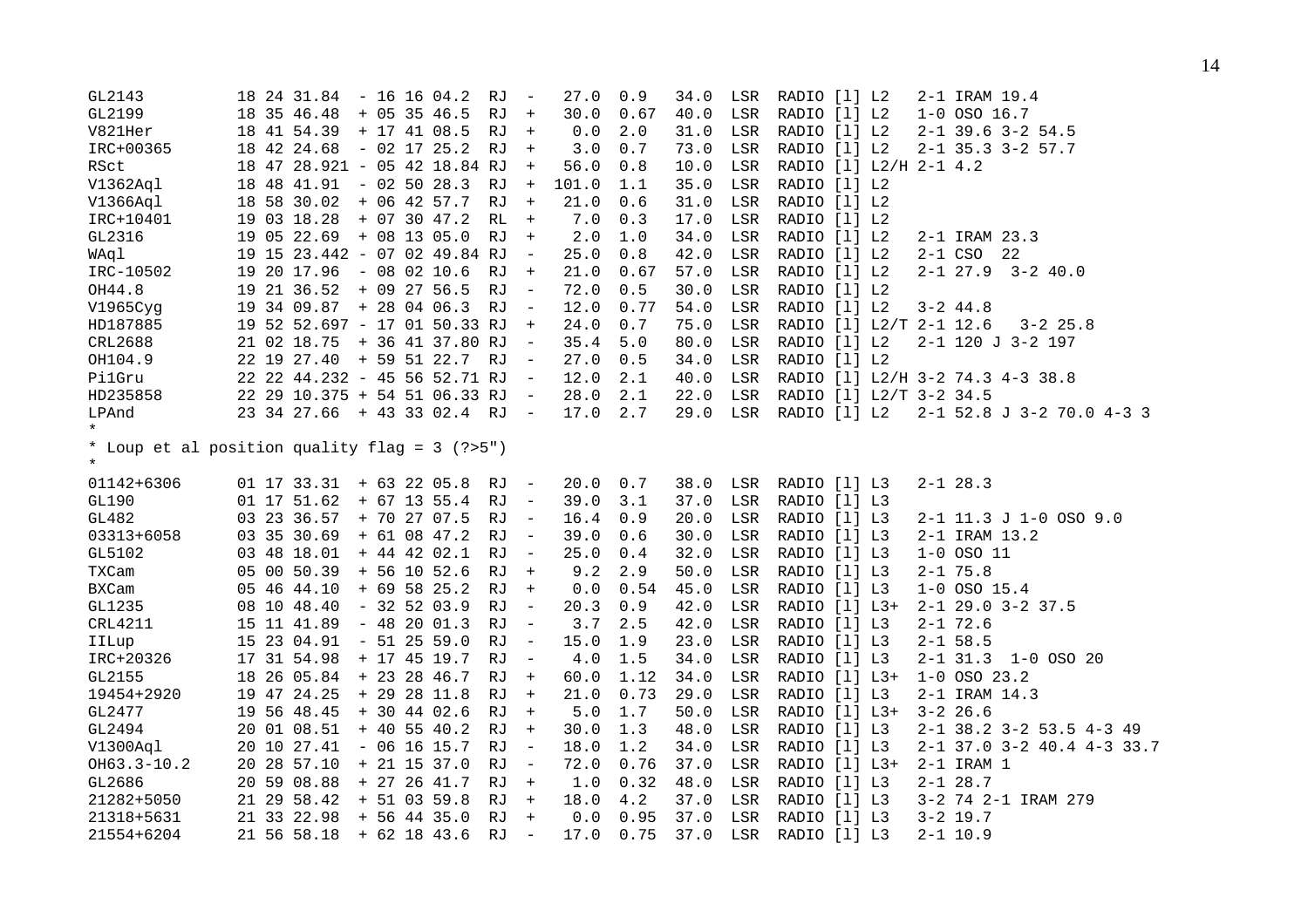```
GL2143          18 24 31.84  - 16 16 04.2  RJ  -   27.0  0.9   34.0  LSR  RADIO [l] L2   2-1 IRAM 19.4
GL2199          18 35 46.48  + 05 35 46.5  RJ  +   30.0  0.67  40.0  LSR  RADIO [l] L2   1-0 OSO 16.7
V821Her         18 41 54.39  + 17 41 08.5  RJ  +    0.0  2.0   31.0  LSR  RADIO [l] L2   2-1 39.6 3-2 54.5
IRC+00365       18 42 24.68  - 02 17 25.2  RJ  +    3.0  0.7   73.0  LSR  RADIO [l] L2   2-1 35.3 3-2 57.7
RSct            18 47 28.921 - 05 42 18.84 RJ  +   56.0  0.8   10.0  LSR  RADIO [l] L2/H 2-1 4.2
V1362Aql        18 48 41.91  - 02 50 28.3  RJ  +  101.0  1.1   35.0  LSR  RADIO [l] L2
V1366Aql        18 58 30.02  + 06 42 57.7  RJ  +   21.0  0.6   31.0  LSR  RADIO [l] L2
IRC+10401       19 03 18.28  + 07 30 47.2  RL  +    7.0  0.3   17.0  LSR  RADIO [l] L2
GL2316          19 05 22.69  + 08 13 05.0  RJ  +    2.0  1.0   34.0  LSR  RADIO [l] L2   2-1 IRAM 23.3
WAql            19 15 23.442 - 07 02 49.84 RJ  -   25.0  0.8   42.0  LSR  RADIO [l] L2   2-1 CSO  22
IRC-10502       19 20 17.96  - 08 02 10.6  RJ  +   21.0  0.67  57.0  LSR  RADIO [l] L2   2-1 27.9  3-2 40.0
OH44.8          19 21 36.52  + 09 27 56.5  RJ  -   72.0  0.5   30.0  LSR  RADIO [l] L2
V1965Cyg        19 34 09.87  + 28 04 06.3  RJ  -   12.0  0.77  54.0  LSR  RADIO [l] L2   3-2 44.8
HD187885        19 52 52.697 - 17 01 50.33 RJ  +   24.0  0.7   75.0  LSR  RADIO [l] L2/T 2-1 12.6   3-2 25.8
CRL2688         21 02 18.75  + 36 41 37.80 RJ  -   35.4  5.0   80.0  LSR  RADIO [l] L2   2-1 120 J 3-2 197
OH104.9         22 19 27.40  + 59 51 22.7  RJ  -   27.0  0.5   34.0  LSR  RADIO [l] L2
Pi1Gru          22 22 44.232 - 45 56 52.71 RJ  -   12.0  2.1   40.0  LSR  RADIO [l] L2/H 3-2 74.3 4-3 38.8
HD235858        22 29 10.375 + 54 51 06.33 RJ  -   28.0  2.1   22.0  LSR  RADIO [l] L2/T 3-2 34.5
LPAnd           23 34 27.66  + 43 33 02.4  RJ  -   17.0  2.7   29.0  LSR  RADIO [l] L2   2-1 52.8 J 3-2 70.0 4-3 3
*
* Loup et al position quality flag = 3 (?>5")
*
01142+6306      01 17 33.31  + 63 22 05.8  RJ  -   20.0  0.7   38.0  LSR  RADIO [l] L3   2-1 28.3
GL190           01 17 51.62  + 67 13 55.4  RJ  -   39.0  3.1   37.0  LSR  RADIO [l] L3
GL482           03 23 36.57  + 70 27 07.5  RJ  -   16.4  0.9   20.0  LSR  RADIO [l] L3   2-1 11.3 J 1-0 OSO 9.0
03313+6058      03 35 30.69  + 61 08 47.2  RJ  -   39.0  0.6   30.0  LSR  RADIO [l] L3   2-1 IRAM 13.2
GL5102          03 48 18.01  + 44 42 02.1  RJ  -   25.0  0.4   32.0  LSR  RADIO [l] L3   1-0 OSO 11
TXCam           05 00 50.39  + 56 10 52.6  RJ  +    9.2  2.9   50.0  LSR  RADIO [l] L3   2-1 75.8
BXCam           05 46 44.10  + 69 58 25.2  RJ  +    0.0  0.54  45.0  LSR  RADIO [l] L3   1-0 OSO 15.4
GL1235          08 10 48.40  - 32 52 03.9  RJ  -   20.3  0.9   42.0  LSR  RADIO [l] L3+  2-1 29.0 3-2 37.5
CRL4211         15 11 41.89  - 48 20 01.3  RJ  -    3.7  2.5   42.0  LSR  RADIO [l] L3   2-1 72.6
IILup           15 23 04.91  - 51 25 59.0  RJ  -   15.0  1.9   23.0  LSR  RADIO [l] L3   2-1 58.5
IRC+20326       17 31 54.98  + 17 45 19.7  RJ  -    4.0  1.5   34.0  LSR  RADIO [l] L3   2-1 31.3  1-0 OSO 20
GL2155          18 26 05.84  + 23 28 46.7  RJ  +   60.0  1.12  34.0  LSR  RADIO [l] L3+  1-0 OSO 23.2
19454+2920      19 47 24.25  + 29 28 11.8  RJ  +   21.0  0.73  29.0  LSR  RADIO [l] L3   2-1 IRAM 14.3
GL2477          19 56 48.45  + 30 44 02.6  RJ  +    5.0  1.7   50.0  LSR  RADIO [l] L3+  3-2 26.6
GL2494          20 01 08.51  + 40 55 40.2  RJ  +   30.0  1.3   48.0  LSR  RADIO [l] L3   2-1 38.2 3-2 53.5 4-3 49
V1300Aql        20 10 27.41  - 06 16 15.7  RJ  -   18.0  1.2   34.0  LSR  RADIO [l] L3   2-1 37.0 3-2 40.4 4-3 33.7
OH63.3-10.2     20 28 57.10  + 21 15 37.0  RJ  -   72.0  0.76  37.0  LSR  RADIO [l] L3+  2-1 IRAM 1
GL2686          20 59 08.88  + 27 26 41.7  RJ  +    1.0  0.32  48.0  LSR  RADIO [l] L3   2-1 28.7
21282+5050      21 29 58.42  + 51 03 59.8  RJ  +   18.0  4.2   37.0  LSR  RADIO [l] L3   3-2 74 2-1 IRAM 279
21318+5631      21 33 22.98  + 56 44 35.0  RJ  +    0.0  0.95  37.0  LSR  RADIO [l] L3   3-2 19.7
21554+6204      21 56 58.18  + 62 18 43.6  RJ  -   17.0  0.75  37.0  LSR  RADIO [l] L3   2-1 10.9
```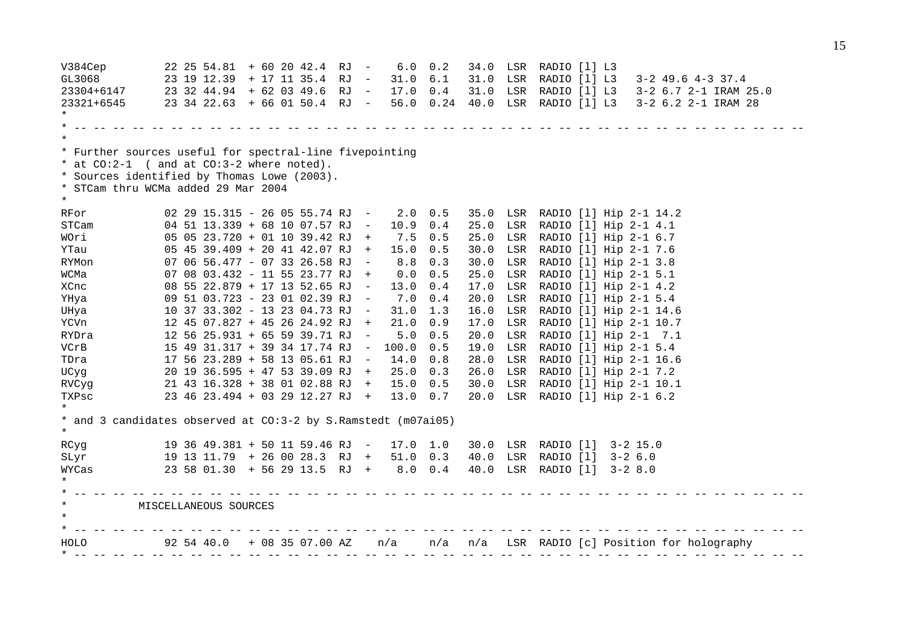```
V384Cep         22 25 54.81  + 60 20 42.4  RJ  -    6.0  0.2   34.0  LSR  RADIO [l] L3
GL3068          23 19 12.39  + 17 11 35.4  RJ  -   31.0  6.1   31.0  LSR  RADIO [l] L3   3-2 49.6 4-3 37.4
23304+6147      23 32 44.94  + 62 03 49.6  RJ  -   17.0  0.4   31.0  LSR  RADIO [l] L3   3-2 6.7 2-1 IRAM 25.0
23321+6545      23 34 22.63  + 66 01 50.4  RJ  -   56.0  0.24  40.0  LSR  RADIO [l] L3   3-2 6.2 2-1 IRAM 28
*
* -- -- -- -- -- -- -- -- -- -- -- -- -- -- -- -- -- -- -- -- -- -- -- -- -- -- -- -- -- -- -- -- -- -- -- --
*
* Further sources useful for spectral-line fivepointing
* at CO:2-1  ( and at CO:3-2 where noted).
* Sources identified by Thomas Lowe (2003).
* STCam thru WCMa added 29 Mar 2004
*
RFor            02 29 15.315 - 26 05 55.74 RJ  -    2.0  0.5   35.0  LSR  RADIO [l] Hip 2-1 14.2
STCam           04 51 13.339 + 68 10 07.57 RJ  -   10.9  0.4   25.0  LSR  RADIO [l] Hip 2-1 4.1
WOri            05 05 23.720 + 01 10 39.42 RJ  +    7.5  0.5   25.0  LSR  RADIO [l] Hip 2-1 6.7
YTau            05 45 39.409 + 20 41 42.07 RJ  +   15.0  0.5   30.0  LSR  RADIO [l] Hip 2-1 7.6
RYMon           07 06 56.477 - 07 33 26.58 RJ  -    8.8  0.3   30.0  LSR  RADIO [l] Hip 2-1 3.8
WCMa            07 08 03.432 - 11 55 23.77 RJ  +    0.0  0.5   25.0  LSR  RADIO [l] Hip 2-1 5.1
XCnc            08 55 22.879 + 17 13 52.65 RJ  -   13.0  0.4   17.0  LSR  RADIO [l] Hip 2-1 4.2
YHya            09 51 03.723 - 23 01 02.39 RJ  -    7.0  0.4   20.0  LSR  RADIO [l] Hip 2-1 5.4
UHya            10 37 33.302 - 13 23 04.73 RJ  -   31.0  1.3   16.0  LSR  RADIO [l] Hip 2-1 14.6
YCVn            12 45 07.827 + 45 26 24.92 RJ  +   21.0  0.9   17.0  LSR  RADIO [l] Hip 2-1 10.7
RYDra           12 56 25.931 + 65 59 39.71 RJ  -    5.0  0.5   20.0  LSR  RADIO [l] Hip 2-1  7.1
VCrB            15 49 31.317 + 39 34 17.74 RJ  -  100.0  0.5   19.0  LSR  RADIO [l] Hip 2-1 5.4
TDra            17 56 23.289 + 58 13 05.61 RJ  -   14.0  0.8   28.0  LSR  RADIO [l] Hip 2-1 16.6
UCyg            20 19 36.595 + 47 53 39.09 RJ  +   25.0  0.3   26.0  LSR  RADIO [l] Hip 2-1 7.2
RVCyg           21 43 16.328 + 38 01 02.88 RJ  +   15.0  0.5   30.0  LSR  RADIO [l] Hip 2-1 10.1
TXPsc           23 46 23.494 + 03 29 12.27 RJ  +   13.0  0.7   20.0  LSR  RADIO [l] Hip 2-1 6.2
*
* and 3 candidates observed at CO:3-2 by S.Ramstedt (m07ai05)
*
RCyg            19 36 49.381 + 50 11 59.46 RJ  -   17.0  1.0   30.0  LSR  RADIO [l]  3-2 15.0
SLyr            19 13 11.79  + 26 00 28.3  RJ  +   51.0  0.3   40.0  LSR  RADIO [l]  3-2 6.0
WYCas           23 58 01.30  + 56 29 13.5  RJ  +    8.0  0.4   40.0  LSR  RADIO [l]  3-2 8.0
*
* -- -- -- -- -- -- -- -- -- -- -- -- -- -- -- -- -- -- -- -- -- -- -- -- -- -- -- -- -- -- -- -- -- -- -- --
*          MISCELLANEOUS SOURCES
*
* -- -- -- -- -- -- -- -- -- -- -- -- -- -- -- -- -- -- -- -- -- -- -- -- -- -- -- -- -- -- -- -- -- -- -- --
HOLO            92 54 40.0   + 08 35 07.00 AZ    n/a     n/a   n/a   LSR  RADIO [c] Position for holography
* -- -- -- -- -- -- -- -- -- -- -- -- -- -- -- -- -- -- -- -- -- -- -- -- -- -- -- -- -- -- -- -- -- -- -- --
```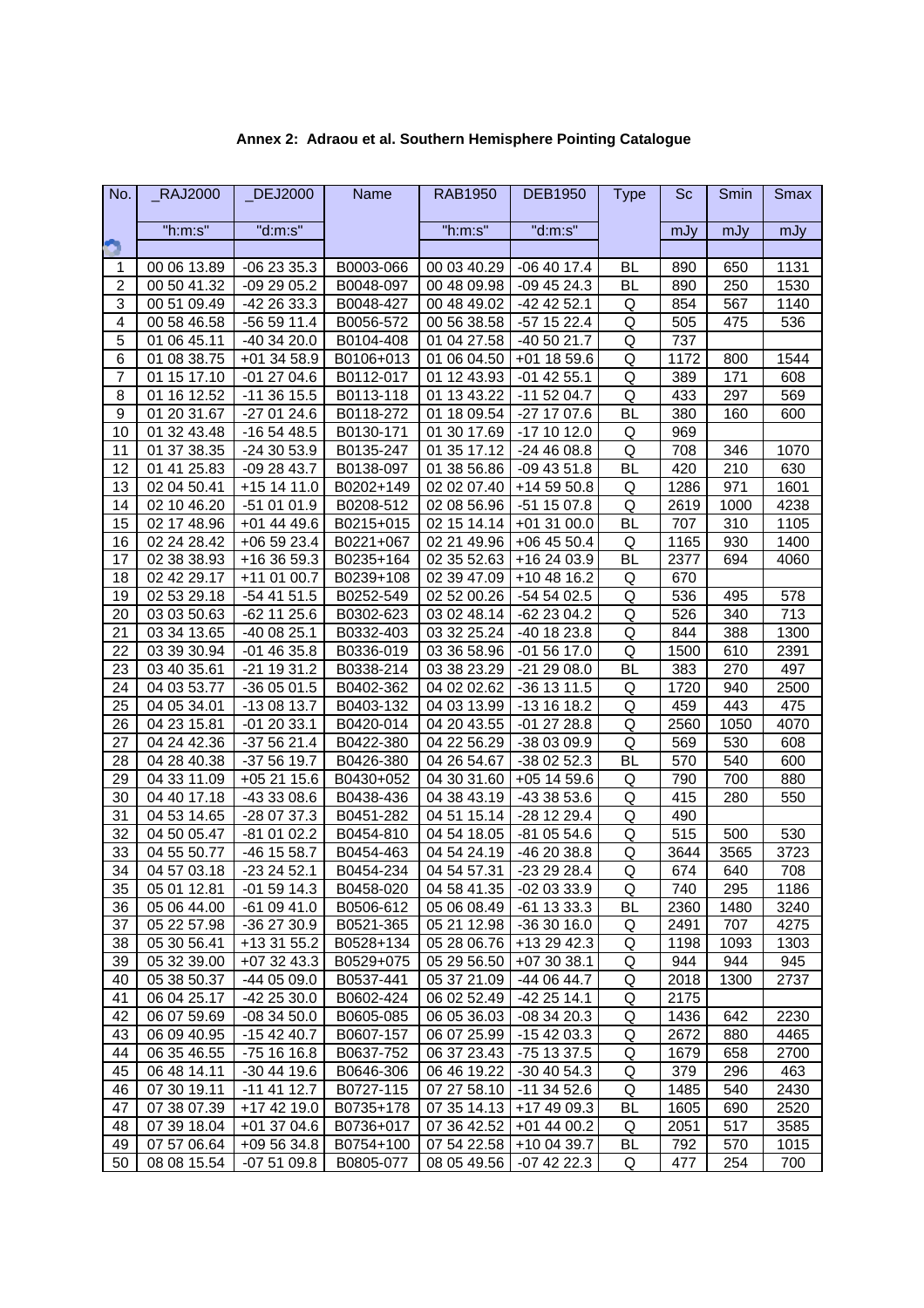**Annex 2: Adraou et al. Southern Hemisphere Pointing Catalogue**

| No. | _RAJ2000 | _DEJ2000 | Name | RAB1950 | DEB1950 | Type | Sc | Smin | Smax |
|---|---|---|---|---|---|---|---|---|---|
| | "h:m:s" | "d:m:s" | | "h:m:s" | "d:m:s" | | mJy | mJy | mJy |
| | | | | | | | | | |
| 1 | 00 06 13.89 | -06 23 35.3 | B0003-066 | 00 03 40.29 | -06 40 17.4 | BL | 890 | 650 | 1131 |
| 2 | 00 50 41.32 | -09 29 05.2 | B0048-097 | 00 48 09.98 | -09 45 24.3 | BL | 890 | 250 | 1530 |
| 3 | 00 51 09.49 | -42 26 33.3 | B0048-427 | 00 48 49.02 | -42 42 52.1 | Q | 854 | 567 | 1140 |
| 4 | 00 58 46.58 | -56 59 11.4 | B0056-572 | 00 56 38.58 | -57 15 22.4 | Q | 505 | 475 | 536 |
| 5 | 01 06 45.11 | -40 34 20.0 | B0104-408 | 01 04 27.58 | -40 50 21.7 | Q | 737 | | |
| 6 | 01 08 38.75 | +01 34 58.9 | B0106+013 | 01 06 04.50 | +01 18 59.6 | Q | 1172 | 800 | 1544 |
| 7 | 01 15 17.10 | -01 27 04.6 | B0112-017 | 01 12 43.93 | -01 42 55.1 | Q | 389 | 171 | 608 |
| 8 | 01 16 12.52 | -11 36 15.5 | B0113-118 | 01 13 43.22 | -11 52 04.7 | Q | 433 | 297 | 569 |
| 9 | 01 20 31.67 | -27 01 24.6 | B0118-272 | 01 18 09.54 | -27 17 07.6 | BL | 380 | 160 | 600 |
| 10 | 01 32 43.48 | -16 54 48.5 | B0130-171 | 01 30 17.69 | -17 10 12.0 | Q | 969 | | |
| 11 | 01 37 38.35 | -24 30 53.9 | B0135-247 | 01 35 17.12 | -24 46 08.8 | Q | 708 | 346 | 1070 |
| 12 | 01 41 25.83 | -09 28 43.7 | B0138-097 | 01 38 56.86 | -09 43 51.8 | BL | 420 | 210 | 630 |
| 13 | 02 04 50.41 | +15 14 11.0 | B0202+149 | 02 02 07.40 | +14 59 50.8 | Q | 1286 | 971 | 1601 |
| 14 | 02 10 46.20 | -51 01 01.9 | B0208-512 | 02 08 56.96 | -51 15 07.8 | Q | 2619 | 1000 | 4238 |
| 15 | 02 17 48.96 | +01 44 49.6 | B0215+015 | 02 15 14.14 | +01 31 00.0 | BL | 707 | 310 | 1105 |
| 16 | 02 24 28.42 | +06 59 23.4 | B0221+067 | 02 21 49.96 | +06 45 50.4 | Q | 1165 | 930 | 1400 |
| 17 | 02 38 38.93 | +16 36 59.3 | B0235+164 | 02 35 52.63 | +16 24 03.9 | BL | 2377 | 694 | 4060 |
| 18 | 02 42 29.17 | +11 01 00.7 | B0239+108 | 02 39 47.09 | +10 48 16.2 | Q | 670 | | |
| 19 | 02 53 29.18 | -54 41 51.5 | B0252-549 | 02 52 00.26 | -54 54 02.5 | Q | 536 | 495 | 578 |
| 20 | 03 03 50.63 | -62 11 25.6 | B0302-623 | 03 02 48.14 | -62 23 04.2 | Q | 526 | 340 | 713 |
| 21 | 03 34 13.65 | -40 08 25.1 | B0332-403 | 03 32 25.24 | -40 18 23.8 | Q | 844 | 388 | 1300 |
| 22 | 03 39 30.94 | -01 46 35.8 | B0336-019 | 03 36 58.96 | -01 56 17.0 | Q | 1500 | 610 | 2391 |
| 23 | 03 40 35.61 | -21 19 31.2 | B0338-214 | 03 38 23.29 | -21 29 08.0 | BL | 383 | 270 | 497 |
| 24 | 04 03 53.77 | -36 05 01.5 | B0402-362 | 04 02 02.62 | -36 13 11.5 | Q | 1720 | 940 | 2500 |
| 25 | 04 05 34.01 | -13 08 13.7 | B0403-132 | 04 03 13.99 | -13 16 18.2 | Q | 459 | 443 | 475 |
| 26 | 04 23 15.81 | -01 20 33.1 | B0420-014 | 04 20 43.55 | -01 27 28.8 | Q | 2560 | 1050 | 4070 |
| 27 | 04 24 42.36 | -37 56 21.4 | B0422-380 | 04 22 56.29 | -38 03 09.9 | Q | 569 | 530 | 608 |
| 28 | 04 28 40.38 | -37 56 19.7 | B0426-380 | 04 26 54.67 | -38 02 52.3 | BL | 570 | 540 | 600 |
| 29 | 04 33 11.09 | +05 21 15.6 | B0430+052 | 04 30 31.60 | +05 14 59.6 | Q | 790 | 700 | 880 |
| 30 | 04 40 17.18 | -43 33 08.6 | B0438-436 | 04 38 43.19 | -43 38 53.6 | Q | 415 | 280 | 550 |
| 31 | 04 53 14.65 | -28 07 37.3 | B0451-282 | 04 51 15.14 | -28 12 29.4 | Q | 490 | | |
| 32 | 04 50 05.47 | -81 01 02.2 | B0454-810 | 04 54 18.05 | -81 05 54.6 | Q | 515 | 500 | 530 |
| 33 | 04 55 50.77 | -46 15 58.7 | B0454-463 | 04 54 24.19 | -46 20 38.8 | Q | 3644 | 3565 | 3723 |
| 34 | 04 57 03.18 | -23 24 52.1 | B0454-234 | 04 54 57.31 | -23 29 28.4 | Q | 674 | 640 | 708 |
| 35 | 05 01 12.81 | -01 59 14.3 | B0458-020 | 04 58 41.35 | -02 03 33.9 | Q | 740 | 295 | 1186 |
| 36 | 05 06 44.00 | -61 09 41.0 | B0506-612 | 05 06 08.49 | -61 13 33.3 | BL | 2360 | 1480 | 3240 |
| 37 | 05 22 57.98 | -36 27 30.9 | B0521-365 | 05 21 12.98 | -36 30 16.0 | Q | 2491 | 707 | 4275 |
| 38 | 05 30 56.41 | +13 31 55.2 | B0528+134 | 05 28 06.76 | +13 29 42.3 | Q | 1198 | 1093 | 1303 |
| 39 | 05 32 39.00 | +07 32 43.3 | B0529+075 | 05 29 56.50 | +07 30 38.1 | Q | 944 | 944 | 945 |
| 40 | 05 38 50.37 | -44 05 09.0 | B0537-441 | 05 37 21.09 | -44 06 44.7 | Q | 2018 | 1300 | 2737 |
| 41 | 06 04 25.17 | -42 25 30.0 | B0602-424 | 06 02 52.49 | -42 25 14.1 | Q | 2175 | | |
| 42 | 06 07 59.69 | -08 34 50.0 | B0605-085 | 06 05 36.03 | -08 34 20.3 | Q | 1436 | 642 | 2230 |
| 43 | 06 09 40.95 | -15 42 40.7 | B0607-157 | 06 07 25.99 | -15 42 03.3 | Q | 2672 | 880 | 4465 |
| 44 | 06 35 46.55 | -75 16 16.8 | B0637-752 | 06 37 23.43 | -75 13 37.5 | Q | 1679 | 658 | 2700 |
| 45 | 06 48 14.11 | -30 44 19.6 | B0646-306 | 06 46 19.22 | -30 40 54.3 | Q | 379 | 296 | 463 |
| 46 | 07 30 19.11 | -11 41 12.7 | B0727-115 | 07 27 58.10 | -11 34 52.6 | Q | 1485 | 540 | 2430 |
| 47 | 07 38 07.39 | +17 42 19.0 | B0735+178 | 07 35 14.13 | +17 49 09.3 | BL | 1605 | 690 | 2520 |
| 48 | 07 39 18.04 | +01 37 04.6 | B0736+017 | 07 36 42.52 | +01 44 00.2 | Q | 2051 | 517 | 3585 |
| 49 | 07 57 06.64 | +09 56 34.8 | B0754+100 | 07 54 22.58 | +10 04 39.7 | BL | 792 | 570 | 1015 |
| 50 | 08 08 15.54 | -07 51 09.8 | B0805-077 | 08 05 49.56 | -07 42 22.3 | Q | 477 | 254 | 700 |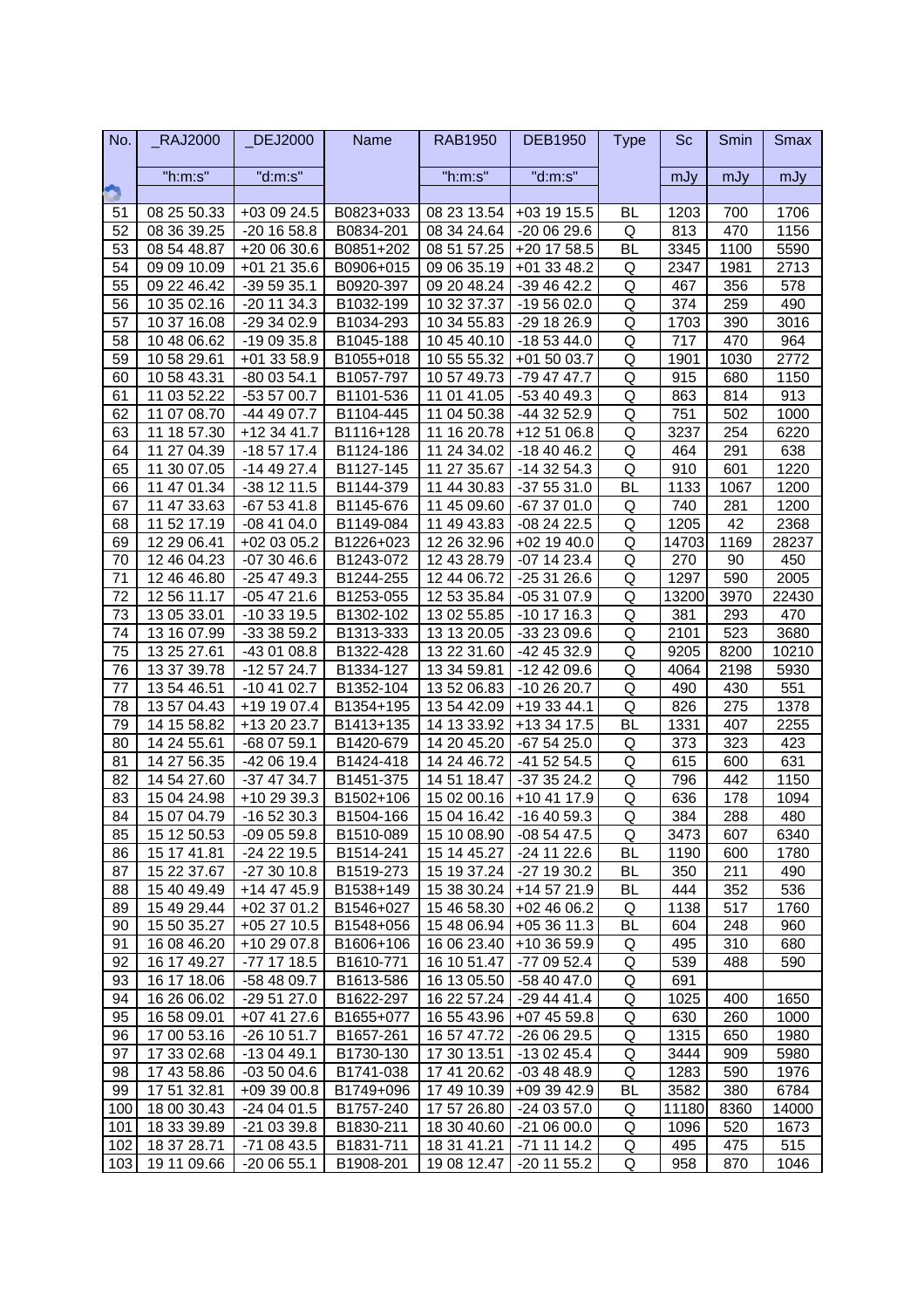| No. | _RAJ2000 | _DEJ2000 | Name | RAB1950 | DEB1950 | Type | Sc | Smin | Smax |
|---|---|---|---|---|---|---|---|---|---|
| | "h:m:s" | "d:m:s" | | "h:m:s" | "d:m:s" | | mJy | mJy | mJy |
| | | | | | | | | | |
| 51 | 08 25 50.33 | +03 09 24.5 | B0823+033 | 08 23 13.54 | +03 19 15.5 | BL | 1203 | 700 | 1706 |
| 52 | 08 36 39.25 | -20 16 58.8 | B0834-201 | 08 34 24.64 | -20 06 29.6 | Q | 813 | 470 | 1156 |
| 53 | 08 54 48.87 | +20 06 30.6 | B0851+202 | 08 51 57.25 | +20 17 58.5 | BL | 3345 | 1100 | 5590 |
| 54 | 09 09 10.09 | +01 21 35.6 | B0906+015 | 09 06 35.19 | +01 33 48.2 | Q | 2347 | 1981 | 2713 |
| 55 | 09 22 46.42 | -39 59 35.1 | B0920-397 | 09 20 48.24 | -39 46 42.2 | Q | 467 | 356 | 578 |
| 56 | 10 35 02.16 | -20 11 34.3 | B1032-199 | 10 32 37.37 | -19 56 02.0 | Q | 374 | 259 | 490 |
| 57 | 10 37 16.08 | -29 34 02.9 | B1034-293 | 10 34 55.83 | -29 18 26.9 | Q | 1703 | 390 | 3016 |
| 58 | 10 48 06.62 | -19 09 35.8 | B1045-188 | 10 45 40.10 | -18 53 44.0 | Q | 717 | 470 | 964 |
| 59 | 10 58 29.61 | +01 33 58.9 | B1055+018 | 10 55 55.32 | +01 50 03.7 | Q | 1901 | 1030 | 2772 |
| 60 | 10 58 43.31 | -80 03 54.1 | B1057-797 | 10 57 49.73 | -79 47 47.7 | Q | 915 | 680 | 1150 |
| 61 | 11 03 52.22 | -53 57 00.7 | B1101-536 | 11 01 41.05 | -53 40 49.3 | Q | 863 | 814 | 913 |
| 62 | 11 07 08.70 | -44 49 07.7 | B1104-445 | 11 04 50.38 | -44 32 52.9 | Q | 751 | 502 | 1000 |
| 63 | 11 18 57.30 | +12 34 41.7 | B1116+128 | 11 16 20.78 | +12 51 06.8 | Q | 3237 | 254 | 6220 |
| 64 | 11 27 04.39 | -18 57 17.4 | B1124-186 | 11 24 34.02 | -18 40 46.2 | Q | 464 | 291 | 638 |
| 65 | 11 30 07.05 | -14 49 27.4 | B1127-145 | 11 27 35.67 | -14 32 54.3 | Q | 910 | 601 | 1220 |
| 66 | 11 47 01.34 | -38 12 11.5 | B1144-379 | 11 44 30.83 | -37 55 31.0 | BL | 1133 | 1067 | 1200 |
| 67 | 11 47 33.63 | -67 53 41.8 | B1145-676 | 11 45 09.60 | -67 37 01.0 | Q | 740 | 281 | 1200 |
| 68 | 11 52 17.19 | -08 41 04.0 | B1149-084 | 11 49 43.83 | -08 24 22.5 | Q | 1205 | 42 | 2368 |
| 69 | 12 29 06.41 | +02 03 05.2 | B1226+023 | 12 26 32.96 | +02 19 40.0 | Q | 14703 | 1169 | 28237 |
| 70 | 12 46 04.23 | -07 30 46.6 | B1243-072 | 12 43 28.79 | -07 14 23.4 | Q | 270 | 90 | 450 |
| 71 | 12 46 46.80 | -25 47 49.3 | B1244-255 | 12 44 06.72 | -25 31 26.6 | Q | 1297 | 590 | 2005 |
| 72 | 12 56 11.17 | -05 47 21.6 | B1253-055 | 12 53 35.84 | -05 31 07.9 | Q | 13200 | 3970 | 22430 |
| 73 | 13 05 33.01 | -10 33 19.5 | B1302-102 | 13 02 55.85 | -10 17 16.3 | Q | 381 | 293 | 470 |
| 74 | 13 16 07.99 | -33 38 59.2 | B1313-333 | 13 13 20.05 | -33 23 09.6 | Q | 2101 | 523 | 3680 |
| 75 | 13 25 27.61 | -43 01 08.8 | B1322-428 | 13 22 31.60 | -42 45 32.9 | Q | 9205 | 8200 | 10210 |
| 76 | 13 37 39.78 | -12 57 24.7 | B1334-127 | 13 34 59.81 | -12 42 09.6 | Q | 4064 | 2198 | 5930 |
| 77 | 13 54 46.51 | -10 41 02.7 | B1352-104 | 13 52 06.83 | -10 26 20.7 | Q | 490 | 430 | 551 |
| 78 | 13 57 04.43 | +19 19 07.4 | B1354+195 | 13 54 42.09 | +19 33 44.1 | Q | 826 | 275 | 1378 |
| 79 | 14 15 58.82 | +13 20 23.7 | B1413+135 | 14 13 33.92 | +13 34 17.5 | BL | 1331 | 407 | 2255 |
| 80 | 14 24 55.61 | -68 07 59.1 | B1420-679 | 14 20 45.20 | -67 54 25.0 | Q | 373 | 323 | 423 |
| 81 | 14 27 56.35 | -42 06 19.4 | B1424-418 | 14 24 46.72 | -41 52 54.5 | Q | 615 | 600 | 631 |
| 82 | 14 54 27.60 | -37 47 34.7 | B1451-375 | 14 51 18.47 | -37 35 24.2 | Q | 796 | 442 | 1150 |
| 83 | 15 04 24.98 | +10 29 39.3 | B1502+106 | 15 02 00.16 | +10 41 17.9 | Q | 636 | 178 | 1094 |
| 84 | 15 07 04.79 | -16 52 30.3 | B1504-166 | 15 04 16.42 | -16 40 59.3 | Q | 384 | 288 | 480 |
| 85 | 15 12 50.53 | -09 05 59.8 | B1510-089 | 15 10 08.90 | -08 54 47.5 | Q | 3473 | 607 | 6340 |
| 86 | 15 17 41.81 | -24 22 19.5 | B1514-241 | 15 14 45.27 | -24 11 22.6 | BL | 1190 | 600 | 1780 |
| 87 | 15 22 37.67 | -27 30 10.8 | B1519-273 | 15 19 37.24 | -27 19 30.2 | BL | 350 | 211 | 490 |
| 88 | 15 40 49.49 | +14 47 45.9 | B1538+149 | 15 38 30.24 | +14 57 21.9 | BL | 444 | 352 | 536 |
| 89 | 15 49 29.44 | +02 37 01.2 | B1546+027 | 15 46 58.30 | +02 46 06.2 | Q | 1138 | 517 | 1760 |
| 90 | 15 50 35.27 | +05 27 10.5 | B1548+056 | 15 48 06.94 | +05 36 11.3 | BL | 604 | 248 | 960 |
| 91 | 16 08 46.20 | +10 29 07.8 | B1606+106 | 16 06 23.40 | +10 36 59.9 | Q | 495 | 310 | 680 |
| 92 | 16 17 49.27 | -77 17 18.5 | B1610-771 | 16 10 51.47 | -77 09 52.4 | Q | 539 | 488 | 590 |
| 93 | 16 17 18.06 | -58 48 09.7 | B1613-586 | 16 13 05.50 | -58 40 47.0 | Q | 691 | | |
| 94 | 16 26 06.02 | -29 51 27.0 | B1622-297 | 16 22 57.24 | -29 44 41.4 | Q | 1025 | 400 | 1650 |
| 95 | 16 58 09.01 | +07 41 27.6 | B1655+077 | 16 55 43.96 | +07 45 59.8 | Q | 630 | 260 | 1000 |
| 96 | 17 00 53.16 | -26 10 51.7 | B1657-261 | 16 57 47.72 | -26 06 29.5 | Q | 1315 | 650 | 1980 |
| 97 | 17 33 02.68 | -13 04 49.1 | B1730-130 | 17 30 13.51 | -13 02 45.4 | Q | 3444 | 909 | 5980 |
| 98 | 17 43 58.86 | -03 50 04.6 | B1741-038 | 17 41 20.62 | -03 48 48.9 | Q | 1283 | 590 | 1976 |
| 99 | 17 51 32.81 | +09 39 00.8 | B1749+096 | 17 49 10.39 | +09 39 42.9 | BL | 3582 | 380 | 6784 |
| 100 | 18 00 30.43 | -24 04 01.5 | B1757-240 | 17 57 26.80 | -24 03 57.0 | Q | 11180 | 8360 | 14000 |
| 101 | 18 33 39.89 | -21 03 39.8 | B1830-211 | 18 30 40.60 | -21 06 00.0 | Q | 1096 | 520 | 1673 |
| 102 | 18 37 28.71 | -71 08 43.5 | B1831-711 | 18 31 41.21 | -71 11 14.2 | Q | 495 | 475 | 515 |
| 103 | 19 11 09.66 | -20 06 55.1 | B1908-201 | 19 08 12.47 | -20 11 55.2 | Q | 958 | 870 | 1046 |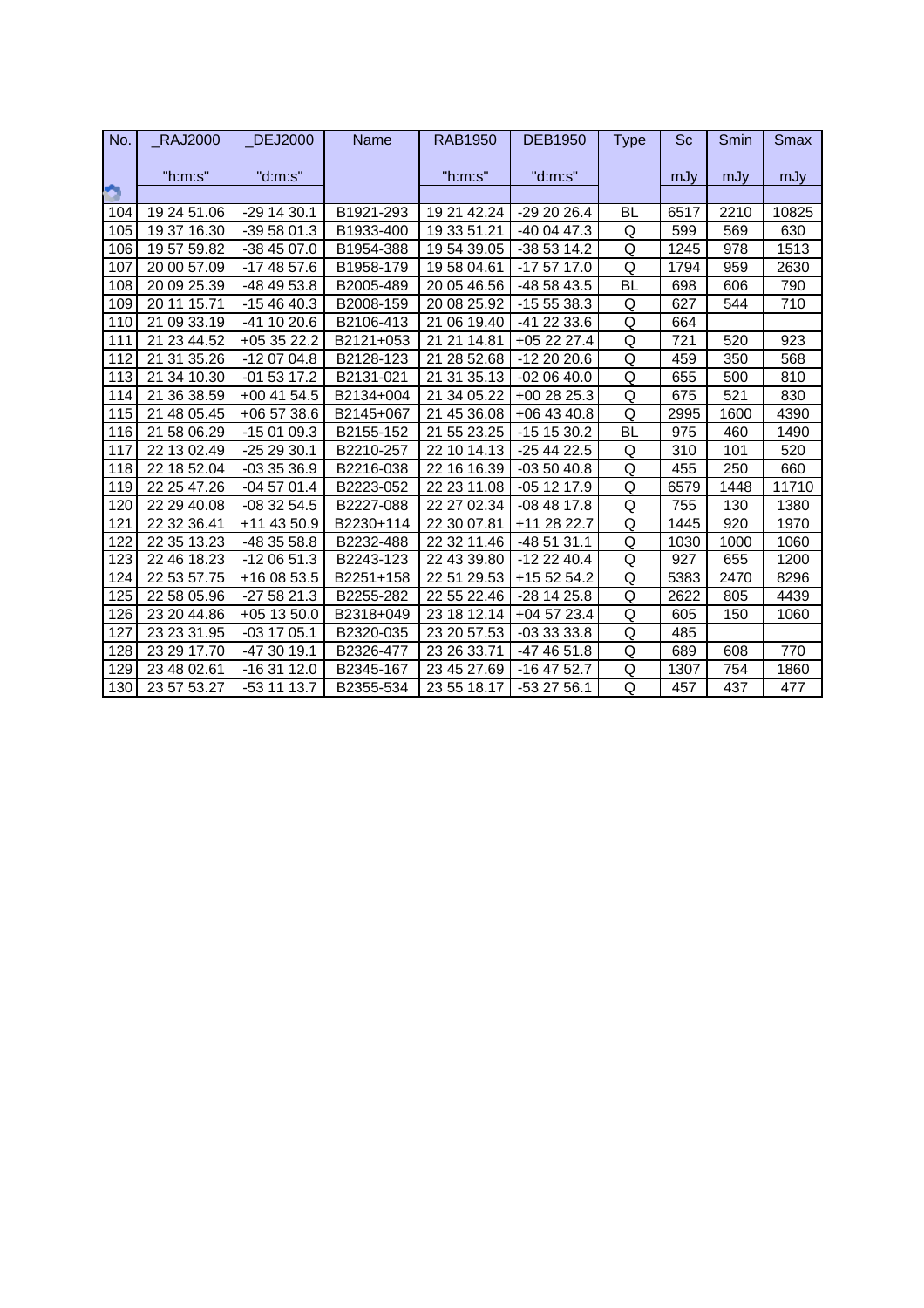| No. | _RAJ2000 | _DEJ2000 | Name | RAB1950 | DEB1950 | Type | Sc | Smin | Smax |
|---|---|---|---|---|---|---|---|---|---|
| | "h:m:s" | "d:m:s" | | "h:m:s" | "d:m:s" | | mJy | mJy | mJy |
| 104 | 19 24 51.06 | -29 14 30.1 | B1921-293 | 19 21 42.24 | -29 20 26.4 | BL | 6517 | 2210 | 10825 |
| 105 | 19 37 16.30 | -39 58 01.3 | B1933-400 | 19 33 51.21 | -40 04 47.3 | Q | 599 | 569 | 630 |
| 106 | 19 57 59.82 | -38 45 07.0 | B1954-388 | 19 54 39.05 | -38 53 14.2 | Q | 1245 | 978 | 1513 |
| 107 | 20 00 57.09 | -17 48 57.6 | B1958-179 | 19 58 04.61 | -17 57 17.0 | Q | 1794 | 959 | 2630 |
| 108 | 20 09 25.39 | -48 49 53.8 | B2005-489 | 20 05 46.56 | -48 58 43.5 | BL | 698 | 606 | 790 |
| 109 | 20 11 15.71 | -15 46 40.3 | B2008-159 | 20 08 25.92 | -15 55 38.3 | Q | 627 | 544 | 710 |
| 110 | 21 09 33.19 | -41 10 20.6 | B2106-413 | 21 06 19.40 | -41 22 33.6 | Q | 664 | | |
| 111 | 21 23 44.52 | +05 35 22.2 | B2121+053 | 21 21 14.81 | +05 22 27.4 | Q | 721 | 520 | 923 |
| 112 | 21 31 35.26 | -12 07 04.8 | B2128-123 | 21 28 52.68 | -12 20 20.6 | Q | 459 | 350 | 568 |
| 113 | 21 34 10.30 | -01 53 17.2 | B2131-021 | 21 31 35.13 | -02 06 40.0 | Q | 655 | 500 | 810 |
| 114 | 21 36 38.59 | +00 41 54.5 | B2134+004 | 21 34 05.22 | +00 28 25.3 | Q | 675 | 521 | 830 |
| 115 | 21 48 05.45 | +06 57 38.6 | B2145+067 | 21 45 36.08 | +06 43 40.8 | Q | 2995 | 1600 | 4390 |
| 116 | 21 58 06.29 | -15 01 09.3 | B2155-152 | 21 55 23.25 | -15 15 30.2 | BL | 975 | 460 | 1490 |
| 117 | 22 13 02.49 | -25 29 30.1 | B2210-257 | 22 10 14.13 | -25 44 22.5 | Q | 310 | 101 | 520 |
| 118 | 22 18 52.04 | -03 35 36.9 | B2216-038 | 22 16 16.39 | -03 50 40.8 | Q | 455 | 250 | 660 |
| 119 | 22 25 47.26 | -04 57 01.4 | B2223-052 | 22 23 11.08 | -05 12 17.9 | Q | 6579 | 1448 | 11710 |
| 120 | 22 29 40.08 | -08 32 54.5 | B2227-088 | 22 27 02.34 | -08 48 17.8 | Q | 755 | 130 | 1380 |
| 121 | 22 32 36.41 | +11 43 50.9 | B2230+114 | 22 30 07.81 | +11 28 22.7 | Q | 1445 | 920 | 1970 |
| 122 | 22 35 13.23 | -48 35 58.8 | B2232-488 | 22 32 11.46 | -48 51 31.1 | Q | 1030 | 1000 | 1060 |
| 123 | 22 46 18.23 | -12 06 51.3 | B2243-123 | 22 43 39.80 | -12 22 40.4 | Q | 927 | 655 | 1200 |
| 124 | 22 53 57.75 | +16 08 53.5 | B2251+158 | 22 51 29.53 | +15 52 54.2 | Q | 5383 | 2470 | 8296 |
| 125 | 22 58 05.96 | -27 58 21.3 | B2255-282 | 22 55 22.46 | -28 14 25.8 | Q | 2622 | 805 | 4439 |
| 126 | 23 20 44.86 | +05 13 50.0 | B2318+049 | 23 18 12.14 | +04 57 23.4 | Q | 605 | 150 | 1060 |
| 127 | 23 23 31.95 | -03 17 05.1 | B2320-035 | 23 20 57.53 | -03 33 33.8 | Q | 485 | | |
| 128 | 23 29 17.70 | -47 30 19.1 | B2326-477 | 23 26 33.71 | -47 46 51.8 | Q | 689 | 608 | 770 |
| 129 | 23 48 02.61 | -16 31 12.0 | B2345-167 | 23 45 27.69 | -16 47 52.7 | Q | 1307 | 754 | 1860 |
| 130 | 23 57 53.27 | -53 11 13.7 | B2355-534 | 23 55 18.17 | -53 27 56.1 | Q | 457 | 437 | 477 |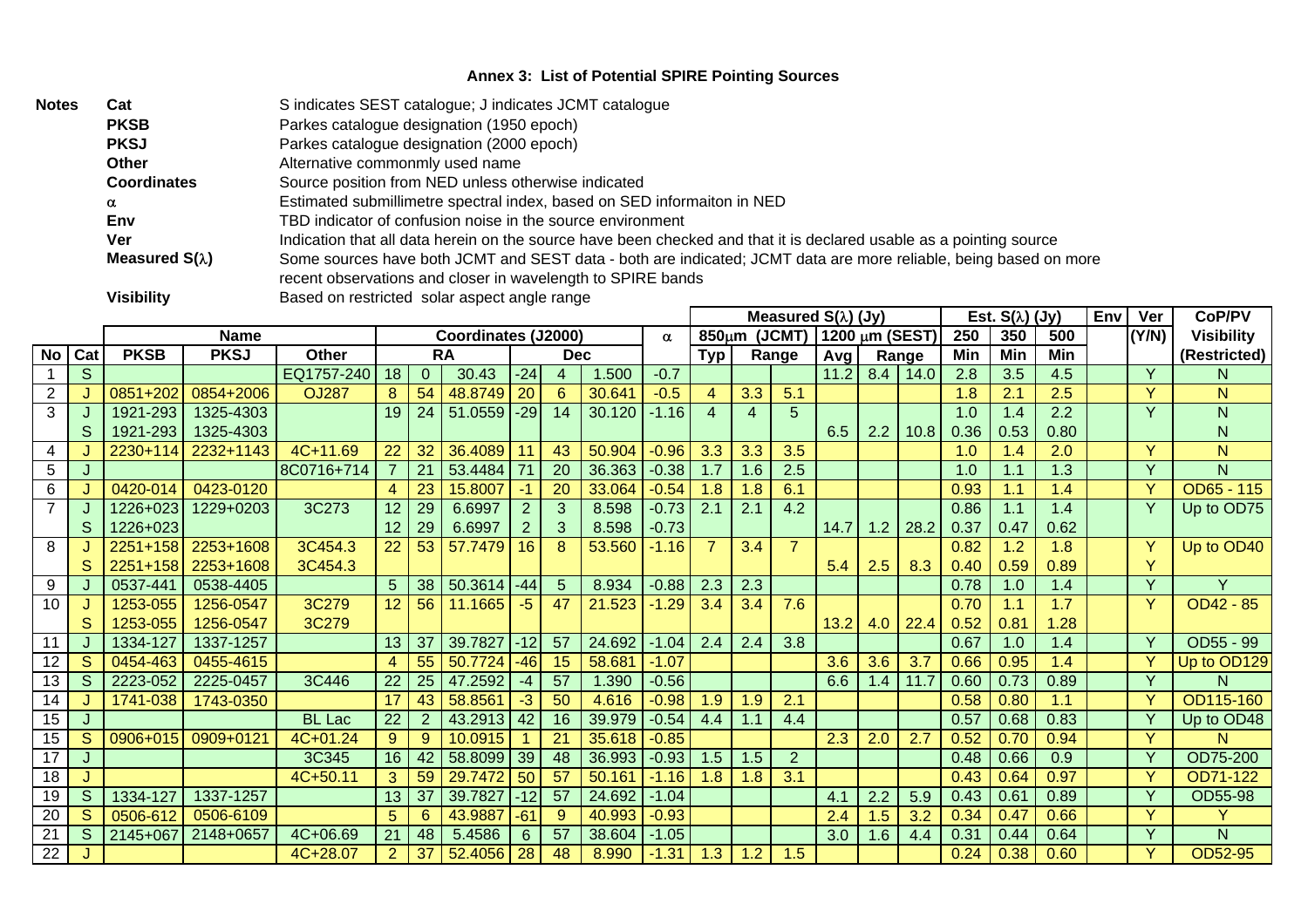# Annex 3: List of Potential SPIRE Pointing Sources

| **Notes** | | |
|---|---|---|
| | **Cat** | S indicates SEST catalogue; J indicates JCMT catalogue |
| | **PKSB** | Parkes catalogue designation (1950 epoch) |
| | **PKSJ** | Parkes catalogue designation (2000 epoch) |
| | **Other** | Alternative commonmly used name |
| | **Coordinates** | Source position from NED unless otherwise indicated |
| | **α** | Estimated submillimetre spectral index, based on SED informaiton in NED |
| | **Env** | TBD indicator of confusion noise in the source environment |
| | **Ver** | Indication that all data herein on the source have been checked and that it is declared usable as a pointing source |
| | **Measured S(λ)** | Some sources have both JCMT and SEST data - both are indicated; JCMT data are more reliable, being based on more recent observations and closer in wavelength to SPIRE bands |
| | **Visibility** | Based on restricted solar aspect angle range |

| | | | | | | | | | | | | Measured S(λ) (Jy) | | | | | | Est. S(λ) (Jy) | | | Env | Ver | CoP/PV |
|---|---|---|---|---|---|---|---|---|---|---|---|---|---|---|---|---|---|---|---|---|---|---|---|
| | | Name | | | Coordinates (J2000) | | | | | | α | 850μm (JCMT) | | | 1200 μm (SEST) | | | 250 | 350 | 500 | | (Y/N) | Visibility |
| No | Cat | PKSB | PKSJ | Other | RA | | | Dec | | | | Typ | Range | | Avg | Range | | Min | Min | Min | | | (Restricted) |
| 1 | S | | | EQ1757-240 | 18 | 0 | 30.43 | -24 | 4 | 1.500 | -0.7 | | | | 11.2 | 8.4 | 14.0 | 2.8 | 3.5 | 4.5 | | Y | N |
| 2 | J | 0851+202 | 0854+2006 | OJ287 | 8 | 54 | 48.8749 | 20 | 6 | 30.641 | -0.5 | 4 | 3.3 | 5.1 | | | | 1.8 | 2.1 | 2.5 | | Y | N |
| 3 | J | 1921-293 | 1325-4303 | | 19 | 24 | 51.0559 | -29 | 14 | 30.120 | -1.16 | 4 | 4 | 5 | | | | 1.0 | 1.4 | 2.2 | | Y | N |
| | S | 1921-293 | 1325-4303 | | | | | | | | | | | | 6.5 | 2.2 | 10.8 | 0.36 | 0.53 | 0.80 | | | N |
| 4 | J | 2230+114 | 2232+1143 | 4C+11.69 | 22 | 32 | 36.4089 | 11 | 43 | 50.904 | -0.96 | 3.3 | 3.3 | 3.5 | | | | 1.0 | 1.4 | 2.0 | | Y | N |
| 5 | J | | | 8C0716+714 | 7 | 21 | 53.4484 | 71 | 20 | 36.363 | -0.38 | 1.7 | 1.6 | 2.5 | | | | 1.0 | 1.1 | 1.3 | | Y | N |
| 6 | J | 0420-014 | 0423-0120 | | 4 | 23 | 15.8007 | -1 | 20 | 33.064 | -0.54 | 1.8 | 1.8 | 6.1 | | | | 0.93 | 1.1 | 1.4 | | Y | OD65 - 115 |
| 7 | J | 1226+023 | 1229+0203 | 3C273 | 12 | 29 | 6.6997 | 2 | 3 | 8.598 | -0.73 | 2.1 | 2.1 | 4.2 | | | | 0.86 | 1.1 | 1.4 | | Y | Up to OD75 |
| | S | 1226+023 | | | 12 | 29 | 6.6997 | 2 | 3 | 8.598 | -0.73 | | | | 14.7 | 1.2 | 28.2 | 0.37 | 0.47 | 0.62 | | | |
| 8 | J | 2251+158 | 2253+1608 | 3C454.3 | 22 | 53 | 57.7479 | 16 | 8 | 53.560 | -1.16 | 7 | 3.4 | 7 | | | | 0.82 | 1.2 | 1.8 | | Y | Up to OD40 |
| | S | 2251+158 | 2253+1608 | 3C454.3 | | | | | | | | | | | 5.4 | 2.5 | 8.3 | 0.40 | 0.59 | 0.89 | | Y | |
| 9 | J | 0537-441 | 0538-4405 | | 5 | 38 | 50.3614 | -44 | 5 | 8.934 | -0.88 | 2.3 | 2.3 | | | | | 0.78 | 1.0 | 1.4 | | Y | Y |
| 10 | J | 1253-055 | 1256-0547 | 3C279 | 12 | 56 | 11.1665 | -5 | 47 | 21.523 | -1.29 | 3.4 | 3.4 | 7.6 | | | | 0.70 | 1.1 | 1.7 | | Y | OD42 - 85 |
| | S | 1253-055 | 1256-0547 | 3C279 | | | | | | | | | | | 13.2 | 4.0 | 22.4 | 0.52 | 0.81 | 1.28 | | | |
| 11 | J | 1334-127 | 1337-1257 | | 13 | 37 | 39.7827 | -12 | 57 | 24.692 | -1.04 | 2.4 | 2.4 | 3.8 | | | | 0.67 | 1.0 | 1.4 | | Y | OD55 - 99 |
| 12 | S | 0454-463 | 0455-4615 | | 4 | 55 | 50.7724 | -46 | 15 | 58.681 | -1.07 | | | | 3.6 | 3.6 | 3.7 | 0.66 | 0.95 | 1.4 | | Y | Up to OD129 |
| 13 | S | 2223-052 | 2225-0457 | 3C446 | 22 | 25 | 47.2592 | -4 | 57 | 1.390 | -0.56 | | | | 6.6 | 1.4 | 11.7 | 0.60 | 0.73 | 0.89 | | Y | N |
| 14 | J | 1741-038 | 1743-0350 | | 17 | 43 | 58.8561 | -3 | 50 | 4.616 | -0.98 | 1.9 | 1.9 | 2.1 | | | | 0.58 | 0.80 | 1.1 | | Y | OD115-160 |
| 15 | J | | | BL Lac | 22 | 2 | 43.2913 | 42 | 16 | 39.979 | -0.54 | 4.4 | 1.1 | 4.4 | | | | 0.57 | 0.68 | 0.83 | | Y | Up to OD48 |
| 15 | S | 0906+015 | 0909+0121 | 4C+01.24 | 9 | 9 | 10.0915 | 1 | 21 | 35.618 | -0.85 | | | | 2.3 | 2.0 | 2.7 | 0.52 | 0.70 | 0.94 | | Y | N |
| 17 | J | | | 3C345 | 16 | 42 | 58.8099 | 39 | 48 | 36.993 | -0.93 | 1.5 | 1.5 | 2 | | | | 0.48 | 0.66 | 0.9 | | Y | OD75-200 |
| 18 | J | | | 4C+50.11 | 3 | 59 | 29.7472 | 50 | 57 | 50.161 | -1.16 | 1.8 | 1.8 | 3.1 | | | | 0.43 | 0.64 | 0.97 | | Y | OD71-122 |
| 19 | S | 1334-127 | 1337-1257 | | 13 | 37 | 39.7827 | -12 | 57 | 24.692 | -1.04 | | | | 4.1 | 2.2 | 5.9 | 0.43 | 0.61 | 0.89 | | Y | OD55-98 |
| 20 | S | 0506-612 | 0506-6109 | | 5 | 6 | 43.9887 | -61 | 9 | 40.993 | -0.93 | | | | 2.4 | 1.5 | 3.2 | 0.34 | 0.47 | 0.66 | | Y | Y |
| 21 | S | 2145+067 | 2148+0657 | 4C+06.69 | 21 | 48 | 5.4586 | 6 | 57 | 38.604 | -1.05 | | | | 3.0 | 1.6 | 4.4 | 0.31 | 0.44 | 0.64 | | Y | N |
| 22 | J | | | 4C+28.07 | 2 | 37 | 52.4056 | 28 | 48 | 8.990 | -1.31 | 1.3 | 1.2 | 1.5 | | | | 0.24 | 0.38 | 0.60 | | Y | OD52-95 |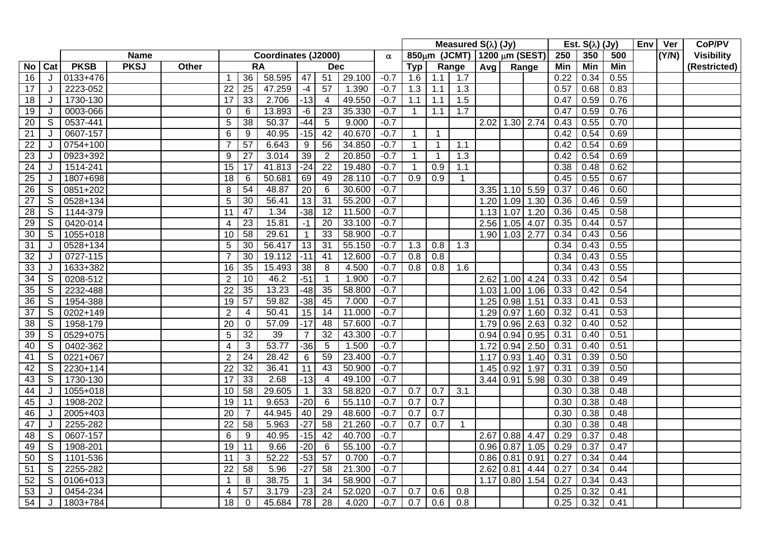| | | | | | | | | | | | | | Measured S(λ) (Jy) | | | | | | Est. S(λ) (Jy) | | | Env | Ver | CoP/PV |
|---|---|---|---|---|---|---|---|---|---|---|---|---|---|---|---|---|---|---|---|---|---|---|---|---|
| | | Name | | | Coordinates (J2000) | | | | | | α | | 850μm (JCMT) | | | 1200 μm (SEST) | | | 250 | 350 | 500 | | (Y/N) | Visibility |
| No | Cat | PKSB | PKSJ | Other | RA | | | Dec | | | | | Typ | Range | | Avg | Range | | Min | Min | Min | | | (Restricted) |
| 16 | J | 0133+476 | | | 1 | 36 | 58.595 | 47 | 51 | 29.100 | -0.7 | 1.6 | 1.1 | 1.7 | | | | 0.22 | 0.34 | 0.55 | | | |
| 17 | J | 2223-052 | | | 22 | 25 | 47.259 | -4 | 57 | 1.390 | -0.7 | 1.3 | 1.1 | 1.3 | | | | 0.57 | 0.68 | 0.83 | | | |
| 18 | J | 1730-130 | | | 17 | 33 | 2.706 | -13 | 4 | 49.550 | -0.7 | 1.1 | 1.1 | 1.5 | | | | 0.47 | 0.59 | 0.76 | | | |
| 19 | J | 0003-066 | | | 0 | 6 | 13.893 | -6 | 23 | 35.330 | -0.7 | 1 | 1.1 | 1.7 | | | | 0.47 | 0.59 | 0.76 | | | |
| 20 | S | 0537-441 | | | 5 | 38 | 50.37 | -44 | 5 | 9.000 | -0.7 | | | | 2.02 | 1.30 | 2.74 | 0.43 | 0.55 | 0.70 | | | |
| 21 | J | 0607-157 | | | 6 | 9 | 40.95 | -15 | 42 | 40.670 | -0.7 | 1 | 1 | | | | | 0.42 | 0.54 | 0.69 | | | |
| 22 | J | 0754+100 | | | 7 | 57 | 6.643 | 9 | 56 | 34.850 | -0.7 | 1 | 1 | 1.1 | | | | 0.42 | 0.54 | 0.69 | | | |
| 23 | J | 0923+392 | | | 9 | 27 | 3.014 | 39 | 2 | 20.850 | -0.7 | 1 | 1 | 1.3 | | | | 0.42 | 0.54 | 0.69 | | | |
| 24 | J | 1514-241 | | | 15 | 17 | 41.813 | -24 | 22 | 19.480 | -0.7 | 1 | 0.9 | 1.1 | | | | 0.38 | 0.48 | 0.62 | | | |
| 25 | J | 1807+698 | | | 18 | 6 | 50.681 | 69 | 49 | 28.110 | -0.7 | 0.9 | 0.9 | 1 | | | | 0.45 | 0.55 | 0.67 | | | |
| 26 | S | 0851+202 | | | 8 | 54 | 48.87 | 20 | 6 | 30.600 | -0.7 | | | | 3.35 | 1.10 | 5.59 | 0.37 | 0.46 | 0.60 | | | |
| 27 | S | 0528+134 | | | 5 | 30 | 56.41 | 13 | 31 | 55.200 | -0.7 | | | | 1.20 | 1.09 | 1.30 | 0.36 | 0.46 | 0.59 | | | |
| 28 | S | 1144-379 | | | 11 | 47 | 1.34 | -38 | 12 | 11.500 | -0.7 | | | | 1.13 | 1.07 | 1.20 | 0.36 | 0.45 | 0.58 | | | |
| 29 | S | 0420-014 | | | 4 | 23 | 15.81 | -1 | 20 | 33.100 | -0.7 | | | | 2.56 | 1.05 | 4.07 | 0.35 | 0.44 | 0.57 | | | |
| 30 | S | 1055+018 | | | 10 | 58 | 29.61 | 1 | 33 | 58.900 | -0.7 | | | | 1.90 | 1.03 | 2.77 | 0.34 | 0.43 | 0.56 | | | |
| 31 | J | 0528+134 | | | 5 | 30 | 56.417 | 13 | 31 | 55.150 | -0.7 | 1.3 | 0.8 | 1.3 | | | | 0.34 | 0.43 | 0.55 | | | |
| 32 | J | 0727-115 | | | 7 | 30 | 19.112 | -11 | 41 | 12.600 | -0.7 | 0.8 | 0.8 | | | | | 0.34 | 0.43 | 0.55 | | | |
| 33 | J | 1633+382 | | | 16 | 35 | 15.493 | 38 | 8 | 4.500 | -0.7 | 0.8 | 0.8 | 1.6 | | | | 0.34 | 0.43 | 0.55 | | | |
| 34 | S | 0208-512 | | | 2 | 10 | 46.2 | -51 | 1 | 1.900 | -0.7 | | | | 2.62 | 1.00 | 4.24 | 0.33 | 0.42 | 0.54 | | | |
| 35 | S | 2232-488 | | | 22 | 35 | 13.23 | -48 | 35 | 58.800 | -0.7 | | | | 1.03 | 1.00 | 1.06 | 0.33 | 0.42 | 0.54 | | | |
| 36 | S | 1954-388 | | | 19 | 57 | 59.82 | -38 | 45 | 7.000 | -0.7 | | | | 1.25 | 0.98 | 1.51 | 0.33 | 0.41 | 0.53 | | | |
| 37 | S | 0202+149 | | | 2 | 4 | 50.41 | 15 | 14 | 11.000 | -0.7 | | | | 1.29 | 0.97 | 1.60 | 0.32 | 0.41 | 0.53 | | | |
| 38 | S | 1958-179 | | | 20 | 0 | 57.09 | -17 | 48 | 57.600 | -0.7 | | | | 1.79 | 0.96 | 2.63 | 0.32 | 0.40 | 0.52 | | | |
| 39 | S | 0529+075 | | | 5 | 32 | 39 | 7 | 32 | 43.300 | -0.7 | | | | 0.94 | 0.94 | 0.95 | 0.31 | 0.40 | 0.51 | | | |
| 40 | S | 0402-362 | | | 4 | 3 | 53.77 | -36 | 5 | 1.500 | -0.7 | | | | 1.72 | 0.94 | 2.50 | 0.31 | 0.40 | 0.51 | | | |
| 41 | S | 0221+067 | | | 2 | 24 | 28.42 | 6 | 59 | 23.400 | -0.7 | | | | 1.17 | 0.93 | 1.40 | 0.31 | 0.39 | 0.50 | | | |
| 42 | S | 2230+114 | | | 22 | 32 | 36.41 | 11 | 43 | 50.900 | -0.7 | | | | 1.45 | 0.92 | 1.97 | 0.31 | 0.39 | 0.50 | | | |
| 43 | S | 1730-130 | | | 17 | 33 | 2.68 | -13 | 4 | 49.100 | -0.7 | | | | 3.44 | 0.91 | 5.98 | 0.30 | 0.38 | 0.49 | | | |
| 44 | J | 1055+018 | | | 10 | 58 | 29.605 | 1 | 33 | 58.820 | -0.7 | 0.7 | 0.7 | 3.1 | | | | 0.30 | 0.38 | 0.48 | | | |
| 45 | J | 1908-202 | | | 19 | 11 | 9.653 | -20 | 6 | 55.110 | -0.7 | 0.7 | 0.7 | | | | | 0.30 | 0.38 | 0.48 | | | |
| 46 | J | 2005+403 | | | 20 | 7 | 44.945 | 40 | 29 | 48.600 | -0.7 | 0.7 | 0.7 | | | | | 0.30 | 0.38 | 0.48 | | | |
| 47 | J | 2255-282 | | | 22 | 58 | 5.963 | -27 | 58 | 21.260 | -0.7 | 0.7 | 0.7 | 1 | | | | 0.30 | 0.38 | 0.48 | | | |
| 48 | S | 0607-157 | | | 6 | 9 | 40.95 | -15 | 42 | 40.700 | -0.7 | | | | 2.67 | 0.88 | 4.47 | 0.29 | 0.37 | 0.48 | | | |
| 49 | S | 1908-201 | | | 19 | 11 | 9.66 | -20 | 6 | 55.100 | -0.7 | | | | 0.96 | 0.87 | 1.05 | 0.29 | 0.37 | 0.47 | | | |
| 50 | S | 1101-536 | | | 11 | 3 | 52.22 | -53 | 57 | 0.700 | -0.7 | | | | 0.86 | 0.81 | 0.91 | 0.27 | 0.34 | 0.44 | | | |
| 51 | S | 2255-282 | | | 22 | 58 | 5.96 | -27 | 58 | 21.300 | -0.7 | | | | 2.62 | 0.81 | 4.44 | 0.27 | 0.34 | 0.44 | | | |
| 52 | S | 0106+013 | | | 1 | 8 | 38.75 | 1 | 34 | 58.900 | -0.7 | | | | 1.17 | 0.80 | 1.54 | 0.27 | 0.34 | 0.43 | | | |
| 53 | J | 0454-234 | | | 4 | 57 | 3.179 | -23 | 24 | 52.020 | -0.7 | 0.7 | 0.6 | 0.8 | | | | 0.25 | 0.32 | 0.41 | | | |
| 54 | J | 1803+784 | | | 18 | 0 | 45.684 | 78 | 28 | 4.020 | -0.7 | 0.7 | 0.6 | 0.8 | | | | 0.25 | 0.32 | 0.41 | | | |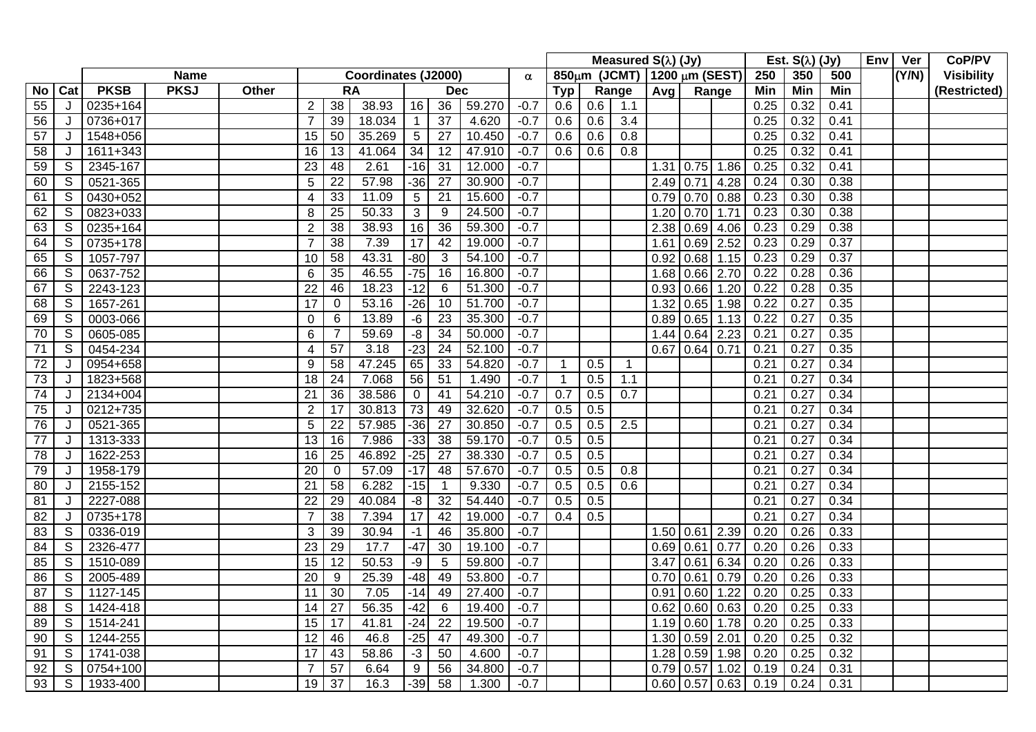| No | Cat | Name | | | Coordinates (J2000) | | | | | | α | Measured S(λ) (Jy) | | | | | | Est. S(λ) (Jy) | | | Env | Ver | CoP/PV |
|---|---|---|---|---|---|---|---|---|---|---|---|---|---|---|---|---|---|---|---|---|---|---|---|
| | | | | | | | | | | | | 850μm (JCMT) | | | 1200 μm (SEST) | | | 250 | 350 | 500 | | (Y/N) | Visibility |
| | | PKSB | PKSJ | Other | RA | | | Dec | | | | Typ | Range | | Avg | Range | | Min | Min | Min | | | (Restricted) |
| 55 | J | 0235+164 | | | 2 | 38 | 38.93 | 16 | 36 | 59.270 | -0.7 | 0.6 | 0.6 | 1.1 | | | | 0.25 | 0.32 | 0.41 | | | |
| 56 | J | 0736+017 | | | 7 | 39 | 18.034 | 1 | 37 | 4.620 | -0.7 | 0.6 | 0.6 | 3.4 | | | | 0.25 | 0.32 | 0.41 | | | |
| 57 | J | 1548+056 | | | 15 | 50 | 35.269 | 5 | 27 | 10.450 | -0.7 | 0.6 | 0.6 | 0.8 | | | | 0.25 | 0.32 | 0.41 | | | |
| 58 | J | 1611+343 | | | 16 | 13 | 41.064 | 34 | 12 | 47.910 | -0.7 | 0.6 | 0.6 | 0.8 | | | | 0.25 | 0.32 | 0.41 | | | |
| 59 | S | 2345-167 | | | 23 | 48 | 2.61 | -16 | 31 | 12.000 | -0.7 | | | | 1.31 | 0.75 | 1.86 | 0.25 | 0.32 | 0.41 | | | |
| 60 | S | 0521-365 | | | 5 | 22 | 57.98 | -36 | 27 | 30.900 | -0.7 | | | | 2.49 | 0.71 | 4.28 | 0.24 | 0.30 | 0.38 | | | |
| 61 | S | 0430+052 | | | 4 | 33 | 11.09 | 5 | 21 | 15.600 | -0.7 | | | | 0.79 | 0.70 | 0.88 | 0.23 | 0.30 | 0.38 | | | |
| 62 | S | 0823+033 | | | 8 | 25 | 50.33 | 3 | 9 | 24.500 | -0.7 | | | | 1.20 | 0.70 | 1.71 | 0.23 | 0.30 | 0.38 | | | |
| 63 | S | 0235+164 | | | 2 | 38 | 38.93 | 16 | 36 | 59.300 | -0.7 | | | | 2.38 | 0.69 | 4.06 | 0.23 | 0.29 | 0.38 | | | |
| 64 | S | 0735+178 | | | 7 | 38 | 7.39 | 17 | 42 | 19.000 | -0.7 | | | | 1.61 | 0.69 | 2.52 | 0.23 | 0.29 | 0.37 | | | |
| 65 | S | 1057-797 | | | 10 | 58 | 43.31 | -80 | 3 | 54.100 | -0.7 | | | | 0.92 | 0.68 | 1.15 | 0.23 | 0.29 | 0.37 | | | |
| 66 | S | 0637-752 | | | 6 | 35 | 46.55 | -75 | 16 | 16.800 | -0.7 | | | | 1.68 | 0.66 | 2.70 | 0.22 | 0.28 | 0.36 | | | |
| 67 | S | 2243-123 | | | 22 | 46 | 18.23 | -12 | 6 | 51.300 | -0.7 | | | | 0.93 | 0.66 | 1.20 | 0.22 | 0.28 | 0.35 | | | |
| 68 | S | 1657-261 | | | 17 | 0 | 53.16 | -26 | 10 | 51.700 | -0.7 | | | | 1.32 | 0.65 | 1.98 | 0.22 | 0.27 | 0.35 | | | |
| 69 | S | 0003-066 | | | 0 | 6 | 13.89 | -6 | 23 | 35.300 | -0.7 | | | | 0.89 | 0.65 | 1.13 | 0.22 | 0.27 | 0.35 | | | |
| 70 | S | 0605-085 | | | 6 | 7 | 59.69 | -8 | 34 | 50.000 | -0.7 | | | | 1.44 | 0.64 | 2.23 | 0.21 | 0.27 | 0.35 | | | |
| 71 | S | 0454-234 | | | 4 | 57 | 3.18 | -23 | 24 | 52.100 | -0.7 | | | | 0.67 | 0.64 | 0.71 | 0.21 | 0.27 | 0.35 | | | |
| 72 | J | 0954+658 | | | 9 | 58 | 47.245 | 65 | 33 | 54.820 | -0.7 | 1 | 0.5 | 1 | | | | 0.21 | 0.27 | 0.34 | | | |
| 73 | J | 1823+568 | | | 18 | 24 | 7.068 | 56 | 51 | 1.490 | -0.7 | 1 | 0.5 | 1.1 | | | | 0.21 | 0.27 | 0.34 | | | |
| 74 | J | 2134+004 | | | 21 | 36 | 38.586 | 0 | 41 | 54.210 | -0.7 | 0.7 | 0.5 | 0.7 | | | | 0.21 | 0.27 | 0.34 | | | |
| 75 | J | 0212+735 | | | 2 | 17 | 30.813 | 73 | 49 | 32.620 | -0.7 | 0.5 | 0.5 | | | | | 0.21 | 0.27 | 0.34 | | | |
| 76 | J | 0521-365 | | | 5 | 22 | 57.985 | -36 | 27 | 30.850 | -0.7 | 0.5 | 0.5 | 2.5 | | | | 0.21 | 0.27 | 0.34 | | | |
| 77 | J | 1313-333 | | | 13 | 16 | 7.986 | -33 | 38 | 59.170 | -0.7 | 0.5 | 0.5 | | | | | 0.21 | 0.27 | 0.34 | | | |
| 78 | J | 1622-253 | | | 16 | 25 | 46.892 | -25 | 27 | 38.330 | -0.7 | 0.5 | 0.5 | | | | | 0.21 | 0.27 | 0.34 | | | |
| 79 | J | 1958-179 | | | 20 | 0 | 57.09 | -17 | 48 | 57.670 | -0.7 | 0.5 | 0.5 | 0.8 | | | | 0.21 | 0.27 | 0.34 | | | |
| 80 | J | 2155-152 | | | 21 | 58 | 6.282 | -15 | 1 | 9.330 | -0.7 | 0.5 | 0.5 | 0.6 | | | | 0.21 | 0.27 | 0.34 | | | |
| 81 | J | 2227-088 | | | 22 | 29 | 40.084 | -8 | 32 | 54.440 | -0.7 | 0.5 | 0.5 | | | | | 0.21 | 0.27 | 0.34 | | | |
| 82 | J | 0735+178 | | | 7 | 38 | 7.394 | 17 | 42 | 19.000 | -0.7 | 0.4 | 0.5 | | | | | 0.21 | 0.27 | 0.34 | | | |
| 83 | S | 0336-019 | | | 3 | 39 | 30.94 | -1 | 46 | 35.800 | -0.7 | | | | 1.50 | 0.61 | 2.39 | 0.20 | 0.26 | 0.33 | | | |
| 84 | S | 2326-477 | | | 23 | 29 | 17.7 | -47 | 30 | 19.100 | -0.7 | | | | 0.69 | 0.61 | 0.77 | 0.20 | 0.26 | 0.33 | | | |
| 85 | S | 1510-089 | | | 15 | 12 | 50.53 | -9 | 5 | 59.800 | -0.7 | | | | 3.47 | 0.61 | 6.34 | 0.20 | 0.26 | 0.33 | | | |
| 86 | S | 2005-489 | | | 20 | 9 | 25.39 | -48 | 49 | 53.800 | -0.7 | | | | 0.70 | 0.61 | 0.79 | 0.20 | 0.26 | 0.33 | | | |
| 87 | S | 1127-145 | | | 11 | 30 | 7.05 | -14 | 49 | 27.400 | -0.7 | | | | 0.91 | 0.60 | 1.22 | 0.20 | 0.25 | 0.33 | | | |
| 88 | S | 1424-418 | | | 14 | 27 | 56.35 | -42 | 6 | 19.400 | -0.7 | | | | 0.62 | 0.60 | 0.63 | 0.20 | 0.25 | 0.33 | | | |
| 89 | S | 1514-241 | | | 15 | 17 | 41.81 | -24 | 22 | 19.500 | -0.7 | | | | 1.19 | 0.60 | 1.78 | 0.20 | 0.25 | 0.33 | | | |
| 90 | S | 1244-255 | | | 12 | 46 | 46.8 | -25 | 47 | 49.300 | -0.7 | | | | 1.30 | 0.59 | 2.01 | 0.20 | 0.25 | 0.32 | | | |
| 91 | S | 1741-038 | | | 17 | 43 | 58.86 | -3 | 50 | 4.600 | -0.7 | | | | 1.28 | 0.59 | 1.98 | 0.20 | 0.25 | 0.32 | | | |
| 92 | S | 0754+100 | | | 7 | 57 | 6.64 | 9 | 56 | 34.800 | -0.7 | | | | 0.79 | 0.57 | 1.02 | 0.19 | 0.24 | 0.31 | | | |
| 93 | S | 1933-400 | | | 19 | 37 | 16.3 | -39 | 58 | 1.300 | -0.7 | | | | 0.60 | 0.57 | 0.63 | 0.19 | 0.24 | 0.31 | | | |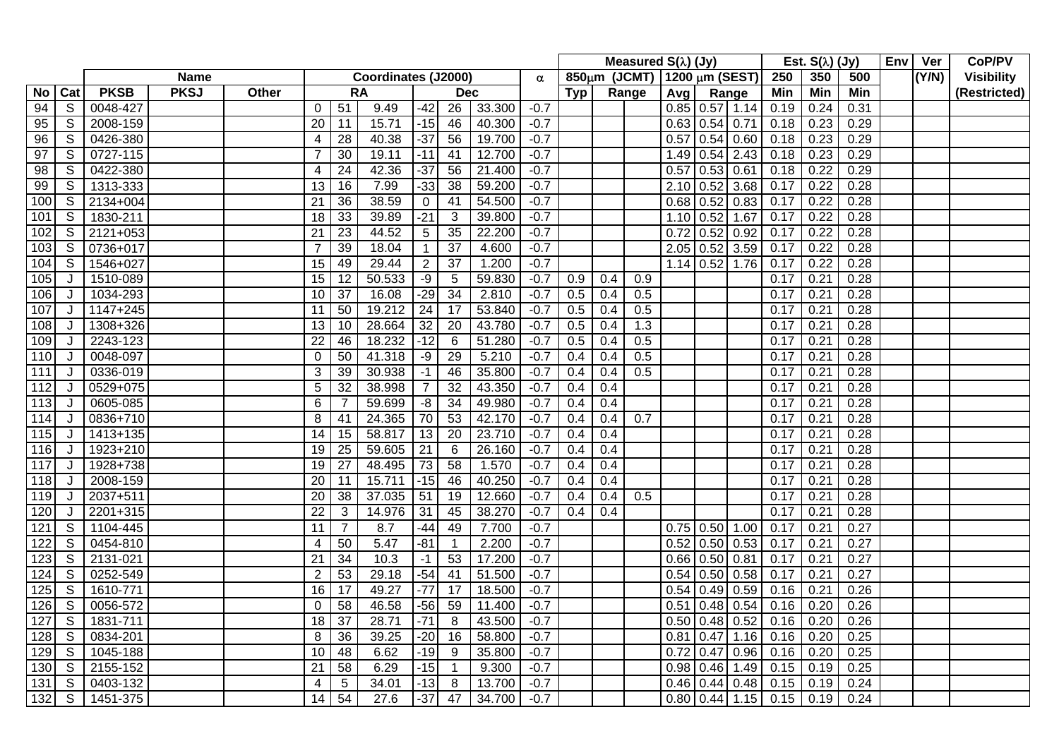| | | | | | | | | | | | | Measured S(λ) (Jy) | | | | | | Est. S(λ) (Jy) | | | Env | Ver | CoP/PV |
|---|---|---|---|---|---|---|---|---|---|---|---|---|---|---|---|---|---|---|---|---|---|---|---|
| | | Name | | | Coordinates (J2000) | | | | | | α | 850μm (JCMT) | | | 1200 μm (SEST) | | | 250 | 350 | 500 | | (Y/N) | Visibility |
| No | Cat | PKSB | PKSJ | Other | RA | | | Dec | | | | Typ | Range | | Avg | Range | | Min | Min | Min | | | (Restricted) |
| 94 | S | 0048-427 | | | 0 | 51 | 9.49 | -42 | 26 | 33.300 | -0.7 | | | | 0.85 | 0.57 | 1.14 | 0.19 | 0.24 | 0.31 | | | |
| 95 | S | 2008-159 | | | 20 | 11 | 15.71 | -15 | 46 | 40.300 | -0.7 | | | | 0.63 | 0.54 | 0.71 | 0.18 | 0.23 | 0.29 | | | |
| 96 | S | 0426-380 | | | 4 | 28 | 40.38 | -37 | 56 | 19.700 | -0.7 | | | | 0.57 | 0.54 | 0.60 | 0.18 | 0.23 | 0.29 | | | |
| 97 | S | 0727-115 | | | 7 | 30 | 19.11 | -11 | 41 | 12.700 | -0.7 | | | | 1.49 | 0.54 | 2.43 | 0.18 | 0.23 | 0.29 | | | |
| 98 | S | 0422-380 | | | 4 | 24 | 42.36 | -37 | 56 | 21.400 | -0.7 | | | | 0.57 | 0.53 | 0.61 | 0.18 | 0.22 | 0.29 | | | |
| 99 | S | 1313-333 | | | 13 | 16 | 7.99 | -33 | 38 | 59.200 | -0.7 | | | | 2.10 | 0.52 | 3.68 | 0.17 | 0.22 | 0.28 | | | |
| 100 | S | 2134+004 | | | 21 | 36 | 38.59 | 0 | 41 | 54.500 | -0.7 | | | | 0.68 | 0.52 | 0.83 | 0.17 | 0.22 | 0.28 | | | |
| 101 | S | 1830-211 | | | 18 | 33 | 39.89 | -21 | 3 | 39.800 | -0.7 | | | | 1.10 | 0.52 | 1.67 | 0.17 | 0.22 | 0.28 | | | |
| 102 | S | 2121+053 | | | 21 | 23 | 44.52 | 5 | 35 | 22.200 | -0.7 | | | | 0.72 | 0.52 | 0.92 | 0.17 | 0.22 | 0.28 | | | |
| 103 | S | 0736+017 | | | 7 | 39 | 18.04 | 1 | 37 | 4.600 | -0.7 | | | | 2.05 | 0.52 | 3.59 | 0.17 | 0.22 | 0.28 | | | |
| 104 | S | 1546+027 | | | 15 | 49 | 29.44 | 2 | 37 | 1.200 | -0.7 | | | | 1.14 | 0.52 | 1.76 | 0.17 | 0.22 | 0.28 | | | |
| 105 | J | 1510-089 | | | 15 | 12 | 50.533 | -9 | 5 | 59.830 | -0.7 | 0.9 | 0.4 | 0.9 | | | | 0.17 | 0.21 | 0.28 | | | |
| 106 | J | 1034-293 | | | 10 | 37 | 16.08 | -29 | 34 | 2.810 | -0.7 | 0.5 | 0.4 | 0.5 | | | | 0.17 | 0.21 | 0.28 | | | |
| 107 | J | 1147+245 | | | 11 | 50 | 19.212 | 24 | 17 | 53.840 | -0.7 | 0.5 | 0.4 | 0.5 | | | | 0.17 | 0.21 | 0.28 | | | |
| 108 | J | 1308+326 | | | 13 | 10 | 28.664 | 32 | 20 | 43.780 | -0.7 | 0.5 | 0.4 | 1.3 | | | | 0.17 | 0.21 | 0.28 | | | |
| 109 | J | 2243-123 | | | 22 | 46 | 18.232 | -12 | 6 | 51.280 | -0.7 | 0.5 | 0.4 | 0.5 | | | | 0.17 | 0.21 | 0.28 | | | |
| 110 | J | 0048-097 | | | 0 | 50 | 41.318 | -9 | 29 | 5.210 | -0.7 | 0.4 | 0.4 | 0.5 | | | | 0.17 | 0.21 | 0.28 | | | |
| 111 | J | 0336-019 | | | 3 | 39 | 30.938 | -1 | 46 | 35.800 | -0.7 | 0.4 | 0.4 | 0.5 | | | | 0.17 | 0.21 | 0.28 | | | |
| 112 | J | 0529+075 | | | 5 | 32 | 38.998 | 7 | 32 | 43.350 | -0.7 | 0.4 | 0.4 | | | | | 0.17 | 0.21 | 0.28 | | | |
| 113 | J | 0605-085 | | | 6 | 7 | 59.699 | -8 | 34 | 49.980 | -0.7 | 0.4 | 0.4 | | | | | 0.17 | 0.21 | 0.28 | | | |
| 114 | J | 0836+710 | | | 8 | 41 | 24.365 | 70 | 53 | 42.170 | -0.7 | 0.4 | 0.4 | 0.7 | | | | 0.17 | 0.21 | 0.28 | | | |
| 115 | J | 1413+135 | | | 14 | 15 | 58.817 | 13 | 20 | 23.710 | -0.7 | 0.4 | 0.4 | | | | | 0.17 | 0.21 | 0.28 | | | |
| 116 | J | 1923+210 | | | 19 | 25 | 59.605 | 21 | 6 | 26.160 | -0.7 | 0.4 | 0.4 | | | | | 0.17 | 0.21 | 0.28 | | | |
| 117 | J | 1928+738 | | | 19 | 27 | 48.495 | 73 | 58 | 1.570 | -0.7 | 0.4 | 0.4 | | | | | 0.17 | 0.21 | 0.28 | | | |
| 118 | J | 2008-159 | | | 20 | 11 | 15.711 | -15 | 46 | 40.250 | -0.7 | 0.4 | 0.4 | | | | | 0.17 | 0.21 | 0.28 | | | |
| 119 | J | 2037+511 | | | 20 | 38 | 37.035 | 51 | 19 | 12.660 | -0.7 | 0.4 | 0.4 | 0.5 | | | | 0.17 | 0.21 | 0.28 | | | |
| 120 | J | 2201+315 | | | 22 | 3 | 14.976 | 31 | 45 | 38.270 | -0.7 | 0.4 | 0.4 | | | | | 0.17 | 0.21 | 0.28 | | | |
| 121 | S | 1104-445 | | | 11 | 7 | 8.7 | -44 | 49 | 7.700 | -0.7 | | | | 0.75 | 0.50 | 1.00 | 0.17 | 0.21 | 0.27 | | | |
| 122 | S | 0454-810 | | | 4 | 50 | 5.47 | -81 | 1 | 2.200 | -0.7 | | | | 0.52 | 0.50 | 0.53 | 0.17 | 0.21 | 0.27 | | | |
| 123 | S | 2131-021 | | | 21 | 34 | 10.3 | -1 | 53 | 17.200 | -0.7 | | | | 0.66 | 0.50 | 0.81 | 0.17 | 0.21 | 0.27 | | | |
| 124 | S | 0252-549 | | | 2 | 53 | 29.18 | -54 | 41 | 51.500 | -0.7 | | | | 0.54 | 0.50 | 0.58 | 0.17 | 0.21 | 0.27 | | | |
| 125 | S | 1610-771 | | | 16 | 17 | 49.27 | -77 | 17 | 18.500 | -0.7 | | | | 0.54 | 0.49 | 0.59 | 0.16 | 0.21 | 0.26 | | | |
| 126 | S | 0056-572 | | | 0 | 58 | 46.58 | -56 | 59 | 11.400 | -0.7 | | | | 0.51 | 0.48 | 0.54 | 0.16 | 0.20 | 0.26 | | | |
| 127 | S | 1831-711 | | | 18 | 37 | 28.71 | -71 | 8 | 43.500 | -0.7 | | | | 0.50 | 0.48 | 0.52 | 0.16 | 0.20 | 0.26 | | | |
| 128 | S | 0834-201 | | | 8 | 36 | 39.25 | -20 | 16 | 58.800 | -0.7 | | | | 0.81 | 0.47 | 1.16 | 0.16 | 0.20 | 0.25 | | | |
| 129 | S | 1045-188 | | | 10 | 48 | 6.62 | -19 | 9 | 35.800 | -0.7 | | | | 0.72 | 0.47 | 0.96 | 0.16 | 0.20 | 0.25 | | | |
| 130 | S | 2155-152 | | | 21 | 58 | 6.29 | -15 | 1 | 9.300 | -0.7 | | | | 0.98 | 0.46 | 1.49 | 0.15 | 0.19 | 0.25 | | | |
| 131 | S | 0403-132 | | | 4 | 5 | 34.01 | -13 | 8 | 13.700 | -0.7 | | | | 0.46 | 0.44 | 0.48 | 0.15 | 0.19 | 0.24 | | | |
| 132 | S | 1451-375 | | | 14 | 54 | 27.6 | -37 | 47 | 34.700 | -0.7 | | | | 0.80 | 0.44 | 1.15 | 0.15 | 0.19 | 0.24 | | | |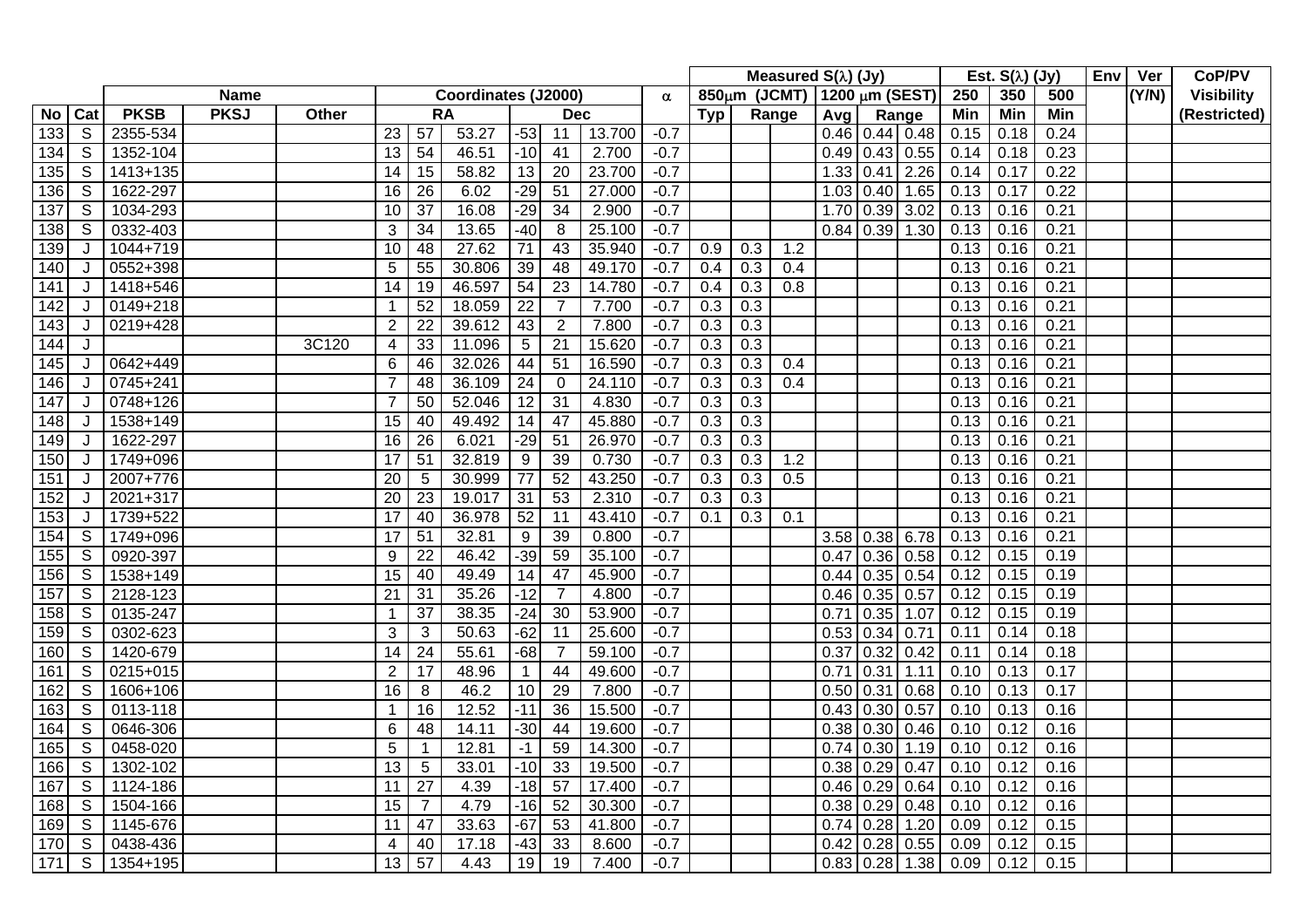| No | Cat | Name | | | Coordinates (J2000) | | | | | | α | Measured S(λ) (Jy) | | | | | | Est. S(λ) (Jy) | | | Env | Ver | CoP/PV |
|---|---|---|---|---|---|---|---|---|---|---|---|---|---|---|---|---|---|---|---|---|---|---|---|
| | | | | | | | | | | | | 850μm (JCMT) | | | 1200 μm (SEST) | | | 250 | 350 | 500 | | (Y/N) | Visibility |
| | | PKSB | PKSJ | Other | RA | | | Dec | | | | Typ | Range | | Avg | Range | | Min | Min | Min | | | (Restricted) |
| 133 | S | 2355-534 | | | 23 | 57 | 53.27 | -53 | 11 | 13.700 | -0.7 | | | | 0.46 | 0.44 | 0.48 | 0.15 | 0.18 | 0.24 | | | |
| 134 | S | 1352-104 | | | 13 | 54 | 46.51 | -10 | 41 | 2.700 | -0.7 | | | | 0.49 | 0.43 | 0.55 | 0.14 | 0.18 | 0.23 | | | |
| 135 | S | 1413+135 | | | 14 | 15 | 58.82 | 13 | 20 | 23.700 | -0.7 | | | | 1.33 | 0.41 | 2.26 | 0.14 | 0.17 | 0.22 | | | |
| 136 | S | 1622-297 | | | 16 | 26 | 6.02 | -29 | 51 | 27.000 | -0.7 | | | | 1.03 | 0.40 | 1.65 | 0.13 | 0.17 | 0.22 | | | |
| 137 | S | 1034-293 | | | 10 | 37 | 16.08 | -29 | 34 | 2.900 | -0.7 | | | | 1.70 | 0.39 | 3.02 | 0.13 | 0.16 | 0.21 | | | |
| 138 | S | 0332-403 | | | 3 | 34 | 13.65 | -40 | 8 | 25.100 | -0.7 | | | | 0.84 | 0.39 | 1.30 | 0.13 | 0.16 | 0.21 | | | |
| 139 | J | 1044+719 | | | 10 | 48 | 27.62 | 71 | 43 | 35.940 | -0.7 | 0.9 | 0.3 | 1.2 | | | | 0.13 | 0.16 | 0.21 | | | |
| 140 | J | 0552+398 | | | 5 | 55 | 30.806 | 39 | 48 | 49.170 | -0.7 | 0.4 | 0.3 | 0.4 | | | | 0.13 | 0.16 | 0.21 | | | |
| 141 | J | 1418+546 | | | 14 | 19 | 46.597 | 54 | 23 | 14.780 | -0.7 | 0.4 | 0.3 | 0.8 | | | | 0.13 | 0.16 | 0.21 | | | |
| 142 | J | 0149+218 | | | 1 | 52 | 18.059 | 22 | 7 | 7.700 | -0.7 | 0.3 | 0.3 | | | | | 0.13 | 0.16 | 0.21 | | | |
| 143 | J | 0219+428 | | | 2 | 22 | 39.612 | 43 | 2 | 7.800 | -0.7 | 0.3 | 0.3 | | | | | 0.13 | 0.16 | 0.21 | | | |
| 144 | J | | | 3C120 | 4 | 33 | 11.096 | 5 | 21 | 15.620 | -0.7 | 0.3 | 0.3 | | | | | 0.13 | 0.16 | 0.21 | | | |
| 145 | J | 0642+449 | | | 6 | 46 | 32.026 | 44 | 51 | 16.590 | -0.7 | 0.3 | 0.3 | 0.4 | | | | 0.13 | 0.16 | 0.21 | | | |
| 146 | J | 0745+241 | | | 7 | 48 | 36.109 | 24 | 0 | 24.110 | -0.7 | 0.3 | 0.3 | 0.4 | | | | 0.13 | 0.16 | 0.21 | | | |
| 147 | J | 0748+126 | | | 7 | 50 | 52.046 | 12 | 31 | 4.830 | -0.7 | 0.3 | 0.3 | | | | | 0.13 | 0.16 | 0.21 | | | |
| 148 | J | 1538+149 | | | 15 | 40 | 49.492 | 14 | 47 | 45.880 | -0.7 | 0.3 | 0.3 | | | | | 0.13 | 0.16 | 0.21 | | | |
| 149 | J | 1622-297 | | | 16 | 26 | 6.021 | -29 | 51 | 26.970 | -0.7 | 0.3 | 0.3 | | | | | 0.13 | 0.16 | 0.21 | | | |
| 150 | J | 1749+096 | | | 17 | 51 | 32.819 | 9 | 39 | 0.730 | -0.7 | 0.3 | 0.3 | 1.2 | | | | 0.13 | 0.16 | 0.21 | | | |
| 151 | J | 2007+776 | | | 20 | 5 | 30.999 | 77 | 52 | 43.250 | -0.7 | 0.3 | 0.3 | 0.5 | | | | 0.13 | 0.16 | 0.21 | | | |
| 152 | J | 2021+317 | | | 20 | 23 | 19.017 | 31 | 53 | 2.310 | -0.7 | 0.3 | 0.3 | | | | | 0.13 | 0.16 | 0.21 | | | |
| 153 | J | 1739+522 | | | 17 | 40 | 36.978 | 52 | 11 | 43.410 | -0.7 | 0.1 | 0.3 | 0.1 | | | | 0.13 | 0.16 | 0.21 | | | |
| 154 | S | 1749+096 | | | 17 | 51 | 32.81 | 9 | 39 | 0.800 | -0.7 | | | | 3.58 | 0.38 | 6.78 | 0.13 | 0.16 | 0.21 | | | |
| 155 | S | 0920-397 | | | 9 | 22 | 46.42 | -39 | 59 | 35.100 | -0.7 | | | | 0.47 | 0.36 | 0.58 | 0.12 | 0.15 | 0.19 | | | |
| 156 | S | 1538+149 | | | 15 | 40 | 49.49 | 14 | 47 | 45.900 | -0.7 | | | | 0.44 | 0.35 | 0.54 | 0.12 | 0.15 | 0.19 | | | |
| 157 | S | 2128-123 | | | 21 | 31 | 35.26 | -12 | 7 | 4.800 | -0.7 | | | | 0.46 | 0.35 | 0.57 | 0.12 | 0.15 | 0.19 | | | |
| 158 | S | 0135-247 | | | 1 | 37 | 38.35 | -24 | 30 | 53.900 | -0.7 | | | | 0.71 | 0.35 | 1.07 | 0.12 | 0.15 | 0.19 | | | |
| 159 | S | 0302-623 | | | 3 | 3 | 50.63 | -62 | 11 | 25.600 | -0.7 | | | | 0.53 | 0.34 | 0.71 | 0.11 | 0.14 | 0.18 | | | |
| 160 | S | 1420-679 | | | 14 | 24 | 55.61 | -68 | 7 | 59.100 | -0.7 | | | | 0.37 | 0.32 | 0.42 | 0.11 | 0.14 | 0.18 | | | |
| 161 | S | 0215+015 | | | 2 | 17 | 48.96 | 1 | 44 | 49.600 | -0.7 | | | | 0.71 | 0.31 | 1.11 | 0.10 | 0.13 | 0.17 | | | |
| 162 | S | 1606+106 | | | 16 | 8 | 46.2 | 10 | 29 | 7.800 | -0.7 | | | | 0.50 | 0.31 | 0.68 | 0.10 | 0.13 | 0.17 | | | |
| 163 | S | 0113-118 | | | 1 | 16 | 12.52 | -11 | 36 | 15.500 | -0.7 | | | | 0.43 | 0.30 | 0.57 | 0.10 | 0.13 | 0.16 | | | |
| 164 | S | 0646-306 | | | 6 | 48 | 14.11 | -30 | 44 | 19.600 | -0.7 | | | | 0.38 | 0.30 | 0.46 | 0.10 | 0.12 | 0.16 | | | |
| 165 | S | 0458-020 | | | 5 | 1 | 12.81 | -1 | 59 | 14.300 | -0.7 | | | | 0.74 | 0.30 | 1.19 | 0.10 | 0.12 | 0.16 | | | |
| 166 | S | 1302-102 | | | 13 | 5 | 33.01 | -10 | 33 | 19.500 | -0.7 | | | | 0.38 | 0.29 | 0.47 | 0.10 | 0.12 | 0.16 | | | |
| 167 | S | 1124-186 | | | 11 | 27 | 4.39 | -18 | 57 | 17.400 | -0.7 | | | | 0.46 | 0.29 | 0.64 | 0.10 | 0.12 | 0.16 | | | |
| 168 | S | 1504-166 | | | 15 | 7 | 4.79 | -16 | 52 | 30.300 | -0.7 | | | | 0.38 | 0.29 | 0.48 | 0.10 | 0.12 | 0.16 | | | |
| 169 | S | 1145-676 | | | 11 | 47 | 33.63 | -67 | 53 | 41.800 | -0.7 | | | | 0.74 | 0.28 | 1.20 | 0.09 | 0.12 | 0.15 | | | |
| 170 | S | 0438-436 | | | 4 | 40 | 17.18 | -43 | 33 | 8.600 | -0.7 | | | | 0.42 | 0.28 | 0.55 | 0.09 | 0.12 | 0.15 | | | |
| 171 | S | 1354+195 | | | 13 | 57 | 4.43 | 19 | 19 | 7.400 | -0.7 | | | | 0.83 | 0.28 | 1.38 | 0.09 | 0.12 | 0.15 | | | |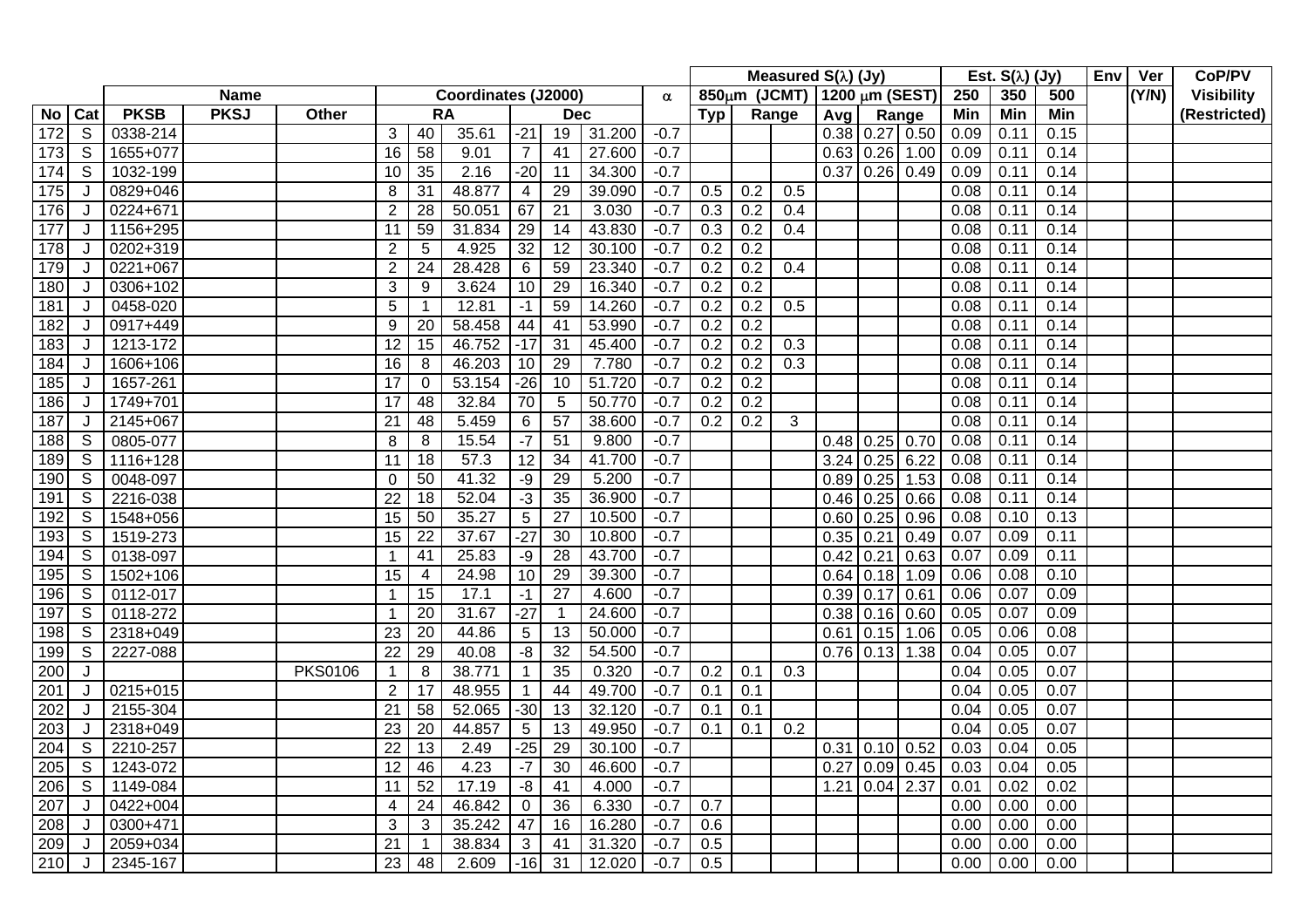| | | | Name | | | | Coordinates (J2000) | | | | | α | Measured S(λ) (Jy) | | | | | | Est. S(λ) (Jy) | | | Env | Ver | CoP/PV |
|---|---|---|---|---|---|---|---|---|---|---|---|---|---|---|---|---|---|---|---|---|---|---|---|---|
| | | | | | | | | | | | | | 850μm (JCMT) | | | 1200 μm (SEST) | | | 250 | 350 | 500 | | (Y/N) | Visibility |
| No | Cat | PKSB | PKSJ | Other | RA | | | Dec | | | | Typ | Range | | Avg | Range | | Min | Min | Min | | | (Restricted) |
| 172 | S | 0338-214 | | | 3 | 40 | 35.61 | -21 | 19 | 31.200 | -0.7 | | | | 0.38 | 0.27 | 0.50 | 0.09 | 0.11 | 0.15 | | | |
| 173 | S | 1655+077 | | | 16 | 58 | 9.01 | 7 | 41 | 27.600 | -0.7 | | | | 0.63 | 0.26 | 1.00 | 0.09 | 0.11 | 0.14 | | | |
| 174 | S | 1032-199 | | | 10 | 35 | 2.16 | -20 | 11 | 34.300 | -0.7 | | | | 0.37 | 0.26 | 0.49 | 0.09 | 0.11 | 0.14 | | | |
| 175 | J | 0829+046 | | | 8 | 31 | 48.877 | 4 | 29 | 39.090 | -0.7 | 0.5 | 0.2 | 0.5 | | | | 0.08 | 0.11 | 0.14 | | | |
| 176 | J | 0224+671 | | | 2 | 28 | 50.051 | 67 | 21 | 3.030 | -0.7 | 0.3 | 0.2 | 0.4 | | | | 0.08 | 0.11 | 0.14 | | | |
| 177 | J | 1156+295 | | | 11 | 59 | 31.834 | 29 | 14 | 43.830 | -0.7 | 0.3 | 0.2 | 0.4 | | | | 0.08 | 0.11 | 0.14 | | | |
| 178 | J | 0202+319 | | | 2 | 5 | 4.925 | 32 | 12 | 30.100 | -0.7 | 0.2 | 0.2 | | | | | 0.08 | 0.11 | 0.14 | | | |
| 179 | J | 0221+067 | | | 2 | 24 | 28.428 | 6 | 59 | 23.340 | -0.7 | 0.2 | 0.2 | 0.4 | | | | 0.08 | 0.11 | 0.14 | | | |
| 180 | J | 0306+102 | | | 3 | 9 | 3.624 | 10 | 29 | 16.340 | -0.7 | 0.2 | 0.2 | | | | | 0.08 | 0.11 | 0.14 | | | |
| 181 | J | 0458-020 | | | 5 | 1 | 12.81 | -1 | 59 | 14.260 | -0.7 | 0.2 | 0.2 | 0.5 | | | | 0.08 | 0.11 | 0.14 | | | |
| 182 | J | 0917+449 | | | 9 | 20 | 58.458 | 44 | 41 | 53.990 | -0.7 | 0.2 | 0.2 | | | | | 0.08 | 0.11 | 0.14 | | | |
| 183 | J | 1213-172 | | | 12 | 15 | 46.752 | -17 | 31 | 45.400 | -0.7 | 0.2 | 0.2 | 0.3 | | | | 0.08 | 0.11 | 0.14 | | | |
| 184 | J | 1606+106 | | | 16 | 8 | 46.203 | 10 | 29 | 7.780 | -0.7 | 0.2 | 0.2 | 0.3 | | | | 0.08 | 0.11 | 0.14 | | | |
| 185 | J | 1657-261 | | | 17 | 0 | 53.154 | -26 | 10 | 51.720 | -0.7 | 0.2 | 0.2 | | | | | 0.08 | 0.11 | 0.14 | | | |
| 186 | J | 1749+701 | | | 17 | 48 | 32.84 | 70 | 5 | 50.770 | -0.7 | 0.2 | 0.2 | | | | | 0.08 | 0.11 | 0.14 | | | |
| 187 | J | 2145+067 | | | 21 | 48 | 5.459 | 6 | 57 | 38.600 | -0.7 | 0.2 | 0.2 | 3 | | | | 0.08 | 0.11 | 0.14 | | | |
| 188 | S | 0805-077 | | | 8 | 8 | 15.54 | -7 | 51 | 9.800 | -0.7 | | | | 0.48 | 0.25 | 0.70 | 0.08 | 0.11 | 0.14 | | | |
| 189 | S | 1116+128 | | | 11 | 18 | 57.3 | 12 | 34 | 41.700 | -0.7 | | | | 3.24 | 0.25 | 6.22 | 0.08 | 0.11 | 0.14 | | | |
| 190 | S | 0048-097 | | | 0 | 50 | 41.32 | -9 | 29 | 5.200 | -0.7 | | | | 0.89 | 0.25 | 1.53 | 0.08 | 0.11 | 0.14 | | | |
| 191 | S | 2216-038 | | | 22 | 18 | 52.04 | -3 | 35 | 36.900 | -0.7 | | | | 0.46 | 0.25 | 0.66 | 0.08 | 0.11 | 0.14 | | | |
| 192 | S | 1548+056 | | | 15 | 50 | 35.27 | 5 | 27 | 10.500 | -0.7 | | | | 0.60 | 0.25 | 0.96 | 0.08 | 0.10 | 0.13 | | | |
| 193 | S | 1519-273 | | | 15 | 22 | 37.67 | -27 | 30 | 10.800 | -0.7 | | | | 0.35 | 0.21 | 0.49 | 0.07 | 0.09 | 0.11 | | | |
| 194 | S | 0138-097 | | | 1 | 41 | 25.83 | -9 | 28 | 43.700 | -0.7 | | | | 0.42 | 0.21 | 0.63 | 0.07 | 0.09 | 0.11 | | | |
| 195 | S | 1502+106 | | | 15 | 4 | 24.98 | 10 | 29 | 39.300 | -0.7 | | | | 0.64 | 0.18 | 1.09 | 0.06 | 0.08 | 0.10 | | | |
| 196 | S | 0112-017 | | | 1 | 15 | 17.1 | -1 | 27 | 4.600 | -0.7 | | | | 0.39 | 0.17 | 0.61 | 0.06 | 0.07 | 0.09 | | | |
| 197 | S | 0118-272 | | | 1 | 20 | 31.67 | -27 | 1 | 24.600 | -0.7 | | | | 0.38 | 0.16 | 0.60 | 0.05 | 0.07 | 0.09 | | | |
| 198 | S | 2318+049 | | | 23 | 20 | 44.86 | 5 | 13 | 50.000 | -0.7 | | | | 0.61 | 0.15 | 1.06 | 0.05 | 0.06 | 0.08 | | | |
| 199 | S | 2227-088 | | | 22 | 29 | 40.08 | -8 | 32 | 54.500 | -0.7 | | | | 0.76 | 0.13 | 1.38 | 0.04 | 0.05 | 0.07 | | | |
| 200 | J | | | PKS0106 | 1 | 8 | 38.771 | 1 | 35 | 0.320 | -0.7 | 0.2 | 0.1 | 0.3 | | | | 0.04 | 0.05 | 0.07 | | | |
| 201 | J | 0215+015 | | | 2 | 17 | 48.955 | 1 | 44 | 49.700 | -0.7 | 0.1 | 0.1 | | | | | 0.04 | 0.05 | 0.07 | | | |
| 202 | J | 2155-304 | | | 21 | 58 | 52.065 | -30 | 13 | 32.120 | -0.7 | 0.1 | 0.1 | | | | | 0.04 | 0.05 | 0.07 | | | |
| 203 | J | 2318+049 | | | 23 | 20 | 44.857 | 5 | 13 | 49.950 | -0.7 | 0.1 | 0.1 | 0.2 | | | | 0.04 | 0.05 | 0.07 | | | |
| 204 | S | 2210-257 | | | 22 | 13 | 2.49 | -25 | 29 | 30.100 | -0.7 | | | | 0.31 | 0.10 | 0.52 | 0.03 | 0.04 | 0.05 | | | |
| 205 | S | 1243-072 | | | 12 | 46 | 4.23 | -7 | 30 | 46.600 | -0.7 | | | | 0.27 | 0.09 | 0.45 | 0.03 | 0.04 | 0.05 | | | |
| 206 | S | 1149-084 | | | 11 | 52 | 17.19 | -8 | 41 | 4.000 | -0.7 | | | | 1.21 | 0.04 | 2.37 | 0.01 | 0.02 | 0.02 | | | |
| 207 | J | 0422+004 | | | 4 | 24 | 46.842 | 0 | 36 | 6.330 | -0.7 | 0.7 | | | | | | 0.00 | 0.00 | 0.00 | | | |
| 208 | J | 0300+471 | | | 3 | 3 | 35.242 | 47 | 16 | 16.280 | -0.7 | 0.6 | | | | | | 0.00 | 0.00 | 0.00 | | | |
| 209 | J | 2059+034 | | | 21 | 1 | 38.834 | 3 | 41 | 31.320 | -0.7 | 0.5 | | | | | | 0.00 | 0.00 | 0.00 | | | |
| 210 | J | 2345-167 | | | 23 | 48 | 2.609 | -16 | 31 | 12.020 | -0.7 | 0.5 | | | | | | 0.00 | 0.00 | 0.00 | | | |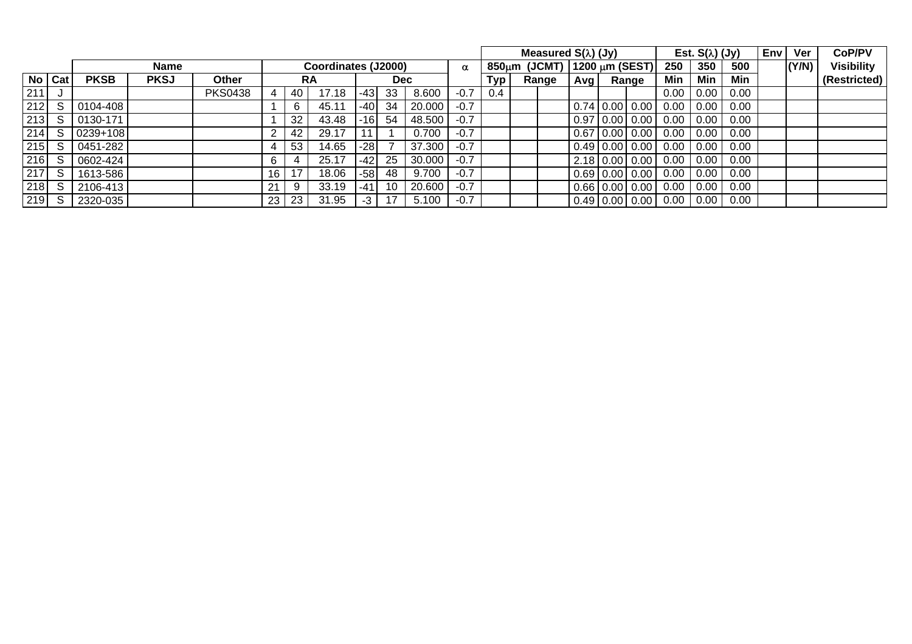| | | | | | | | | | | | | | Measured S(λ) (Jy) | | | | | | Est. S(λ) (Jy) | | | Env | Ver | CoP/PV |
|---|---|---|---|---|---|---|---|---|---|---|---|---|---|---|---|---|---|---|---|---|---|---|---|---|
| | | Name | | | Coordinates (J2000) | | | | | | α | 850μm (JCMT) | | | 1200 μm (SEST) | | | 250 | 350 | 500 | | (Y/N) | Visibility |
| No | Cat | PKSB | PKSJ | Other | RA | | | Dec | | | | Typ | Range | | Avg | Range | | Min | Min | Min | | | (Restricted) |
| 211 | J | | | PKS0438 | 4 | 40 | 17.18 | -43 | 33 | 8.600 | -0.7 | 0.4 | | | | | | 0.00 | 0.00 | 0.00 | | | |
| 212 | S | 0104-408 | | | 1 | 6 | 45.11 | -40 | 34 | 20.000 | -0.7 | | | | 0.74 | 0.00 | 0.00 | 0.00 | 0.00 | 0.00 | | | |
| 213 | S | 0130-171 | | | 1 | 32 | 43.48 | -16 | 54 | 48.500 | -0.7 | | | | 0.97 | 0.00 | 0.00 | 0.00 | 0.00 | 0.00 | | | |
| 214 | S | 0239+108 | | | 2 | 42 | 29.17 | 11 | 1 | 0.700 | -0.7 | | | | 0.67 | 0.00 | 0.00 | 0.00 | 0.00 | 0.00 | | | |
| 215 | S | 0451-282 | | | 4 | 53 | 14.65 | -28 | 7 | 37.300 | -0.7 | | | | 0.49 | 0.00 | 0.00 | 0.00 | 0.00 | 0.00 | | | |
| 216 | S | 0602-424 | | | 6 | 4 | 25.17 | -42 | 25 | 30.000 | -0.7 | | | | 2.18 | 0.00 | 0.00 | 0.00 | 0.00 | 0.00 | | | |
| 217 | S | 1613-586 | | | 16 | 17 | 18.06 | -58 | 48 | 9.700 | -0.7 | | | | 0.69 | 0.00 | 0.00 | 0.00 | 0.00 | 0.00 | | | |
| 218 | S | 2106-413 | | | 21 | 9 | 33.19 | -41 | 10 | 20.600 | -0.7 | | | | 0.66 | 0.00 | 0.00 | 0.00 | 0.00 | 0.00 | | | |
| 219 | S | 2320-035 | | | 23 | 23 | 31.95 | -3 | 17 | 5.100 | -0.7 | | | | 0.49 | 0.00 | 0.00 | 0.00 | 0.00 | 0.00 | | | |